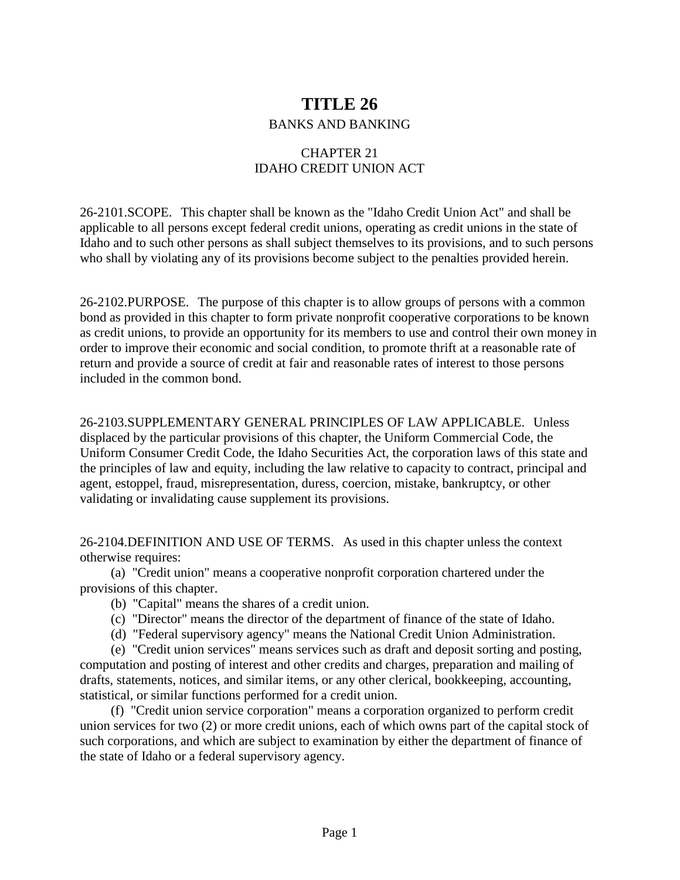# TITLE 26

BANKS AND BANKING

## CHAPTER 21
## IDAHO CREDIT UNION ACT

26-2101.SCOPE. This chapter shall be known as the "Idaho Credit Union Act" and shall be applicable to all persons except federal credit unions, operating as credit unions in the state of Idaho and to such other persons as shall subject themselves to its provisions, and to such persons who shall by violating any of its provisions become subject to the penalties provided herein.

26-2102.PURPOSE. The purpose of this chapter is to allow groups of persons with a common bond as provided in this chapter to form private nonprofit cooperative corporations to be known as credit unions, to provide an opportunity for its members to use and control their own money in order to improve their economic and social condition, to promote thrift at a reasonable rate of return and provide a source of credit at fair and reasonable rates of interest to those persons included in the common bond.

26-2103.SUPPLEMENTARY GENERAL PRINCIPLES OF LAW APPLICABLE. Unless displaced by the particular provisions of this chapter, the Uniform Commercial Code, the Uniform Consumer Credit Code, the Idaho Securities Act, the corporation laws of this state and the principles of law and equity, including the law relative to capacity to contract, principal and agent, estoppel, fraud, misrepresentation, duress, coercion, mistake, bankruptcy, or other validating or invalidating cause supplement its provisions.

26-2104.DEFINITION AND USE OF TERMS. As used in this chapter unless the context otherwise requires:

(a) "Credit union" means a cooperative nonprofit corporation chartered under the provisions of this chapter.

(b) "Capital" means the shares of a credit union.

(c) "Director" means the director of the department of finance of the state of Idaho.

(d) "Federal supervisory agency" means the National Credit Union Administration.

(e) "Credit union services" means services such as draft and deposit sorting and posting, computation and posting of interest and other credits and charges, preparation and mailing of drafts, statements, notices, and similar items, or any other clerical, bookkeeping, accounting, statistical, or similar functions performed for a credit union.

(f) "Credit union service corporation" means a corporation organized to perform credit union services for two (2) or more credit unions, each of which owns part of the capital stock of such corporations, and which are subject to examination by either the department of finance of the state of Idaho or a federal supervisory agency.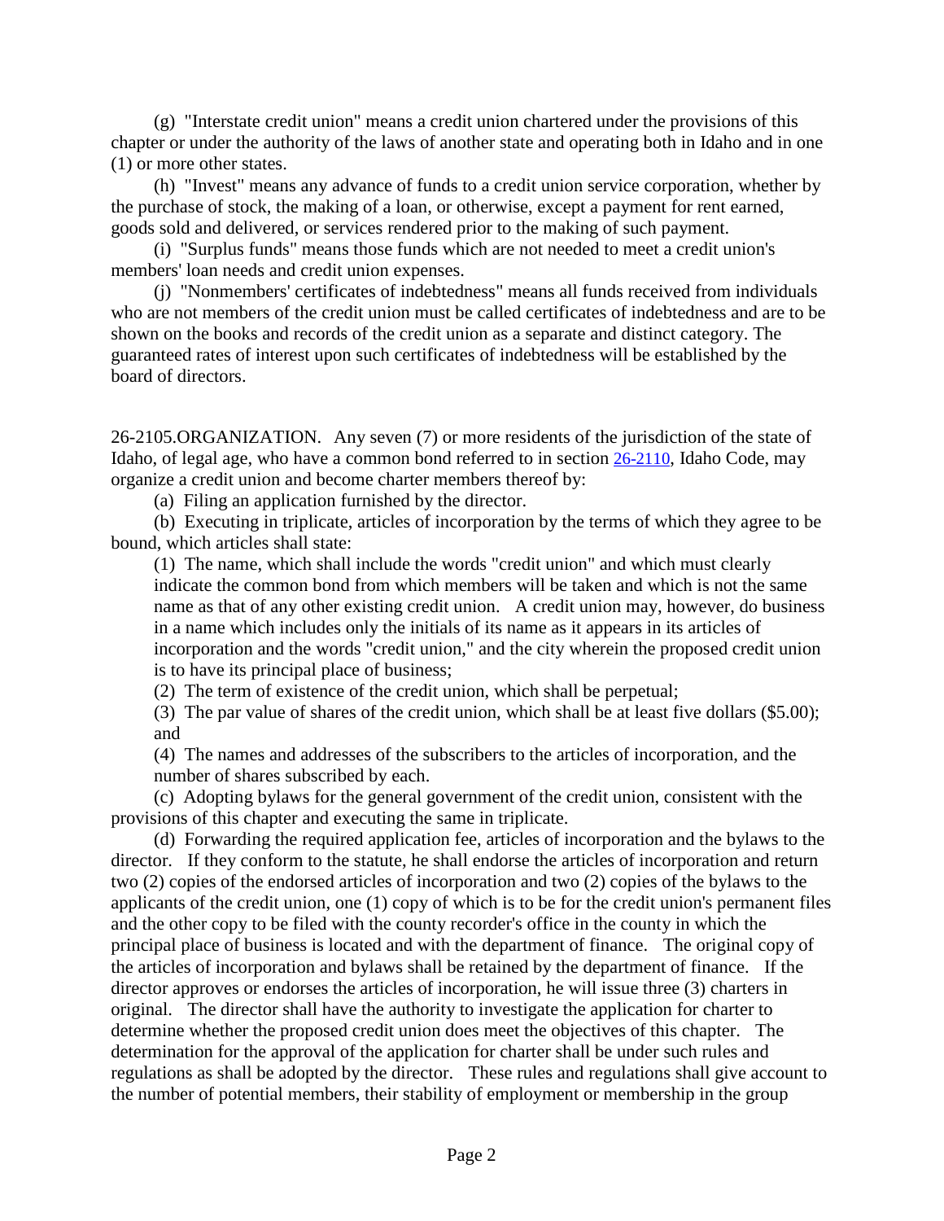(g) "Interstate credit union" means a credit union chartered under the provisions of this chapter or under the authority of the laws of another state and operating both in Idaho and in one (1) or more other states.

(h) "Invest" means any advance of funds to a credit union service corporation, whether by the purchase of stock, the making of a loan, or otherwise, except a payment for rent earned, goods sold and delivered, or services rendered prior to the making of such payment.

(i) "Surplus funds" means those funds which are not needed to meet a credit union's members' loan needs and credit union expenses.

(j) "Nonmembers' certificates of indebtedness" means all funds received from individuals who are not members of the credit union must be called certificates of indebtedness and are to be shown on the books and records of the credit union as a separate and distinct category. The guaranteed rates of interest upon such certificates of indebtedness will be established by the board of directors.

26-2105.ORGANIZATION. Any seven (7) or more residents of the jurisdiction of the state of Idaho, of legal age, who have a common bond referred to in section 26-2110, Idaho Code, may organize a credit union and become charter members thereof by:

(a) Filing an application furnished by the director.

(b) Executing in triplicate, articles of incorporation by the terms of which they agree to be bound, which articles shall state:

(1) The name, which shall include the words "credit union" and which must clearly indicate the common bond from which members will be taken and which is not the same name as that of any other existing credit union. A credit union may, however, do business in a name which includes only the initials of its name as it appears in its articles of incorporation and the words "credit union," and the city wherein the proposed credit union is to have its principal place of business;

(2) The term of existence of the credit union, which shall be perpetual;

(3) The par value of shares of the credit union, which shall be at least five dollars ($5.00); and

(4) The names and addresses of the subscribers to the articles of incorporation, and the number of shares subscribed by each.

(c) Adopting bylaws for the general government of the credit union, consistent with the provisions of this chapter and executing the same in triplicate.

(d) Forwarding the required application fee, articles of incorporation and the bylaws to the director. If they conform to the statute, he shall endorse the articles of incorporation and return two (2) copies of the endorsed articles of incorporation and two (2) copies of the bylaws to the applicants of the credit union, one (1) copy of which is to be for the credit union's permanent files and the other copy to be filed with the county recorder's office in the county in which the principal place of business is located and with the department of finance. The original copy of the articles of incorporation and bylaws shall be retained by the department of finance. If the director approves or endorses the articles of incorporation, he will issue three (3) charters in original. The director shall have the authority to investigate the application for charter to determine whether the proposed credit union does meet the objectives of this chapter. The determination for the approval of the application for charter shall be under such rules and regulations as shall be adopted by the director. These rules and regulations shall give account to the number of potential members, their stability of employment or membership in the group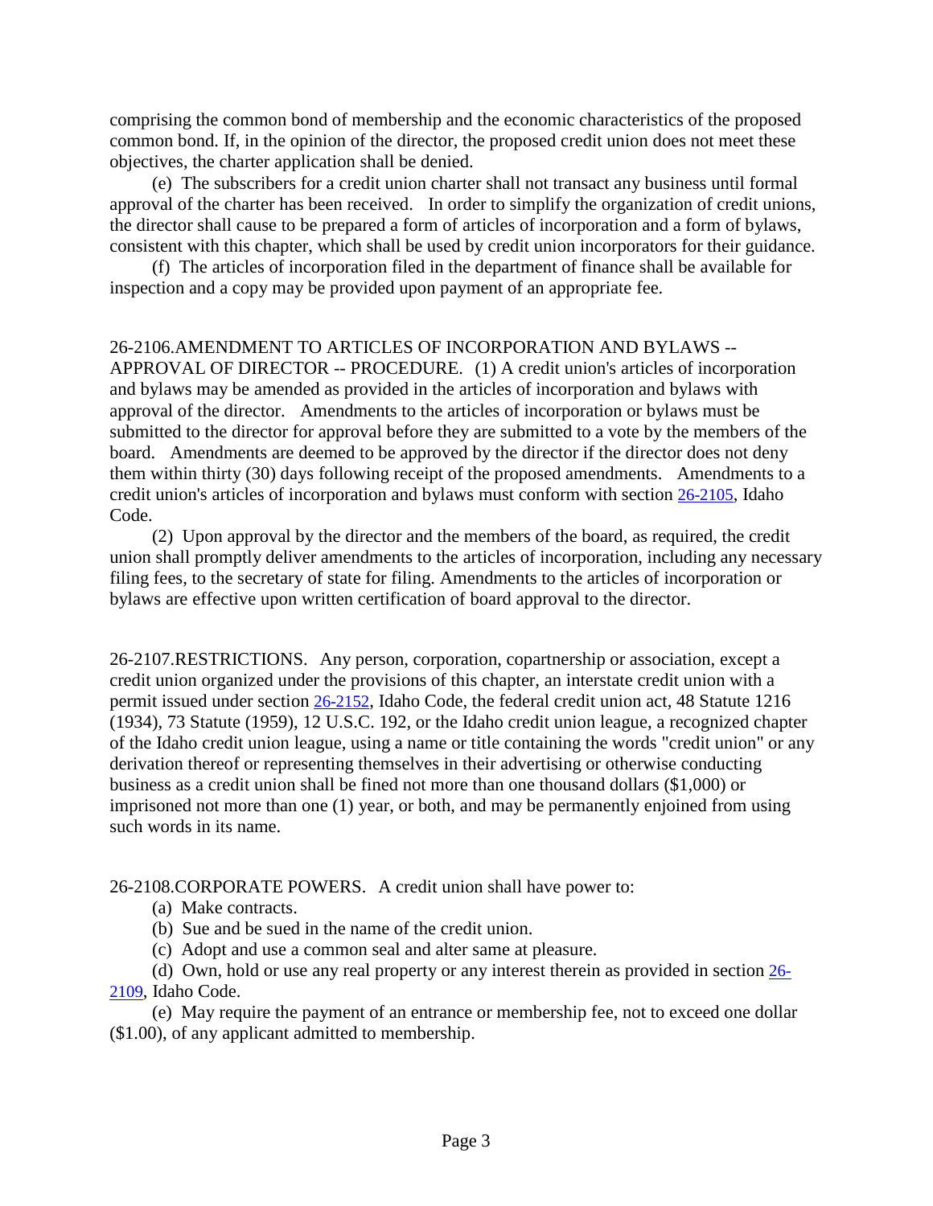comprising the common bond of membership and the economic characteristics of the proposed common bond. If, in the opinion of the director, the proposed credit union does not meet these objectives, the charter application shall be denied.

(e) The subscribers for a credit union charter shall not transact any business until formal approval of the charter has been received. In order to simplify the organization of credit unions, the director shall cause to be prepared a form of articles of incorporation and a form of bylaws, consistent with this chapter, which shall be used by credit union incorporators for their guidance.

(f) The articles of incorporation filed in the department of finance shall be available for inspection and a copy may be provided upon payment of an appropriate fee.

26-2106.AMENDMENT TO ARTICLES OF INCORPORATION AND BYLAWS -- APPROVAL OF DIRECTOR -- PROCEDURE. (1) A credit union's articles of incorporation and bylaws may be amended as provided in the articles of incorporation and bylaws with approval of the director. Amendments to the articles of incorporation or bylaws must be submitted to the director for approval before they are submitted to a vote by the members of the board. Amendments are deemed to be approved by the director if the director does not deny them within thirty (30) days following receipt of the proposed amendments. Amendments to a credit union's articles of incorporation and bylaws must conform with section 26-2105, Idaho Code.

(2) Upon approval by the director and the members of the board, as required, the credit union shall promptly deliver amendments to the articles of incorporation, including any necessary filing fees, to the secretary of state for filing. Amendments to the articles of incorporation or bylaws are effective upon written certification of board approval to the director.

26-2107.RESTRICTIONS. Any person, corporation, copartnership or association, except a credit union organized under the provisions of this chapter, an interstate credit union with a permit issued under section 26-2152, Idaho Code, the federal credit union act, 48 Statute 1216 (1934), 73 Statute (1959), 12 U.S.C. 192, or the Idaho credit union league, a recognized chapter of the Idaho credit union league, using a name or title containing the words "credit union" or any derivation thereof or representing themselves in their advertising or otherwise conducting business as a credit union shall be fined not more than one thousand dollars ($1,000) or imprisoned not more than one (1) year, or both, and may be permanently enjoined from using such words in its name.

26-2108.CORPORATE POWERS. A credit union shall have power to:

(a) Make contracts.

(b) Sue and be sued in the name of the credit union.

(c) Adopt and use a common seal and alter same at pleasure.

(d) Own, hold or use any real property or any interest therein as provided in section 26-2109, Idaho Code.

(e) May require the payment of an entrance or membership fee, not to exceed one dollar ($1.00), of any applicant admitted to membership.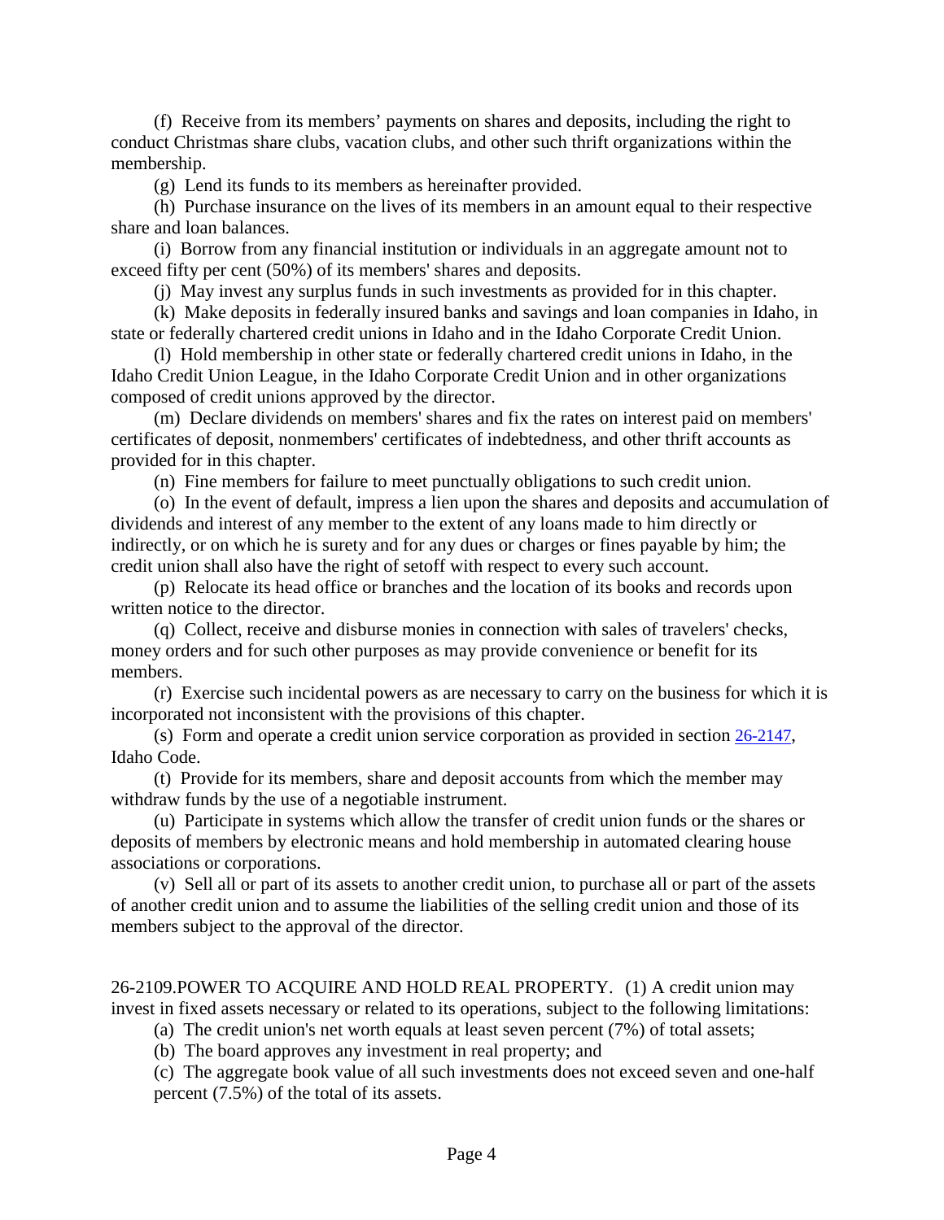(f) Receive from its members' payments on shares and deposits, including the right to conduct Christmas share clubs, vacation clubs, and other such thrift organizations within the membership.

(g) Lend its funds to its members as hereinafter provided.

(h) Purchase insurance on the lives of its members in an amount equal to their respective share and loan balances.

(i) Borrow from any financial institution or individuals in an aggregate amount not to exceed fifty per cent (50%) of its members' shares and deposits.

(j) May invest any surplus funds in such investments as provided for in this chapter.

(k) Make deposits in federally insured banks and savings and loan companies in Idaho, in state or federally chartered credit unions in Idaho and in the Idaho Corporate Credit Union.

(l) Hold membership in other state or federally chartered credit unions in Idaho, in the Idaho Credit Union League, in the Idaho Corporate Credit Union and in other organizations composed of credit unions approved by the director.

(m) Declare dividends on members' shares and fix the rates on interest paid on members' certificates of deposit, nonmembers' certificates of indebtedness, and other thrift accounts as provided for in this chapter.

(n) Fine members for failure to meet punctually obligations to such credit union.

(o) In the event of default, impress a lien upon the shares and deposits and accumulation of dividends and interest of any member to the extent of any loans made to him directly or indirectly, or on which he is surety and for any dues or charges or fines payable by him; the credit union shall also have the right of setoff with respect to every such account.

(p) Relocate its head office or branches and the location of its books and records upon written notice to the director.

(q) Collect, receive and disburse monies in connection with sales of travelers' checks, money orders and for such other purposes as may provide convenience or benefit for its members.

(r) Exercise such incidental powers as are necessary to carry on the business for which it is incorporated not inconsistent with the provisions of this chapter.

(s) Form and operate a credit union service corporation as provided in section 26-2147, Idaho Code.

(t) Provide for its members, share and deposit accounts from which the member may withdraw funds by the use of a negotiable instrument.

(u) Participate in systems which allow the transfer of credit union funds or the shares or deposits of members by electronic means and hold membership in automated clearing house associations or corporations.

(v) Sell all or part of its assets to another credit union, to purchase all or part of the assets of another credit union and to assume the liabilities of the selling credit union and those of its members subject to the approval of the director.

26-2109.POWER TO ACQUIRE AND HOLD REAL PROPERTY. (1) A credit union may invest in fixed assets necessary or related to its operations, subject to the following limitations:

(a) The credit union's net worth equals at least seven percent (7%) of total assets;

(b) The board approves any investment in real property; and

(c) The aggregate book value of all such investments does not exceed seven and one-half percent (7.5%) of the total of its assets.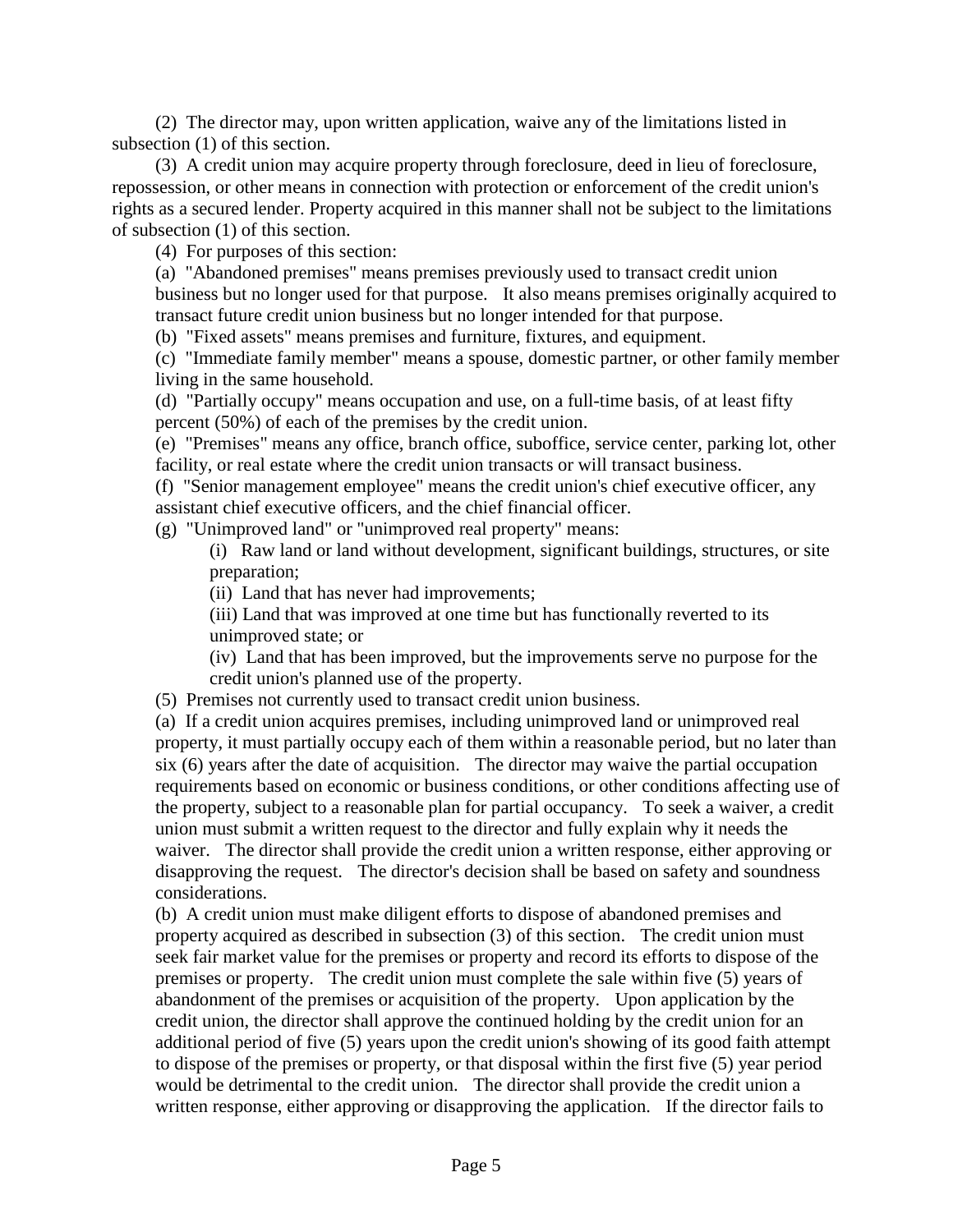(2) The director may, upon written application, waive any of the limitations listed in subsection (1) of this section.

(3) A credit union may acquire property through foreclosure, deed in lieu of foreclosure, repossession, or other means in connection with protection or enforcement of the credit union's rights as a secured lender. Property acquired in this manner shall not be subject to the limitations of subsection (1) of this section.

(4) For purposes of this section:

(a) "Abandoned premises" means premises previously used to transact credit union business but no longer used for that purpose. It also means premises originally acquired to transact future credit union business but no longer intended for that purpose.

(b) "Fixed assets" means premises and furniture, fixtures, and equipment.

(c) "Immediate family member" means a spouse, domestic partner, or other family member living in the same household.

(d) "Partially occupy" means occupation and use, on a full-time basis, of at least fifty percent (50%) of each of the premises by the credit union.

(e) "Premises" means any office, branch office, suboffice, service center, parking lot, other facility, or real estate where the credit union transacts or will transact business.

(f) "Senior management employee" means the credit union's chief executive officer, any assistant chief executive officers, and the chief financial officer.

(g) "Unimproved land" or "unimproved real property" means:

(i) Raw land or land without development, significant buildings, structures, or site preparation;

(ii) Land that has never had improvements;

(iii) Land that was improved at one time but has functionally reverted to its unimproved state; or

(iv) Land that has been improved, but the improvements serve no purpose for the credit union's planned use of the property.

(5) Premises not currently used to transact credit union business.

(a) If a credit union acquires premises, including unimproved land or unimproved real property, it must partially occupy each of them within a reasonable period, but no later than six (6) years after the date of acquisition. The director may waive the partial occupation requirements based on economic or business conditions, or other conditions affecting use of the property, subject to a reasonable plan for partial occupancy. To seek a waiver, a credit union must submit a written request to the director and fully explain why it needs the waiver. The director shall provide the credit union a written response, either approving or disapproving the request. The director's decision shall be based on safety and soundness considerations.

(b) A credit union must make diligent efforts to dispose of abandoned premises and property acquired as described in subsection (3) of this section. The credit union must seek fair market value for the premises or property and record its efforts to dispose of the premises or property. The credit union must complete the sale within five (5) years of abandonment of the premises or acquisition of the property. Upon application by the credit union, the director shall approve the continued holding by the credit union for an additional period of five (5) years upon the credit union's showing of its good faith attempt to dispose of the premises or property, or that disposal within the first five (5) year period would be detrimental to the credit union. The director shall provide the credit union a written response, either approving or disapproving the application. If the director fails to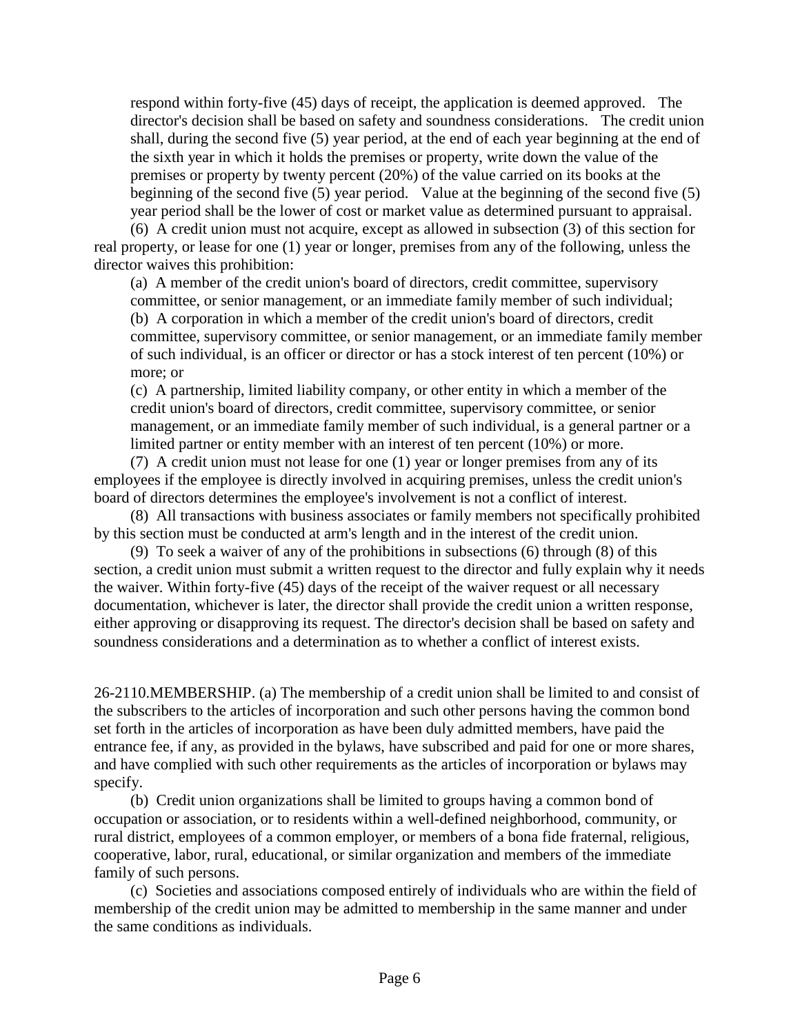respond within forty-five (45) days of receipt, the application is deemed approved. The director's decision shall be based on safety and soundness considerations. The credit union shall, during the second five (5) year period, at the end of each year beginning at the end of the sixth year in which it holds the premises or property, write down the value of the premises or property by twenty percent (20%) of the value carried on its books at the beginning of the second five (5) year period. Value at the beginning of the second five (5) year period shall be the lower of cost or market value as determined pursuant to appraisal.

(6) A credit union must not acquire, except as allowed in subsection (3) of this section for real property, or lease for one (1) year or longer, premises from any of the following, unless the director waives this prohibition:

(a) A member of the credit union's board of directors, credit committee, supervisory committee, or senior management, or an immediate family member of such individual;

(b) A corporation in which a member of the credit union's board of directors, credit committee, supervisory committee, or senior management, or an immediate family member of such individual, is an officer or director or has a stock interest of ten percent (10%) or more; or

(c) A partnership, limited liability company, or other entity in which a member of the credit union's board of directors, credit committee, supervisory committee, or senior management, or an immediate family member of such individual, is a general partner or a limited partner or entity member with an interest of ten percent (10%) or more.

(7) A credit union must not lease for one (1) year or longer premises from any of its employees if the employee is directly involved in acquiring premises, unless the credit union's board of directors determines the employee's involvement is not a conflict of interest.

(8) All transactions with business associates or family members not specifically prohibited by this section must be conducted at arm's length and in the interest of the credit union.

(9) To seek a waiver of any of the prohibitions in subsections (6) through (8) of this section, a credit union must submit a written request to the director and fully explain why it needs the waiver. Within forty-five (45) days of the receipt of the waiver request or all necessary documentation, whichever is later, the director shall provide the credit union a written response, either approving or disapproving its request. The director's decision shall be based on safety and soundness considerations and a determination as to whether a conflict of interest exists.

26-2110.MEMBERSHIP. (a) The membership of a credit union shall be limited to and consist of the subscribers to the articles of incorporation and such other persons having the common bond set forth in the articles of incorporation as have been duly admitted members, have paid the entrance fee, if any, as provided in the bylaws, have subscribed and paid for one or more shares, and have complied with such other requirements as the articles of incorporation or bylaws may specify.

(b) Credit union organizations shall be limited to groups having a common bond of occupation or association, or to residents within a well-defined neighborhood, community, or rural district, employees of a common employer, or members of a bona fide fraternal, religious, cooperative, labor, rural, educational, or similar organization and members of the immediate family of such persons.

(c) Societies and associations composed entirely of individuals who are within the field of membership of the credit union may be admitted to membership in the same manner and under the same conditions as individuals.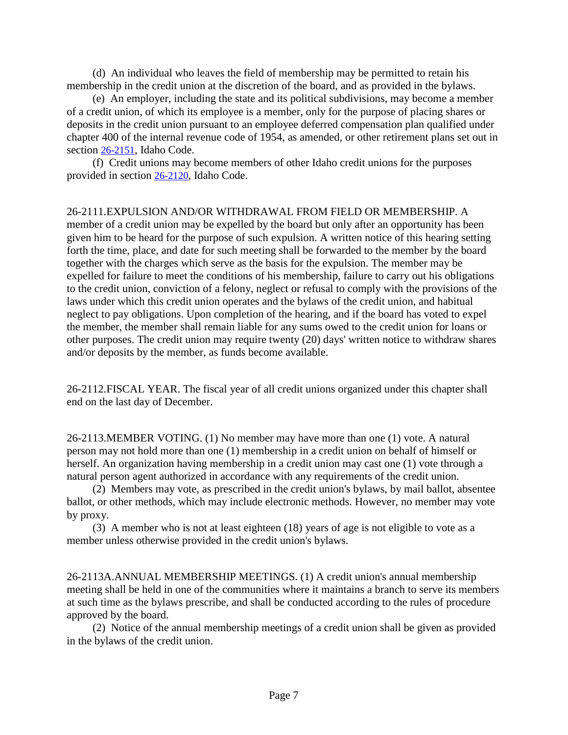(d) An individual who leaves the field of membership may be permitted to retain his membership in the credit union at the discretion of the board, and as provided in the bylaws.

(e) An employer, including the state and its political subdivisions, may become a member of a credit union, of which its employee is a member, only for the purpose of placing shares or deposits in the credit union pursuant to an employee deferred compensation plan qualified under chapter 400 of the internal revenue code of 1954, as amended, or other retirement plans set out in section 26-2151, Idaho Code.

(f) Credit unions may become members of other Idaho credit unions for the purposes provided in section 26-2120, Idaho Code.

26-2111.EXPULSION AND/OR WITHDRAWAL FROM FIELD OR MEMBERSHIP. A member of a credit union may be expelled by the board but only after an opportunity has been given him to be heard for the purpose of such expulsion. A written notice of this hearing setting forth the time, place, and date for such meeting shall be forwarded to the member by the board together with the charges which serve as the basis for the expulsion. The member may be expelled for failure to meet the conditions of his membership, failure to carry out his obligations to the credit union, conviction of a felony, neglect or refusal to comply with the provisions of the laws under which this credit union operates and the bylaws of the credit union, and habitual neglect to pay obligations. Upon completion of the hearing, and if the board has voted to expel the member, the member shall remain liable for any sums owed to the credit union for loans or other purposes. The credit union may require twenty (20) days' written notice to withdraw shares and/or deposits by the member, as funds become available.

26-2112.FISCAL YEAR. The fiscal year of all credit unions organized under this chapter shall end on the last day of December.

26-2113.MEMBER VOTING. (1) No member may have more than one (1) vote. A natural person may not hold more than one (1) membership in a credit union on behalf of himself or herself. An organization having membership in a credit union may cast one (1) vote through a natural person agent authorized in accordance with any requirements of the credit union.

(2) Members may vote, as prescribed in the credit union's bylaws, by mail ballot, absentee ballot, or other methods, which may include electronic methods. However, no member may vote by proxy.

(3) A member who is not at least eighteen (18) years of age is not eligible to vote as a member unless otherwise provided in the credit union's bylaws.

26-2113A.ANNUAL MEMBERSHIP MEETINGS. (1) A credit union's annual membership meeting shall be held in one of the communities where it maintains a branch to serve its members at such time as the bylaws prescribe, and shall be conducted according to the rules of procedure approved by the board.

(2) Notice of the annual membership meetings of a credit union shall be given as provided in the bylaws of the credit union.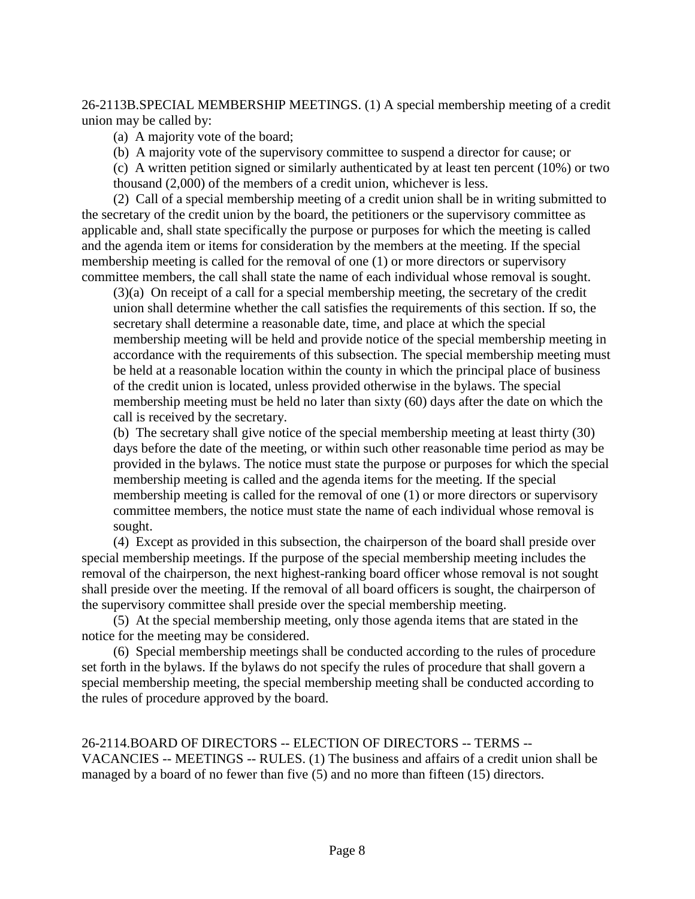26-2113B.SPECIAL MEMBERSHIP MEETINGS. (1) A special membership meeting of a credit union may be called by:

(a) A majority vote of the board;

(b) A majority vote of the supervisory committee to suspend a director for cause; or

(c) A written petition signed or similarly authenticated by at least ten percent (10%) or two thousand (2,000) of the members of a credit union, whichever is less.

(2) Call of a special membership meeting of a credit union shall be in writing submitted to the secretary of the credit union by the board, the petitioners or the supervisory committee as applicable and, shall state specifically the purpose or purposes for which the meeting is called and the agenda item or items for consideration by the members at the meeting. If the special membership meeting is called for the removal of one (1) or more directors or supervisory committee members, the call shall state the name of each individual whose removal is sought.

(3)(a) On receipt of a call for a special membership meeting, the secretary of the credit union shall determine whether the call satisfies the requirements of this section. If so, the secretary shall determine a reasonable date, time, and place at which the special membership meeting will be held and provide notice of the special membership meeting in accordance with the requirements of this subsection. The special membership meeting must be held at a reasonable location within the county in which the principal place of business of the credit union is located, unless provided otherwise in the bylaws. The special membership meeting must be held no later than sixty (60) days after the date on which the call is received by the secretary.

(b) The secretary shall give notice of the special membership meeting at least thirty (30) days before the date of the meeting, or within such other reasonable time period as may be provided in the bylaws. The notice must state the purpose or purposes for which the special membership meeting is called and the agenda items for the meeting. If the special membership meeting is called for the removal of one (1) or more directors or supervisory committee members, the notice must state the name of each individual whose removal is sought.

(4) Except as provided in this subsection, the chairperson of the board shall preside over special membership meetings. If the purpose of the special membership meeting includes the removal of the chairperson, the next highest-ranking board officer whose removal is not sought shall preside over the meeting. If the removal of all board officers is sought, the chairperson of the supervisory committee shall preside over the special membership meeting.

(5) At the special membership meeting, only those agenda items that are stated in the notice for the meeting may be considered.

(6) Special membership meetings shall be conducted according to the rules of procedure set forth in the bylaws. If the bylaws do not specify the rules of procedure that shall govern a special membership meeting, the special membership meeting shall be conducted according to the rules of procedure approved by the board.

26-2114.BOARD OF DIRECTORS -- ELECTION OF DIRECTORS -- TERMS -- VACANCIES -- MEETINGS -- RULES. (1) The business and affairs of a credit union shall be managed by a board of no fewer than five (5) and no more than fifteen (15) directors.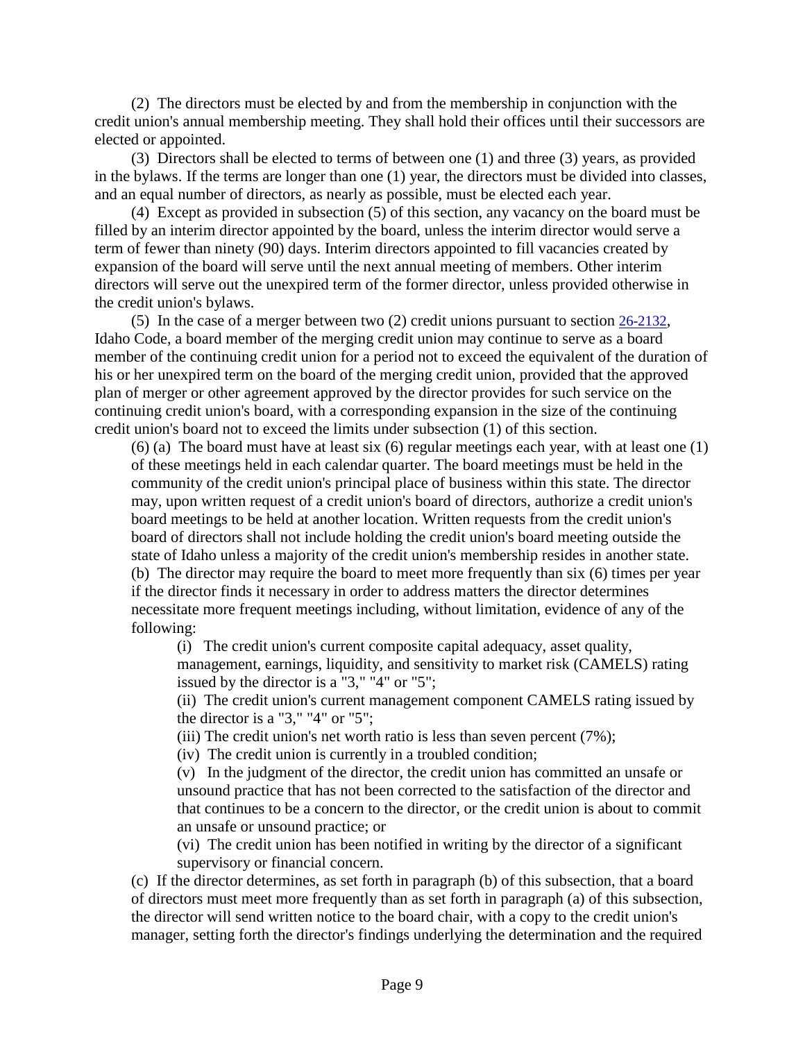(2) The directors must be elected by and from the membership in conjunction with the credit union's annual membership meeting. They shall hold their offices until their successors are elected or appointed.

(3) Directors shall be elected to terms of between one (1) and three (3) years, as provided in the bylaws. If the terms are longer than one (1) year, the directors must be divided into classes, and an equal number of directors, as nearly as possible, must be elected each year.

(4) Except as provided in subsection (5) of this section, any vacancy on the board must be filled by an interim director appointed by the board, unless the interim director would serve a term of fewer than ninety (90) days. Interim directors appointed to fill vacancies created by expansion of the board will serve until the next annual meeting of members. Other interim directors will serve out the unexpired term of the former director, unless provided otherwise in the credit union's bylaws.

(5) In the case of a merger between two (2) credit unions pursuant to section 26-2132, Idaho Code, a board member of the merging credit union may continue to serve as a board member of the continuing credit union for a period not to exceed the equivalent of the duration of his or her unexpired term on the board of the merging credit union, provided that the approved plan of merger or other agreement approved by the director provides for such service on the continuing credit union's board, with a corresponding expansion in the size of the continuing credit union's board not to exceed the limits under subsection (1) of this section.

(6) (a) The board must have at least six (6) regular meetings each year, with at least one (1) of these meetings held in each calendar quarter. The board meetings must be held in the community of the credit union's principal place of business within this state. The director may, upon written request of a credit union's board of directors, authorize a credit union's board meetings to be held at another location. Written requests from the credit union's board of directors shall not include holding the credit union's board meeting outside the state of Idaho unless a majority of the credit union's membership resides in another state.

(b) The director may require the board to meet more frequently than six (6) times per year if the director finds it necessary in order to address matters the director determines necessitate more frequent meetings including, without limitation, evidence of any of the following:

(i) The credit union's current composite capital adequacy, asset quality, management, earnings, liquidity, and sensitivity to market risk (CAMELS) rating issued by the director is a "3," "4" or "5";

(ii) The credit union's current management component CAMELS rating issued by the director is a "3," "4" or "5";

(iii) The credit union's net worth ratio is less than seven percent (7%);

(iv) The credit union is currently in a troubled condition;

(v) In the judgment of the director, the credit union has committed an unsafe or unsound practice that has not been corrected to the satisfaction of the director and that continues to be a concern to the director, or the credit union is about to commit an unsafe or unsound practice; or

(vi) The credit union has been notified in writing by the director of a significant supervisory or financial concern.

(c) If the director determines, as set forth in paragraph (b) of this subsection, that a board of directors must meet more frequently than as set forth in paragraph (a) of this subsection, the director will send written notice to the board chair, with a copy to the credit union's manager, setting forth the director's findings underlying the determination and the required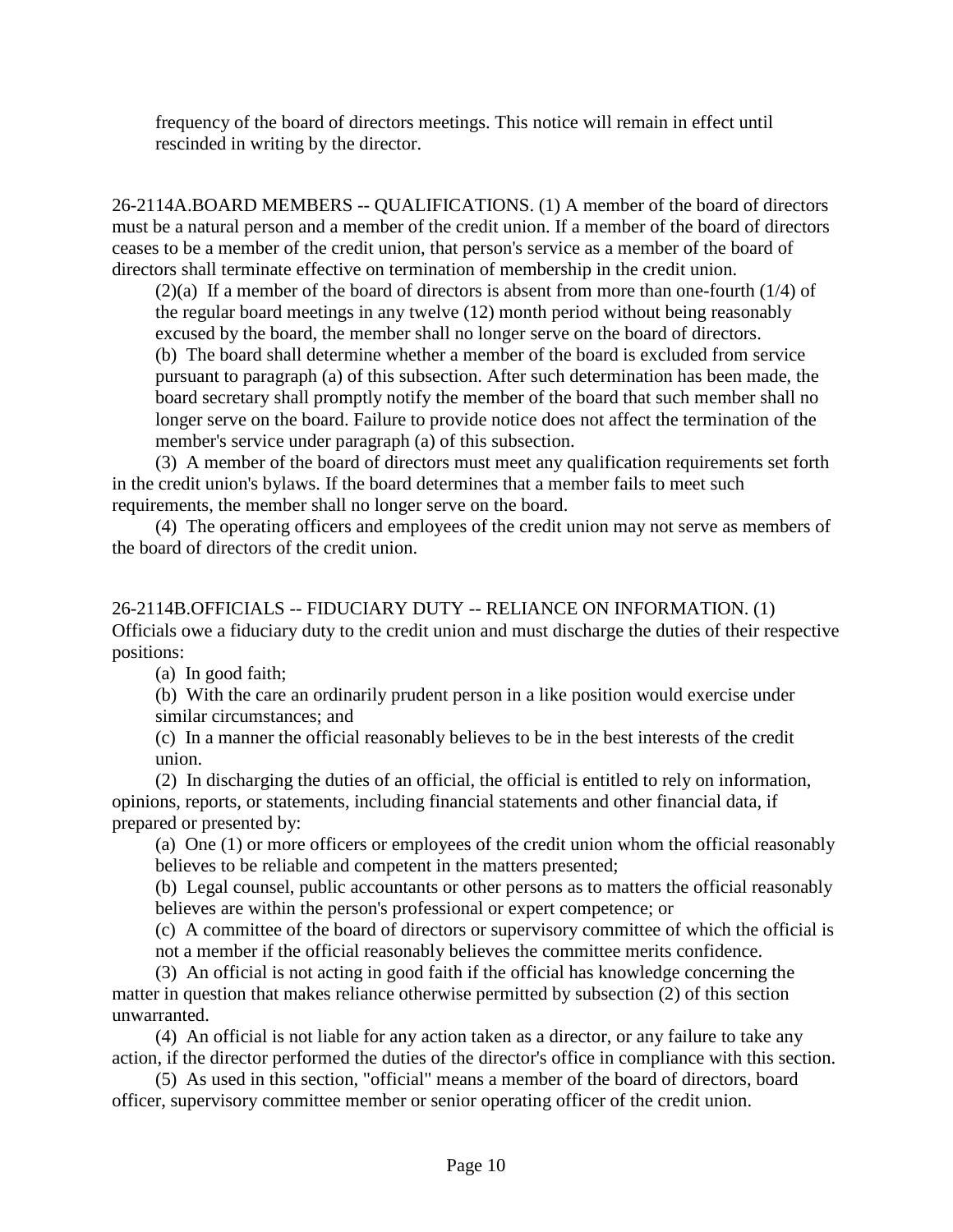frequency of the board of directors meetings. This notice will remain in effect until rescinded in writing by the director.

26-2114A.BOARD MEMBERS -- QUALIFICATIONS. (1) A member of the board of directors must be a natural person and a member of the credit union. If a member of the board of directors ceases to be a member of the credit union, that person's service as a member of the board of directors shall terminate effective on termination of membership in the credit union.

(2)(a) If a member of the board of directors is absent from more than one-fourth (1/4) of the regular board meetings in any twelve (12) month period without being reasonably excused by the board, the member shall no longer serve on the board of directors.

(b) The board shall determine whether a member of the board is excluded from service pursuant to paragraph (a) of this subsection. After such determination has been made, the board secretary shall promptly notify the member of the board that such member shall no longer serve on the board. Failure to provide notice does not affect the termination of the member's service under paragraph (a) of this subsection.

(3) A member of the board of directors must meet any qualification requirements set forth in the credit union's bylaws. If the board determines that a member fails to meet such requirements, the member shall no longer serve on the board.

(4) The operating officers and employees of the credit union may not serve as members of the board of directors of the credit union.

26-2114B.OFFICIALS -- FIDUCIARY DUTY -- RELIANCE ON INFORMATION. (1) Officials owe a fiduciary duty to the credit union and must discharge the duties of their respective positions:

(a) In good faith;

(b) With the care an ordinarily prudent person in a like position would exercise under similar circumstances; and

(c) In a manner the official reasonably believes to be in the best interests of the credit union.

(2) In discharging the duties of an official, the official is entitled to rely on information, opinions, reports, or statements, including financial statements and other financial data, if prepared or presented by:

(a) One (1) or more officers or employees of the credit union whom the official reasonably believes to be reliable and competent in the matters presented;

(b) Legal counsel, public accountants or other persons as to matters the official reasonably believes are within the person's professional or expert competence; or

(c) A committee of the board of directors or supervisory committee of which the official is not a member if the official reasonably believes the committee merits confidence.

(3) An official is not acting in good faith if the official has knowledge concerning the matter in question that makes reliance otherwise permitted by subsection (2) of this section unwarranted.

(4) An official is not liable for any action taken as a director, or any failure to take any action, if the director performed the duties of the director's office in compliance with this section.

(5) As used in this section, "official" means a member of the board of directors, board officer, supervisory committee member or senior operating officer of the credit union.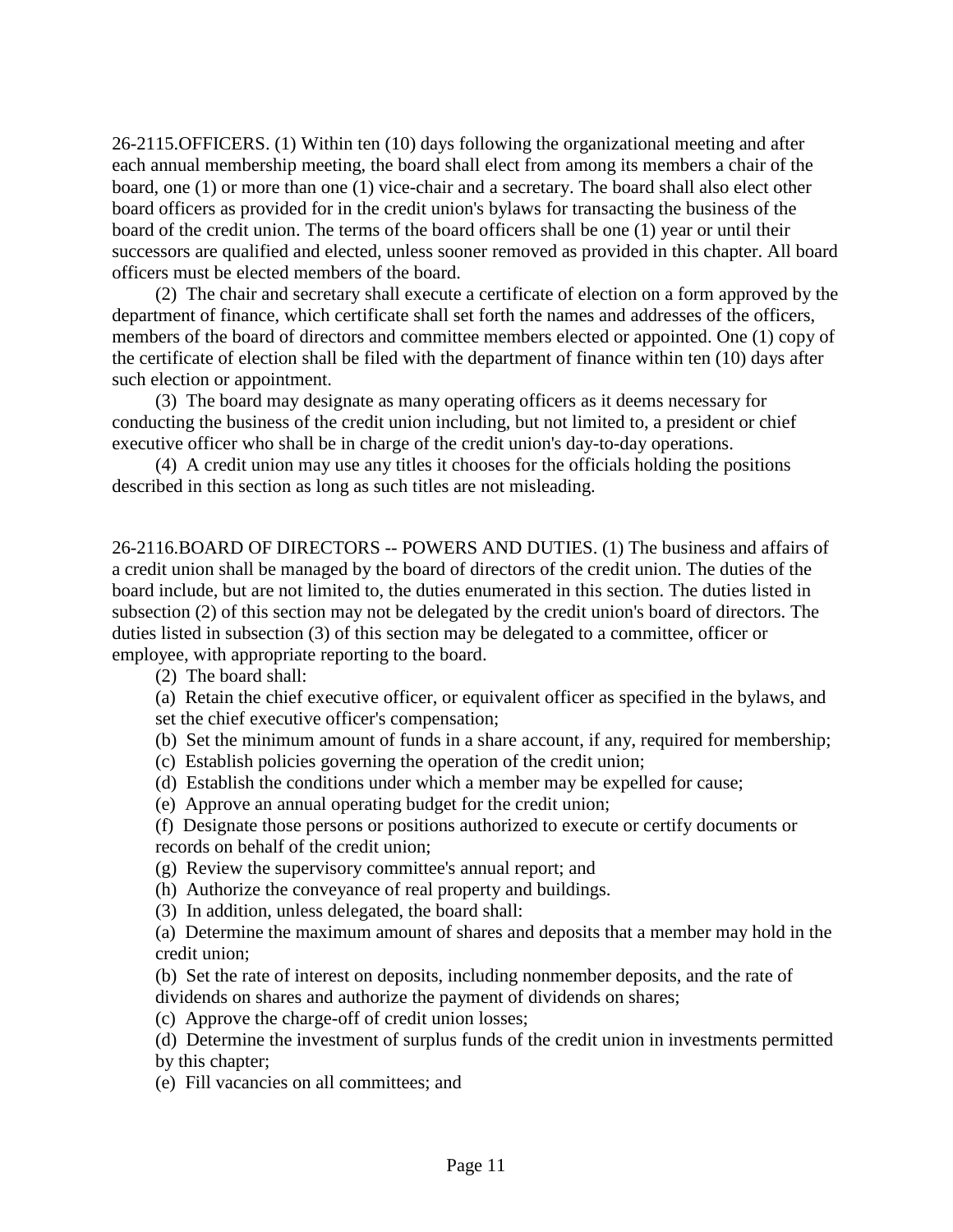26-2115.OFFICERS. (1) Within ten (10) days following the organizational meeting and after each annual membership meeting, the board shall elect from among its members a chair of the board, one (1) or more than one (1) vice-chair and a secretary. The board shall also elect other board officers as provided for in the credit union's bylaws for transacting the business of the board of the credit union. The terms of the board officers shall be one (1) year or until their successors are qualified and elected, unless sooner removed as provided in this chapter. All board officers must be elected members of the board.

(2) The chair and secretary shall execute a certificate of election on a form approved by the department of finance, which certificate shall set forth the names and addresses of the officers, members of the board of directors and committee members elected or appointed. One (1) copy of the certificate of election shall be filed with the department of finance within ten (10) days after such election or appointment.

(3) The board may designate as many operating officers as it deems necessary for conducting the business of the credit union including, but not limited to, a president or chief executive officer who shall be in charge of the credit union's day-to-day operations.

(4) A credit union may use any titles it chooses for the officials holding the positions described in this section as long as such titles are not misleading.

26-2116.BOARD OF DIRECTORS -- POWERS AND DUTIES. (1) The business and affairs of a credit union shall be managed by the board of directors of the credit union. The duties of the board include, but are not limited to, the duties enumerated in this section. The duties listed in subsection (2) of this section may not be delegated by the credit union's board of directors. The duties listed in subsection (3) of this section may be delegated to a committee, officer or employee, with appropriate reporting to the board.

(2) The board shall:

(a) Retain the chief executive officer, or equivalent officer as specified in the bylaws, and set the chief executive officer's compensation;

(b) Set the minimum amount of funds in a share account, if any, required for membership;

(c) Establish policies governing the operation of the credit union;

(d) Establish the conditions under which a member may be expelled for cause;

(e) Approve an annual operating budget for the credit union;

(f) Designate those persons or positions authorized to execute or certify documents or records on behalf of the credit union;

(g) Review the supervisory committee's annual report; and

(h) Authorize the conveyance of real property and buildings.

(3) In addition, unless delegated, the board shall:

(a) Determine the maximum amount of shares and deposits that a member may hold in the credit union;

(b) Set the rate of interest on deposits, including nonmember deposits, and the rate of dividends on shares and authorize the payment of dividends on shares;

(c) Approve the charge-off of credit union losses;

(d) Determine the investment of surplus funds of the credit union in investments permitted by this chapter;

(e) Fill vacancies on all committees; and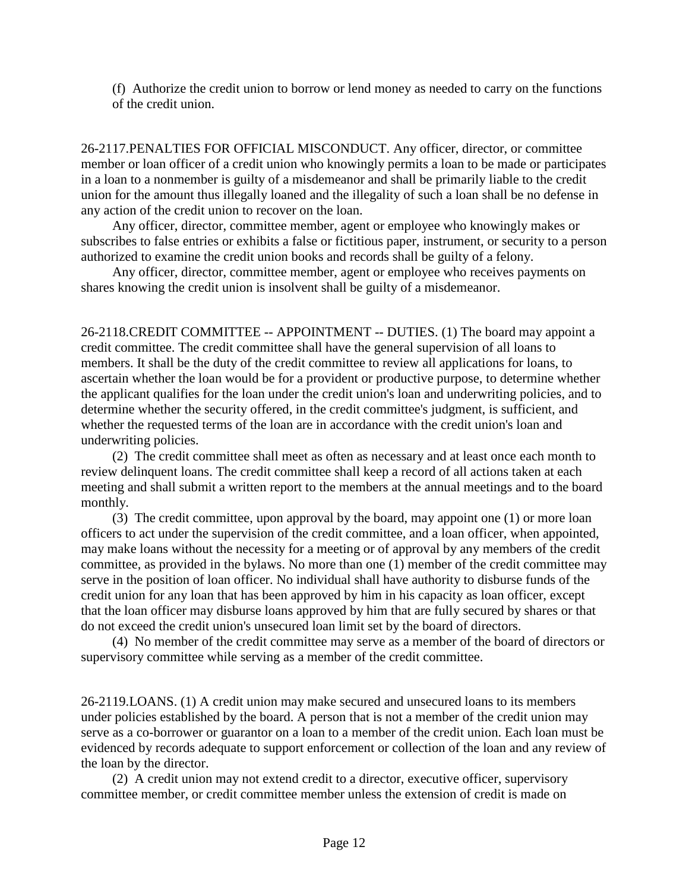(f) Authorize the credit union to borrow or lend money as needed to carry on the functions of the credit union.

26-2117.PENALTIES FOR OFFICIAL MISCONDUCT. Any officer, director, or committee member or loan officer of a credit union who knowingly permits a loan to be made or participates in a loan to a nonmember is guilty of a misdemeanor and shall be primarily liable to the credit union for the amount thus illegally loaned and the illegality of such a loan shall be no defense in any action of the credit union to recover on the loan.

Any officer, director, committee member, agent or employee who knowingly makes or subscribes to false entries or exhibits a false or fictitious paper, instrument, or security to a person authorized to examine the credit union books and records shall be guilty of a felony.

Any officer, director, committee member, agent or employee who receives payments on shares knowing the credit union is insolvent shall be guilty of a misdemeanor.

26-2118.CREDIT COMMITTEE -- APPOINTMENT -- DUTIES. (1) The board may appoint a credit committee. The credit committee shall have the general supervision of all loans to members. It shall be the duty of the credit committee to review all applications for loans, to ascertain whether the loan would be for a provident or productive purpose, to determine whether the applicant qualifies for the loan under the credit union's loan and underwriting policies, and to determine whether the security offered, in the credit committee's judgment, is sufficient, and whether the requested terms of the loan are in accordance with the credit union's loan and underwriting policies.

(2) The credit committee shall meet as often as necessary and at least once each month to review delinquent loans. The credit committee shall keep a record of all actions taken at each meeting and shall submit a written report to the members at the annual meetings and to the board monthly.

(3) The credit committee, upon approval by the board, may appoint one (1) or more loan officers to act under the supervision of the credit committee, and a loan officer, when appointed, may make loans without the necessity for a meeting or of approval by any members of the credit committee, as provided in the bylaws. No more than one (1) member of the credit committee may serve in the position of loan officer. No individual shall have authority to disburse funds of the credit union for any loan that has been approved by him in his capacity as loan officer, except that the loan officer may disburse loans approved by him that are fully secured by shares or that do not exceed the credit union's unsecured loan limit set by the board of directors.

(4) No member of the credit committee may serve as a member of the board of directors or supervisory committee while serving as a member of the credit committee.

26-2119.LOANS. (1) A credit union may make secured and unsecured loans to its members under policies established by the board. A person that is not a member of the credit union may serve as a co-borrower or guarantor on a loan to a member of the credit union. Each loan must be evidenced by records adequate to support enforcement or collection of the loan and any review of the loan by the director.

(2) A credit union may not extend credit to a director, executive officer, supervisory committee member, or credit committee member unless the extension of credit is made on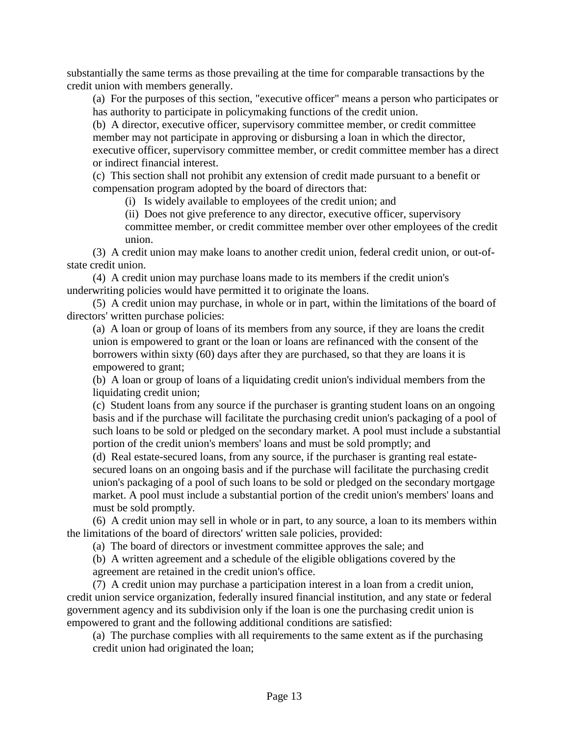substantially the same terms as those prevailing at the time for comparable transactions by the credit union with members generally.

(a) For the purposes of this section, "executive officer" means a person who participates or has authority to participate in policymaking functions of the credit union.

(b) A director, executive officer, supervisory committee member, or credit committee member may not participate in approving or disbursing a loan in which the director, executive officer, supervisory committee member, or credit committee member has a direct or indirect financial interest.

(c) This section shall not prohibit any extension of credit made pursuant to a benefit or compensation program adopted by the board of directors that:

(i) Is widely available to employees of the credit union; and

(ii) Does not give preference to any director, executive officer, supervisory committee member, or credit committee member over other employees of the credit union.

(3) A credit union may make loans to another credit union, federal credit union, or out-of-state credit union.

(4) A credit union may purchase loans made to its members if the credit union's underwriting policies would have permitted it to originate the loans.

(5) A credit union may purchase, in whole or in part, within the limitations of the board of directors' written purchase policies:

(a) A loan or group of loans of its members from any source, if they are loans the credit union is empowered to grant or the loan or loans are refinanced with the consent of the borrowers within sixty (60) days after they are purchased, so that they are loans it is empowered to grant;

(b) A loan or group of loans of a liquidating credit union's individual members from the liquidating credit union;

(c) Student loans from any source if the purchaser is granting student loans on an ongoing basis and if the purchase will facilitate the purchasing credit union's packaging of a pool of such loans to be sold or pledged on the secondary market. A pool must include a substantial portion of the credit union's members' loans and must be sold promptly; and

(d) Real estate-secured loans, from any source, if the purchaser is granting real estate-secured loans on an ongoing basis and if the purchase will facilitate the purchasing credit union's packaging of a pool of such loans to be sold or pledged on the secondary mortgage market. A pool must include a substantial portion of the credit union's members' loans and must be sold promptly.

(6) A credit union may sell in whole or in part, to any source, a loan to its members within the limitations of the board of directors' written sale policies, provided:

(a) The board of directors or investment committee approves the sale; and

(b) A written agreement and a schedule of the eligible obligations covered by the agreement are retained in the credit union's office.

(7) A credit union may purchase a participation interest in a loan from a credit union, credit union service organization, federally insured financial institution, and any state or federal government agency and its subdivision only if the loan is one the purchasing credit union is empowered to grant and the following additional conditions are satisfied:

(a) The purchase complies with all requirements to the same extent as if the purchasing credit union had originated the loan;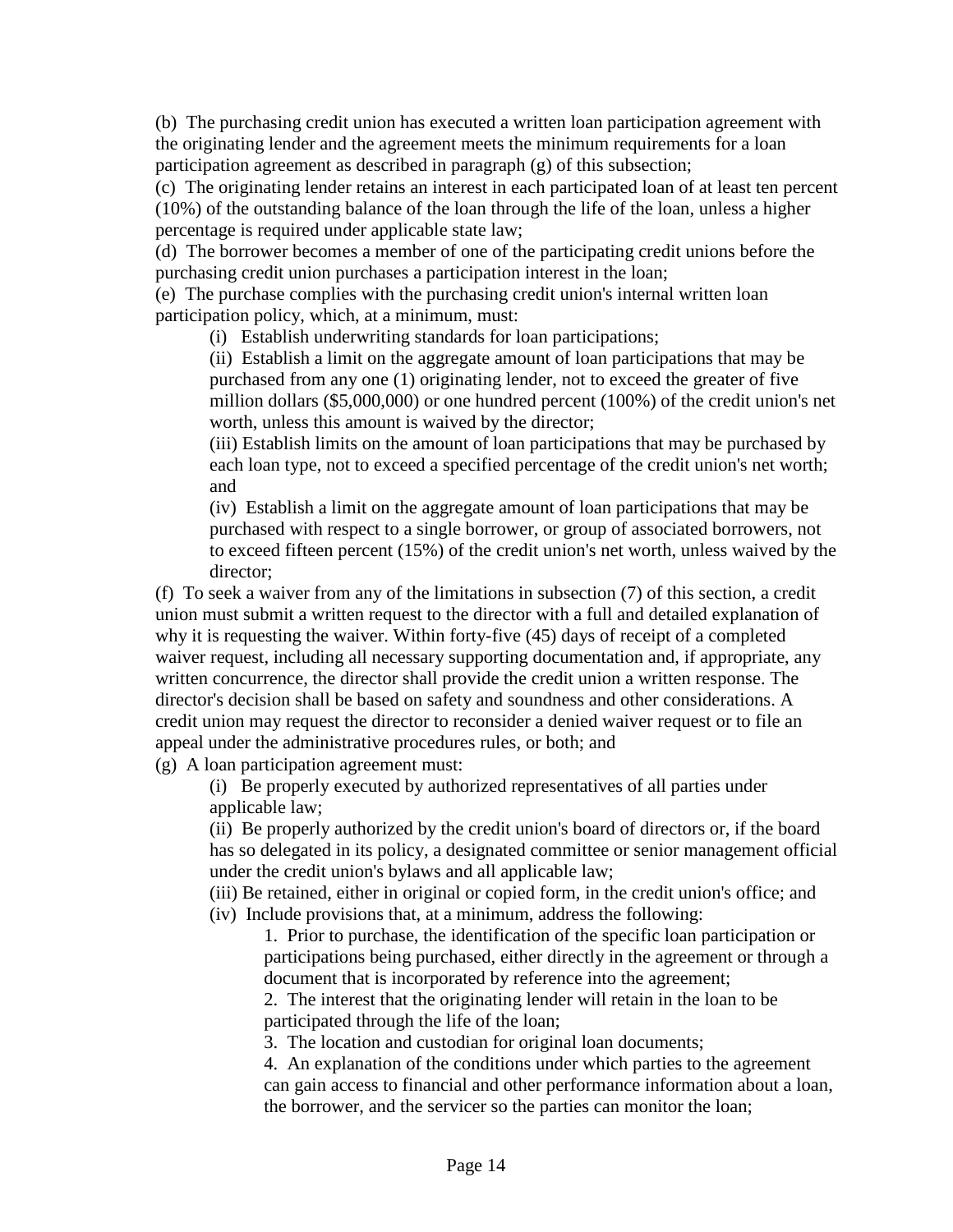(b) The purchasing credit union has executed a written loan participation agreement with the originating lender and the agreement meets the minimum requirements for a loan participation agreement as described in paragraph (g) of this subsection;

(c) The originating lender retains an interest in each participated loan of at least ten percent (10%) of the outstanding balance of the loan through the life of the loan, unless a higher percentage is required under applicable state law;

(d) The borrower becomes a member of one of the participating credit unions before the purchasing credit union purchases a participation interest in the loan;

(e) The purchase complies with the purchasing credit union's internal written loan participation policy, which, at a minimum, must:

> (i) Establish underwriting standards for loan participations;
>
> (ii) Establish a limit on the aggregate amount of loan participations that may be purchased from any one (1) originating lender, not to exceed the greater of five million dollars ($5,000,000) or one hundred percent (100%) of the credit union's net worth, unless this amount is waived by the director;
>
> (iii) Establish limits on the amount of loan participations that may be purchased by each loan type, not to exceed a specified percentage of the credit union's net worth; and
>
> (iv) Establish a limit on the aggregate amount of loan participations that may be purchased with respect to a single borrower, or group of associated borrowers, not to exceed fifteen percent (15%) of the credit union's net worth, unless waived by the director;

(f) To seek a waiver from any of the limitations in subsection (7) of this section, a credit union must submit a written request to the director with a full and detailed explanation of why it is requesting the waiver. Within forty-five (45) days of receipt of a completed waiver request, including all necessary supporting documentation and, if appropriate, any written concurrence, the director shall provide the credit union a written response. The director's decision shall be based on safety and soundness and other considerations. A credit union may request the director to reconsider a denied waiver request or to file an appeal under the administrative procedures rules, or both; and

(g) A loan participation agreement must:

> (i) Be properly executed by authorized representatives of all parties under applicable law;
>
> (ii) Be properly authorized by the credit union's board of directors or, if the board has so delegated in its policy, a designated committee or senior management official under the credit union's bylaws and all applicable law;
>
> (iii) Be retained, either in original or copied form, in the credit union's office; and
>
> (iv) Include provisions that, at a minimum, address the following:
>
> > 1. Prior to purchase, the identification of the specific loan participation or participations being purchased, either directly in the agreement or through a document that is incorporated by reference into the agreement;
> > 2. The interest that the originating lender will retain in the loan to be participated through the life of the loan;
> > 3. The location and custodian for original loan documents;
> > 4. An explanation of the conditions under which parties to the agreement can gain access to financial and other performance information about a loan, the borrower, and the servicer so the parties can monitor the loan;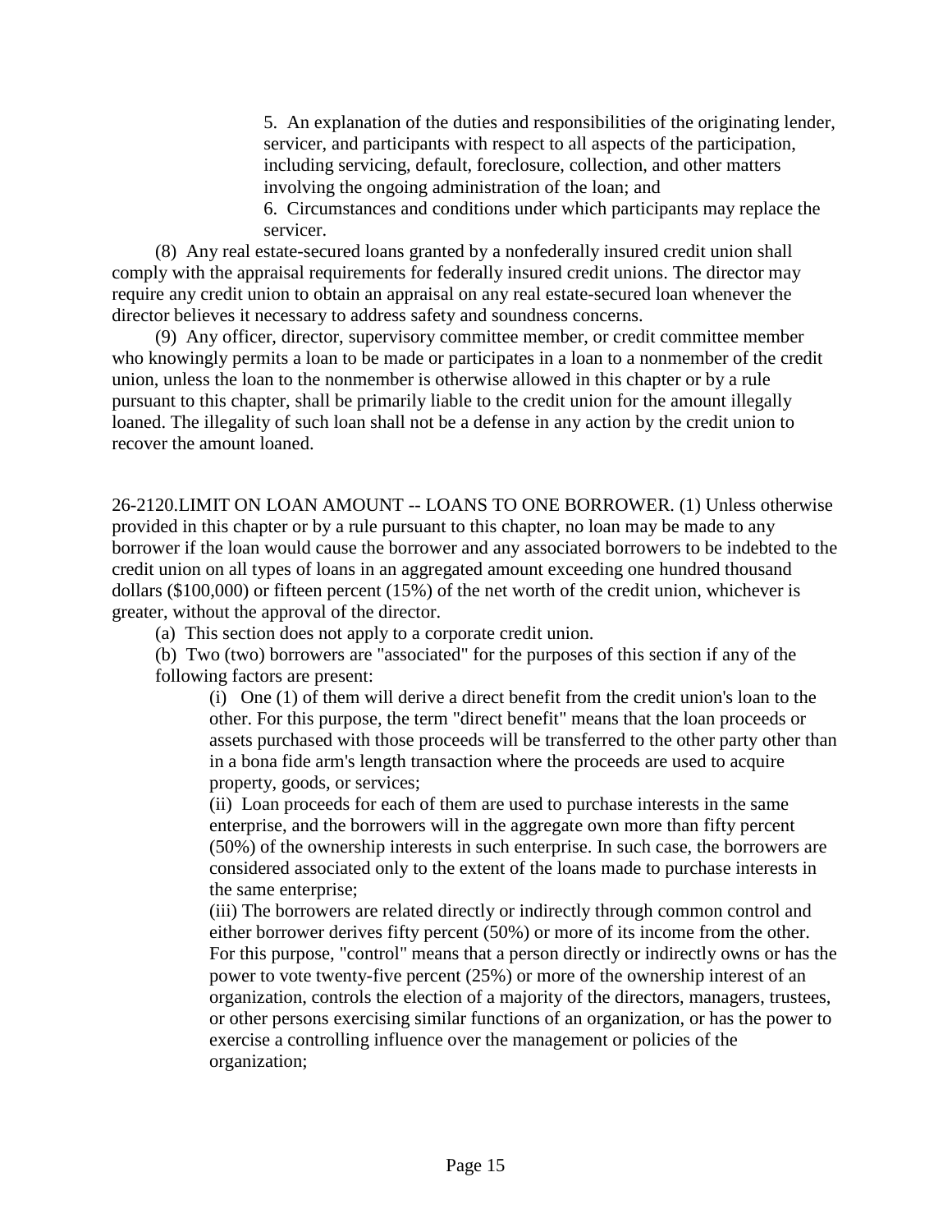5. An explanation of the duties and responsibilities of the originating lender, servicer, and participants with respect to all aspects of the participation, including servicing, default, foreclosure, collection, and other matters involving the ongoing administration of the loan; and

6. Circumstances and conditions under which participants may replace the servicer.

(8) Any real estate-secured loans granted by a nonfederally insured credit union shall comply with the appraisal requirements for federally insured credit unions. The director may require any credit union to obtain an appraisal on any real estate-secured loan whenever the director believes it necessary to address safety and soundness concerns.

(9) Any officer, director, supervisory committee member, or credit committee member who knowingly permits a loan to be made or participates in a loan to a nonmember of the credit union, unless the loan to the nonmember is otherwise allowed in this chapter or by a rule pursuant to this chapter, shall be primarily liable to the credit union for the amount illegally loaned. The illegality of such loan shall not be a defense in any action by the credit union to recover the amount loaned.

26-2120.LIMIT ON LOAN AMOUNT -- LOANS TO ONE BORROWER. (1) Unless otherwise provided in this chapter or by a rule pursuant to this chapter, no loan may be made to any borrower if the loan would cause the borrower and any associated borrowers to be indebted to the credit union on all types of loans in an aggregated amount exceeding one hundred thousand dollars ($100,000) or fifteen percent (15%) of the net worth of the credit union, whichever is greater, without the approval of the director.

(a) This section does not apply to a corporate credit union.

(b) Two (two) borrowers are "associated" for the purposes of this section if any of the following factors are present:

(i) One (1) of them will derive a direct benefit from the credit union's loan to the other. For this purpose, the term "direct benefit" means that the loan proceeds or assets purchased with those proceeds will be transferred to the other party other than in a bona fide arm's length transaction where the proceeds are used to acquire property, goods, or services;

(ii) Loan proceeds for each of them are used to purchase interests in the same enterprise, and the borrowers will in the aggregate own more than fifty percent (50%) of the ownership interests in such enterprise. In such case, the borrowers are considered associated only to the extent of the loans made to purchase interests in the same enterprise;

(iii) The borrowers are related directly or indirectly through common control and either borrower derives fifty percent (50%) or more of its income from the other. For this purpose, "control" means that a person directly or indirectly owns or has the power to vote twenty-five percent (25%) or more of the ownership interest of an organization, controls the election of a majority of the directors, managers, trustees, or other persons exercising similar functions of an organization, or has the power to exercise a controlling influence over the management or policies of the organization;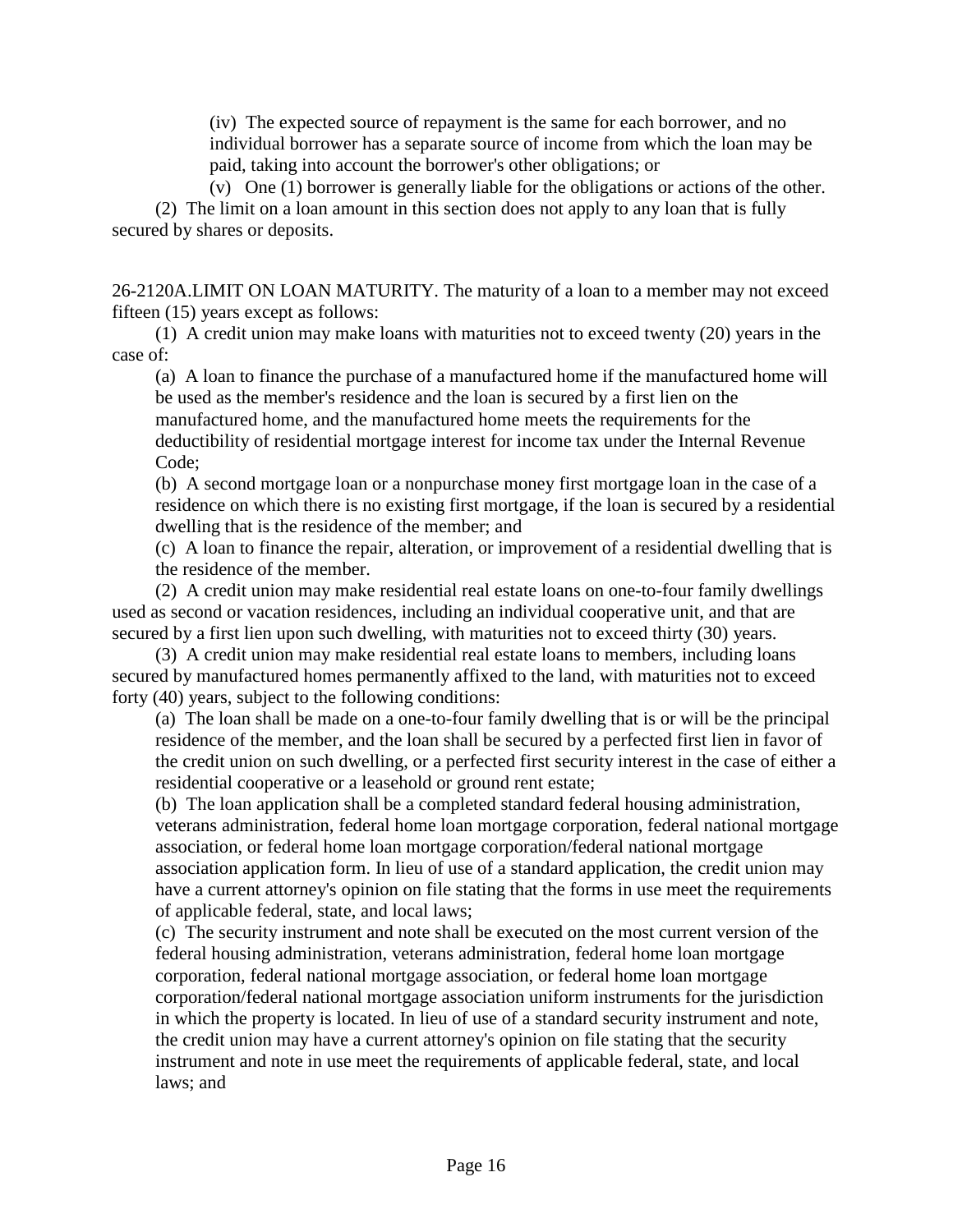(iv) The expected source of repayment is the same for each borrower, and no individual borrower has a separate source of income from which the loan may be paid, taking into account the borrower's other obligations; or

(v) One (1) borrower is generally liable for the obligations or actions of the other.

(2) The limit on a loan amount in this section does not apply to any loan that is fully secured by shares or deposits.

26-2120A.LIMIT ON LOAN MATURITY. The maturity of a loan to a member may not exceed fifteen (15) years except as follows:

(1) A credit union may make loans with maturities not to exceed twenty (20) years in the case of:

(a) A loan to finance the purchase of a manufactured home if the manufactured home will be used as the member's residence and the loan is secured by a first lien on the manufactured home, and the manufactured home meets the requirements for the deductibility of residential mortgage interest for income tax under the Internal Revenue Code;

(b) A second mortgage loan or a nonpurchase money first mortgage loan in the case of a residence on which there is no existing first mortgage, if the loan is secured by a residential dwelling that is the residence of the member; and

(c) A loan to finance the repair, alteration, or improvement of a residential dwelling that is the residence of the member.

(2) A credit union may make residential real estate loans on one-to-four family dwellings used as second or vacation residences, including an individual cooperative unit, and that are secured by a first lien upon such dwelling, with maturities not to exceed thirty (30) years.

(3) A credit union may make residential real estate loans to members, including loans secured by manufactured homes permanently affixed to the land, with maturities not to exceed forty (40) years, subject to the following conditions:

(a) The loan shall be made on a one-to-four family dwelling that is or will be the principal residence of the member, and the loan shall be secured by a perfected first lien in favor of the credit union on such dwelling, or a perfected first security interest in the case of either a residential cooperative or a leasehold or ground rent estate;

(b) The loan application shall be a completed standard federal housing administration, veterans administration, federal home loan mortgage corporation, federal national mortgage association, or federal home loan mortgage corporation/federal national mortgage association application form. In lieu of use of a standard application, the credit union may have a current attorney's opinion on file stating that the forms in use meet the requirements of applicable federal, state, and local laws;

(c) The security instrument and note shall be executed on the most current version of the federal housing administration, veterans administration, federal home loan mortgage corporation, federal national mortgage association, or federal home loan mortgage corporation/federal national mortgage association uniform instruments for the jurisdiction in which the property is located. In lieu of use of a standard security instrument and note, the credit union may have a current attorney's opinion on file stating that the security instrument and note in use meet the requirements of applicable federal, state, and local laws; and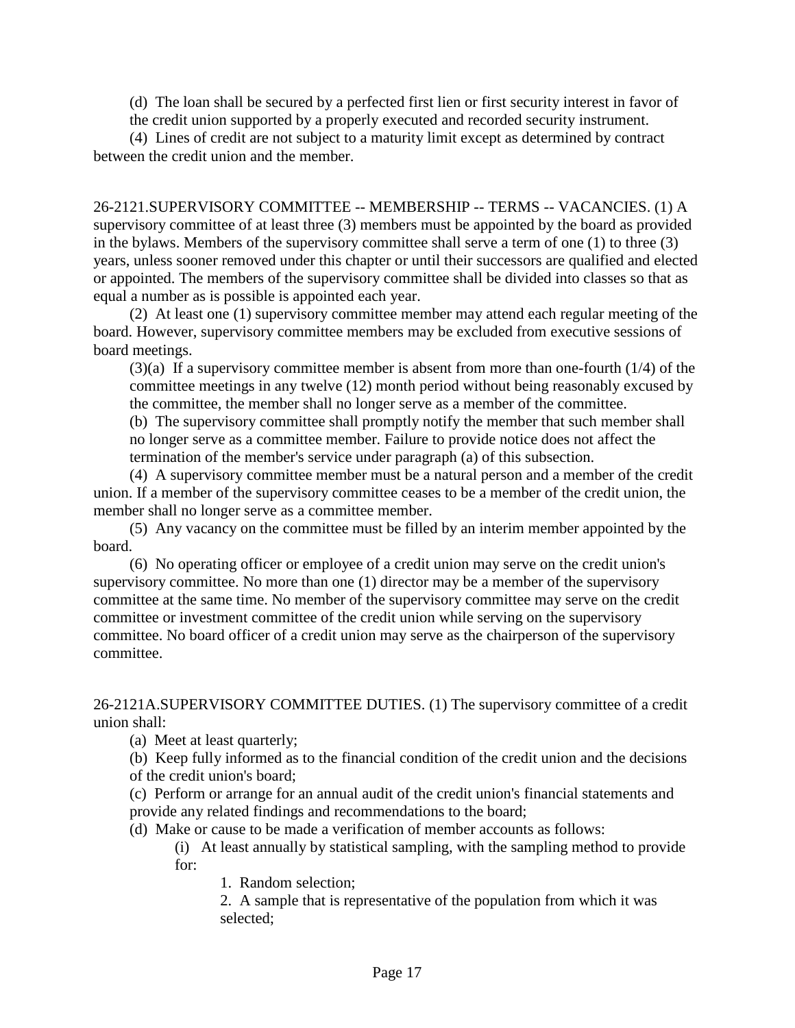(d) The loan shall be secured by a perfected first lien or first security interest in favor of the credit union supported by a properly executed and recorded security instrument.

(4) Lines of credit are not subject to a maturity limit except as determined by contract between the credit union and the member.

26-2121.SUPERVISORY COMMITTEE -- MEMBERSHIP -- TERMS -- VACANCIES. (1) A supervisory committee of at least three (3) members must be appointed by the board as provided in the bylaws. Members of the supervisory committee shall serve a term of one (1) to three (3) years, unless sooner removed under this chapter or until their successors are qualified and elected or appointed. The members of the supervisory committee shall be divided into classes so that as equal a number as is possible is appointed each year.

(2) At least one (1) supervisory committee member may attend each regular meeting of the board. However, supervisory committee members may be excluded from executive sessions of board meetings.

(3)(a) If a supervisory committee member is absent from more than one-fourth (1/4) of the committee meetings in any twelve (12) month period without being reasonably excused by the committee, the member shall no longer serve as a member of the committee.

(b) The supervisory committee shall promptly notify the member that such member shall no longer serve as a committee member. Failure to provide notice does not affect the termination of the member's service under paragraph (a) of this subsection.

(4) A supervisory committee member must be a natural person and a member of the credit union. If a member of the supervisory committee ceases to be a member of the credit union, the member shall no longer serve as a committee member.

(5) Any vacancy on the committee must be filled by an interim member appointed by the board.

(6) No operating officer or employee of a credit union may serve on the credit union's supervisory committee. No more than one (1) director may be a member of the supervisory committee at the same time. No member of the supervisory committee may serve on the credit committee or investment committee of the credit union while serving on the supervisory committee. No board officer of a credit union may serve as the chairperson of the supervisory committee.

26-2121A.SUPERVISORY COMMITTEE DUTIES. (1) The supervisory committee of a credit union shall:

(a) Meet at least quarterly;

(b) Keep fully informed as to the financial condition of the credit union and the decisions of the credit union's board;

(c) Perform or arrange for an annual audit of the credit union's financial statements and provide any related findings and recommendations to the board;

(d) Make or cause to be made a verification of member accounts as follows:

(i) At least annually by statistical sampling, with the sampling method to provide for:

1. Random selection;

2. A sample that is representative of the population from which it was selected;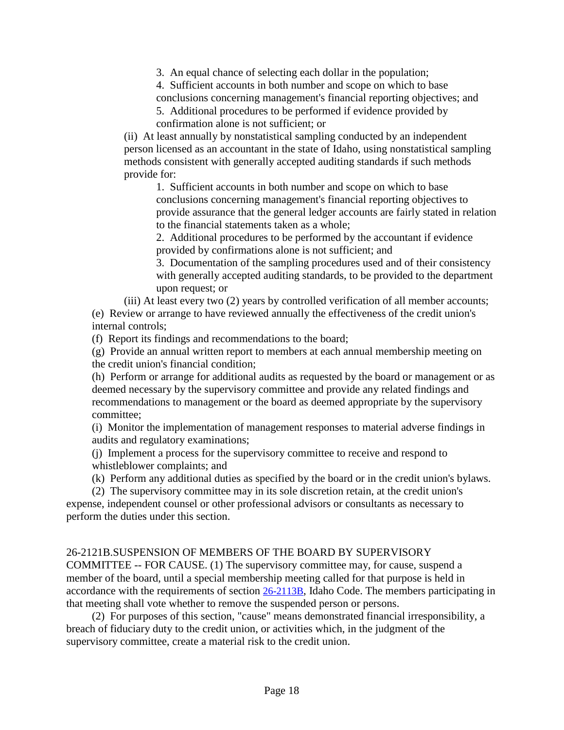3. An equal chance of selecting each dollar in the population;

4. Sufficient accounts in both number and scope on which to base conclusions concerning management's financial reporting objectives; and

5. Additional procedures to be performed if evidence provided by confirmation alone is not sufficient; or

(ii) At least annually by nonstatistical sampling conducted by an independent person licensed as an accountant in the state of Idaho, using nonstatistical sampling methods consistent with generally accepted auditing standards if such methods provide for:

1. Sufficient accounts in both number and scope on which to base conclusions concerning management's financial reporting objectives to provide assurance that the general ledger accounts are fairly stated in relation to the financial statements taken as a whole;

2. Additional procedures to be performed by the accountant if evidence provided by confirmations alone is not sufficient; and

3. Documentation of the sampling procedures used and of their consistency with generally accepted auditing standards, to be provided to the department upon request; or

(iii) At least every two (2) years by controlled verification of all member accounts;

(e) Review or arrange to have reviewed annually the effectiveness of the credit union's internal controls;

(f) Report its findings and recommendations to the board;

(g) Provide an annual written report to members at each annual membership meeting on the credit union's financial condition;

(h) Perform or arrange for additional audits as requested by the board or management or as deemed necessary by the supervisory committee and provide any related findings and recommendations to management or the board as deemed appropriate by the supervisory committee;

(i) Monitor the implementation of management responses to material adverse findings in audits and regulatory examinations;

(j) Implement a process for the supervisory committee to receive and respond to whistleblower complaints; and

(k) Perform any additional duties as specified by the board or in the credit union's bylaws.

(2) The supervisory committee may in its sole discretion retain, at the credit union's expense, independent counsel or other professional advisors or consultants as necessary to perform the duties under this section.

26-2121B.SUSPENSION OF MEMBERS OF THE BOARD BY SUPERVISORY COMMITTEE -- FOR CAUSE. (1) The supervisory committee may, for cause, suspend a member of the board, until a special membership meeting called for that purpose is held in accordance with the requirements of section 26-2113B, Idaho Code. The members participating in that meeting shall vote whether to remove the suspended person or persons.

(2) For purposes of this section, "cause" means demonstrated financial irresponsibility, a breach of fiduciary duty to the credit union, or activities which, in the judgment of the supervisory committee, create a material risk to the credit union.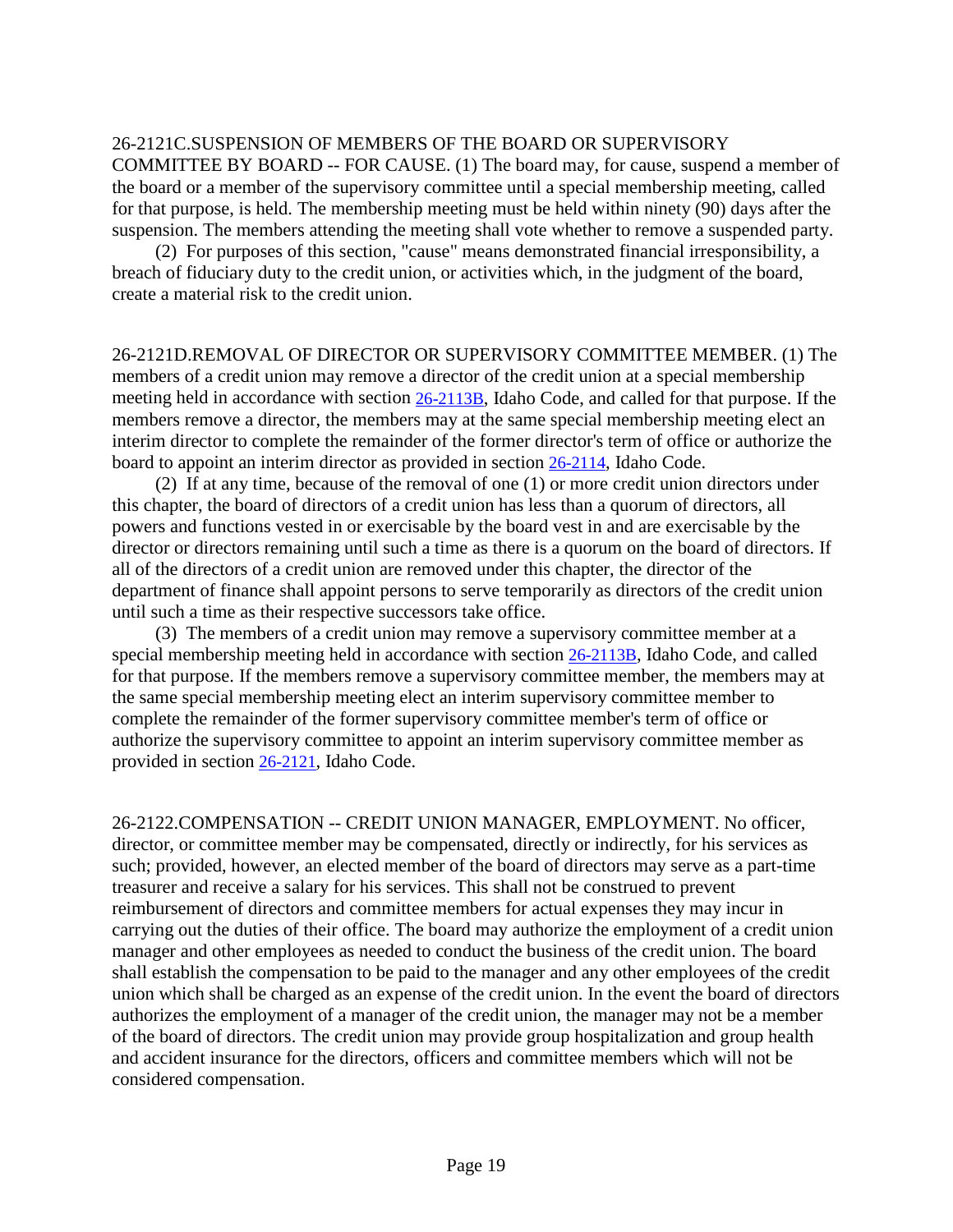26-2121C.SUSPENSION OF MEMBERS OF THE BOARD OR SUPERVISORY COMMITTEE BY BOARD -- FOR CAUSE. (1) The board may, for cause, suspend a member of the board or a member of the supervisory committee until a special membership meeting, called for that purpose, is held. The membership meeting must be held within ninety (90) days after the suspension. The members attending the meeting shall vote whether to remove a suspended party.

(2) For purposes of this section, "cause" means demonstrated financial irresponsibility, a breach of fiduciary duty to the credit union, or activities which, in the judgment of the board, create a material risk to the credit union.

26-2121D.REMOVAL OF DIRECTOR OR SUPERVISORY COMMITTEE MEMBER. (1) The members of a credit union may remove a director of the credit union at a special membership meeting held in accordance with section 26-2113B, Idaho Code, and called for that purpose. If the members remove a director, the members may at the same special membership meeting elect an interim director to complete the remainder of the former director's term of office or authorize the board to appoint an interim director as provided in section 26-2114, Idaho Code.

(2) If at any time, because of the removal of one (1) or more credit union directors under this chapter, the board of directors of a credit union has less than a quorum of directors, all powers and functions vested in or exercisable by the board vest in and are exercisable by the director or directors remaining until such a time as there is a quorum on the board of directors. If all of the directors of a credit union are removed under this chapter, the director of the department of finance shall appoint persons to serve temporarily as directors of the credit union until such a time as their respective successors take office.

(3) The members of a credit union may remove a supervisory committee member at a special membership meeting held in accordance with section 26-2113B, Idaho Code, and called for that purpose. If the members remove a supervisory committee member, the members may at the same special membership meeting elect an interim supervisory committee member to complete the remainder of the former supervisory committee member's term of office or authorize the supervisory committee to appoint an interim supervisory committee member as provided in section 26-2121, Idaho Code.

26-2122.COMPENSATION -- CREDIT UNION MANAGER, EMPLOYMENT. No officer, director, or committee member may be compensated, directly or indirectly, for his services as such; provided, however, an elected member of the board of directors may serve as a part-time treasurer and receive a salary for his services. This shall not be construed to prevent reimbursement of directors and committee members for actual expenses they may incur in carrying out the duties of their office. The board may authorize the employment of a credit union manager and other employees as needed to conduct the business of the credit union. The board shall establish the compensation to be paid to the manager and any other employees of the credit union which shall be charged as an expense of the credit union. In the event the board of directors authorizes the employment of a manager of the credit union, the manager may not be a member of the board of directors. The credit union may provide group hospitalization and group health and accident insurance for the directors, officers and committee members which will not be considered compensation.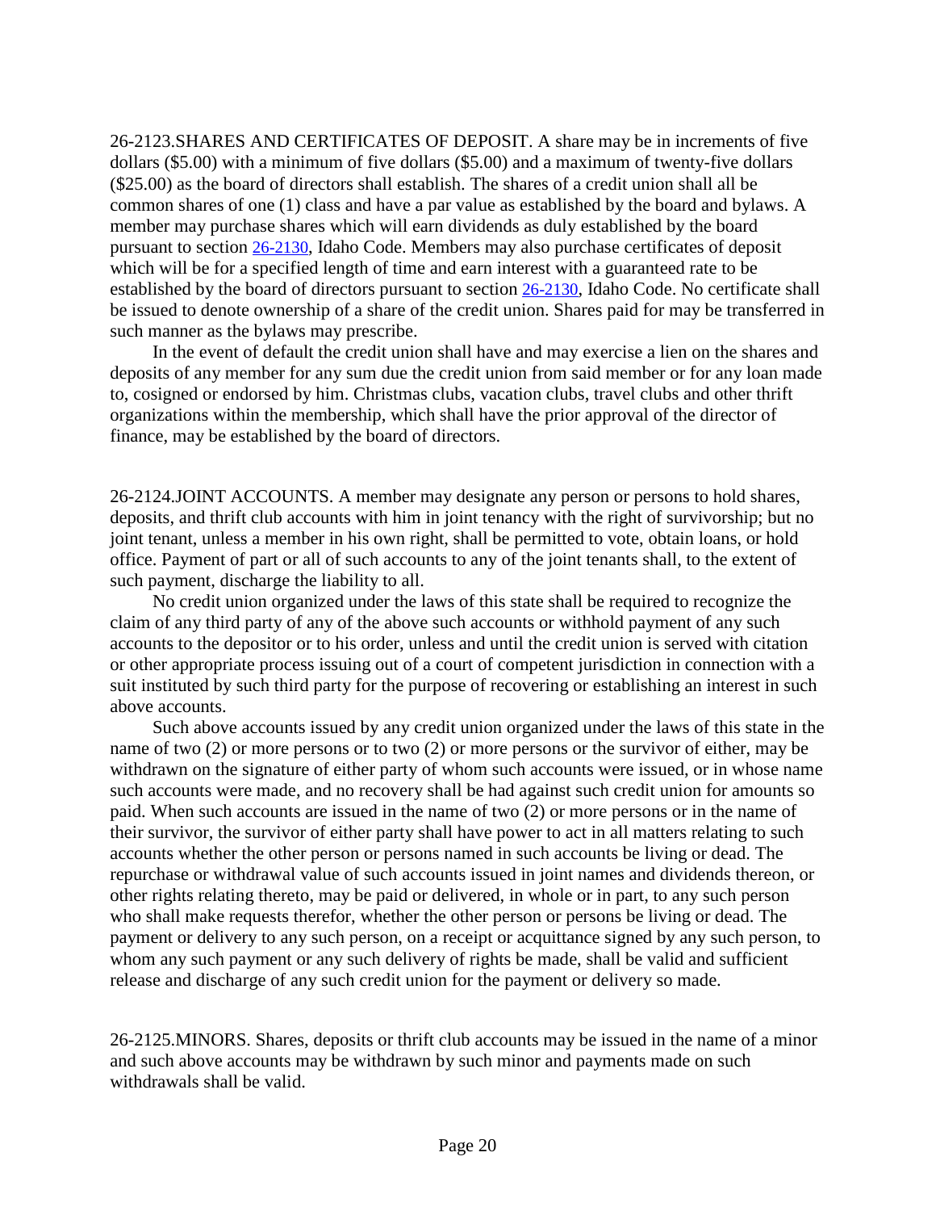26-2123.SHARES AND CERTIFICATES OF DEPOSIT. A share may be in increments of five dollars ($5.00) with a minimum of five dollars ($5.00) and a maximum of twenty-five dollars ($25.00) as the board of directors shall establish. The shares of a credit union shall all be common shares of one (1) class and have a par value as established by the board and bylaws. A member may purchase shares which will earn dividends as duly established by the board pursuant to section 26-2130, Idaho Code. Members may also purchase certificates of deposit which will be for a specified length of time and earn interest with a guaranteed rate to be established by the board of directors pursuant to section 26-2130, Idaho Code. No certificate shall be issued to denote ownership of a share of the credit union. Shares paid for may be transferred in such manner as the bylaws may prescribe.

In the event of default the credit union shall have and may exercise a lien on the shares and deposits of any member for any sum due the credit union from said member or for any loan made to, cosigned or endorsed by him. Christmas clubs, vacation clubs, travel clubs and other thrift organizations within the membership, which shall have the prior approval of the director of finance, may be established by the board of directors.

26-2124.JOINT ACCOUNTS. A member may designate any person or persons to hold shares, deposits, and thrift club accounts with him in joint tenancy with the right of survivorship; but no joint tenant, unless a member in his own right, shall be permitted to vote, obtain loans, or hold office. Payment of part or all of such accounts to any of the joint tenants shall, to the extent of such payment, discharge the liability to all.

No credit union organized under the laws of this state shall be required to recognize the claim of any third party of any of the above such accounts or withhold payment of any such accounts to the depositor or to his order, unless and until the credit union is served with citation or other appropriate process issuing out of a court of competent jurisdiction in connection with a suit instituted by such third party for the purpose of recovering or establishing an interest in such above accounts.

Such above accounts issued by any credit union organized under the laws of this state in the name of two (2) or more persons or to two (2) or more persons or the survivor of either, may be withdrawn on the signature of either party of whom such accounts were issued, or in whose name such accounts were made, and no recovery shall be had against such credit union for amounts so paid. When such accounts are issued in the name of two (2) or more persons or in the name of their survivor, the survivor of either party shall have power to act in all matters relating to such accounts whether the other person or persons named in such accounts be living or dead. The repurchase or withdrawal value of such accounts issued in joint names and dividends thereon, or other rights relating thereto, may be paid or delivered, in whole or in part, to any such person who shall make requests therefor, whether the other person or persons be living or dead. The payment or delivery to any such person, on a receipt or acquittance signed by any such person, to whom any such payment or any such delivery of rights be made, shall be valid and sufficient release and discharge of any such credit union for the payment or delivery so made.

26-2125.MINORS. Shares, deposits or thrift club accounts may be issued in the name of a minor and such above accounts may be withdrawn by such minor and payments made on such withdrawals shall be valid.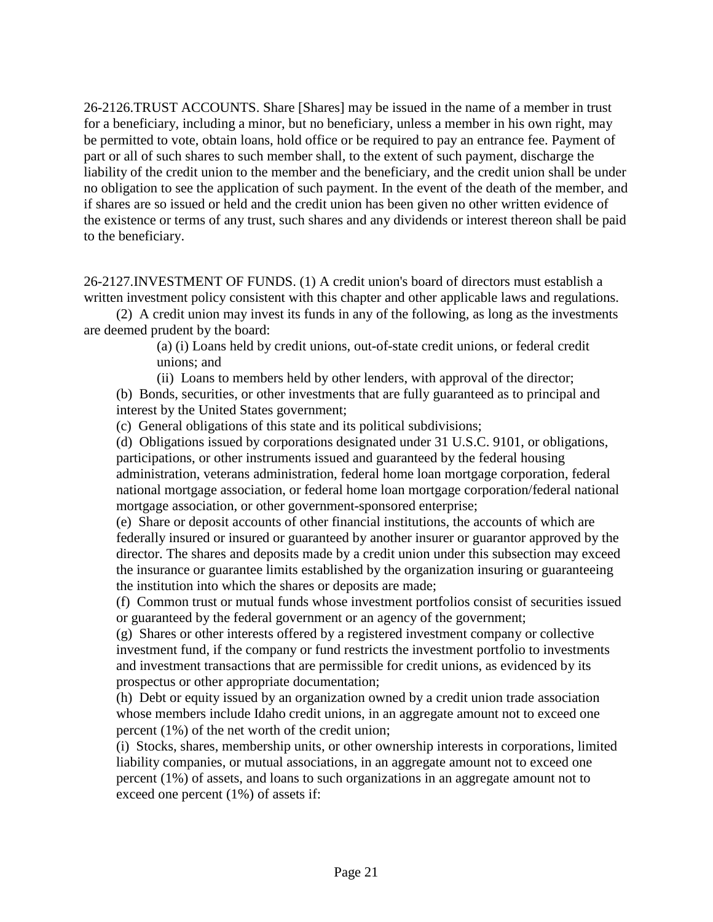26-2126.TRUST ACCOUNTS. Share [Shares] may be issued in the name of a member in trust for a beneficiary, including a minor, but no beneficiary, unless a member in his own right, may be permitted to vote, obtain loans, hold office or be required to pay an entrance fee. Payment of part or all of such shares to such member shall, to the extent of such payment, discharge the liability of the credit union to the member and the beneficiary, and the credit union shall be under no obligation to see the application of such payment. In the event of the death of the member, and if shares are so issued or held and the credit union has been given no other written evidence of the existence or terms of any trust, such shares and any dividends or interest thereon shall be paid to the beneficiary.

26-2127.INVESTMENT OF FUNDS. (1) A credit union's board of directors must establish a written investment policy consistent with this chapter and other applicable laws and regulations.

(2) A credit union may invest its funds in any of the following, as long as the investments are deemed prudent by the board:

(a) (i) Loans held by credit unions, out-of-state credit unions, or federal credit unions; and

(ii) Loans to members held by other lenders, with approval of the director;

(b) Bonds, securities, or other investments that are fully guaranteed as to principal and interest by the United States government;

(c) General obligations of this state and its political subdivisions;

(d) Obligations issued by corporations designated under 31 U.S.C. 9101, or obligations, participations, or other instruments issued and guaranteed by the federal housing administration, veterans administration, federal home loan mortgage corporation, federal national mortgage association, or federal home loan mortgage corporation/federal national mortgage association, or other government-sponsored enterprise;

(e) Share or deposit accounts of other financial institutions, the accounts of which are federally insured or insured or guaranteed by another insurer or guarantor approved by the director. The shares and deposits made by a credit union under this subsection may exceed the insurance or guarantee limits established by the organization insuring or guaranteeing the institution into which the shares or deposits are made;

(f) Common trust or mutual funds whose investment portfolios consist of securities issued or guaranteed by the federal government or an agency of the government;

(g) Shares or other interests offered by a registered investment company or collective investment fund, if the company or fund restricts the investment portfolio to investments and investment transactions that are permissible for credit unions, as evidenced by its prospectus or other appropriate documentation;

(h) Debt or equity issued by an organization owned by a credit union trade association whose members include Idaho credit unions, in an aggregate amount not to exceed one percent (1%) of the net worth of the credit union;

(i) Stocks, shares, membership units, or other ownership interests in corporations, limited liability companies, or mutual associations, in an aggregate amount not to exceed one percent (1%) of assets, and loans to such organizations in an aggregate amount not to exceed one percent (1%) of assets if: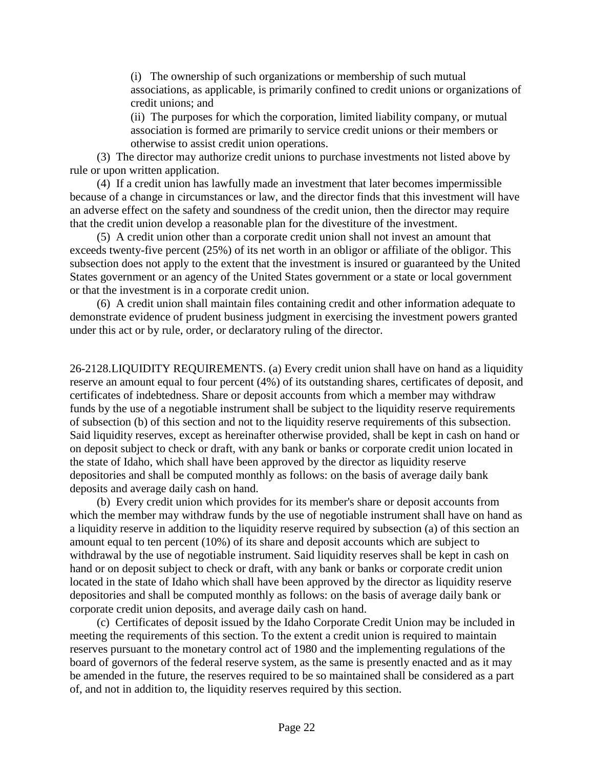(i) The ownership of such organizations or membership of such mutual associations, as applicable, is primarily confined to credit unions or organizations of credit unions; and

(ii) The purposes for which the corporation, limited liability company, or mutual association is formed are primarily to service credit unions or their members or otherwise to assist credit union operations.

(3) The director may authorize credit unions to purchase investments not listed above by rule or upon written application.

(4) If a credit union has lawfully made an investment that later becomes impermissible because of a change in circumstances or law, and the director finds that this investment will have an adverse effect on the safety and soundness of the credit union, then the director may require that the credit union develop a reasonable plan for the divestiture of the investment.

(5) A credit union other than a corporate credit union shall not invest an amount that exceeds twenty-five percent (25%) of its net worth in an obligor or affiliate of the obligor. This subsection does not apply to the extent that the investment is insured or guaranteed by the United States government or an agency of the United States government or a state or local government or that the investment is in a corporate credit union.

(6) A credit union shall maintain files containing credit and other information adequate to demonstrate evidence of prudent business judgment in exercising the investment powers granted under this act or by rule, order, or declaratory ruling of the director.

26-2128.LIQUIDITY REQUIREMENTS. (a) Every credit union shall have on hand as a liquidity reserve an amount equal to four percent (4%) of its outstanding shares, certificates of deposit, and certificates of indebtedness. Share or deposit accounts from which a member may withdraw funds by the use of a negotiable instrument shall be subject to the liquidity reserve requirements of subsection (b) of this section and not to the liquidity reserve requirements of this subsection. Said liquidity reserves, except as hereinafter otherwise provided, shall be kept in cash on hand or on deposit subject to check or draft, with any bank or banks or corporate credit union located in the state of Idaho, which shall have been approved by the director as liquidity reserve depositories and shall be computed monthly as follows: on the basis of average daily bank deposits and average daily cash on hand.

(b) Every credit union which provides for its member's share or deposit accounts from which the member may withdraw funds by the use of negotiable instrument shall have on hand as a liquidity reserve in addition to the liquidity reserve required by subsection (a) of this section an amount equal to ten percent (10%) of its share and deposit accounts which are subject to withdrawal by the use of negotiable instrument. Said liquidity reserves shall be kept in cash on hand or on deposit subject to check or draft, with any bank or banks or corporate credit union located in the state of Idaho which shall have been approved by the director as liquidity reserve depositories and shall be computed monthly as follows: on the basis of average daily bank or corporate credit union deposits, and average daily cash on hand.

(c) Certificates of deposit issued by the Idaho Corporate Credit Union may be included in meeting the requirements of this section. To the extent a credit union is required to maintain reserves pursuant to the monetary control act of 1980 and the implementing regulations of the board of governors of the federal reserve system, as the same is presently enacted and as it may be amended in the future, the reserves required to be so maintained shall be considered as a part of, and not in addition to, the liquidity reserves required by this section.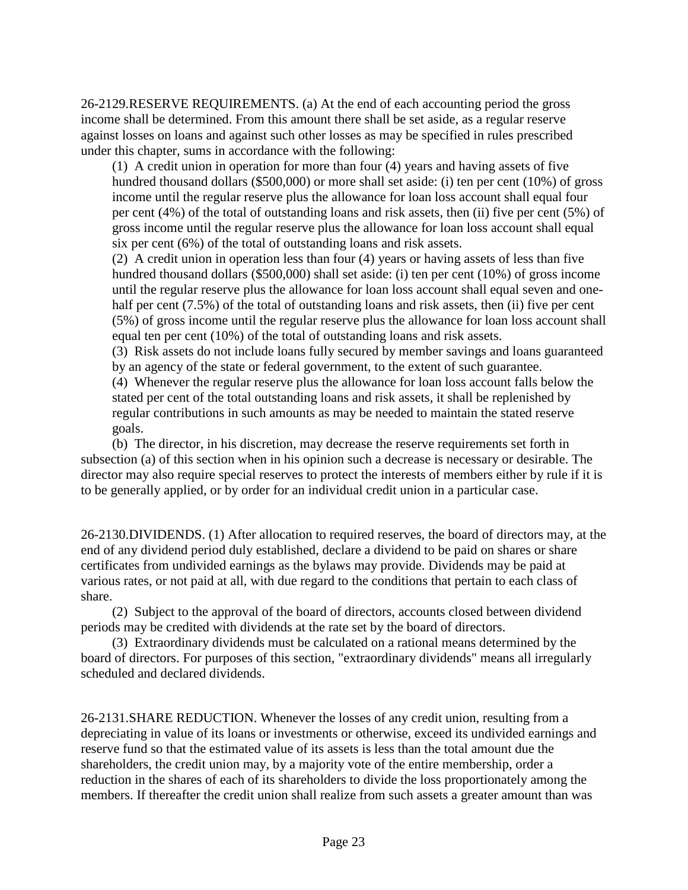26-2129.RESERVE REQUIREMENTS. (a) At the end of each accounting period the gross income shall be determined. From this amount there shall be set aside, as a regular reserve against losses on loans and against such other losses as may be specified in rules prescribed under this chapter, sums in accordance with the following:

(1) A credit union in operation for more than four (4) years and having assets of five hundred thousand dollars ($500,000) or more shall set aside: (i) ten per cent (10%) of gross income until the regular reserve plus the allowance for loan loss account shall equal four per cent (4%) of the total of outstanding loans and risk assets, then (ii) five per cent (5%) of gross income until the regular reserve plus the allowance for loan loss account shall equal six per cent (6%) of the total of outstanding loans and risk assets.

(2) A credit union in operation less than four (4) years or having assets of less than five hundred thousand dollars ($500,000) shall set aside: (i) ten per cent (10%) of gross income until the regular reserve plus the allowance for loan loss account shall equal seven and one-half per cent (7.5%) of the total of outstanding loans and risk assets, then (ii) five per cent (5%) of gross income until the regular reserve plus the allowance for loan loss account shall equal ten per cent (10%) of the total of outstanding loans and risk assets.

(3) Risk assets do not include loans fully secured by member savings and loans guaranteed by an agency of the state or federal government, to the extent of such guarantee.

(4) Whenever the regular reserve plus the allowance for loan loss account falls below the stated per cent of the total outstanding loans and risk assets, it shall be replenished by regular contributions in such amounts as may be needed to maintain the stated reserve goals.

(b) The director, in his discretion, may decrease the reserve requirements set forth in subsection (a) of this section when in his opinion such a decrease is necessary or desirable. The director may also require special reserves to protect the interests of members either by rule if it is to be generally applied, or by order for an individual credit union in a particular case.

26-2130.DIVIDENDS. (1) After allocation to required reserves, the board of directors may, at the end of any dividend period duly established, declare a dividend to be paid on shares or share certificates from undivided earnings as the bylaws may provide. Dividends may be paid at various rates, or not paid at all, with due regard to the conditions that pertain to each class of share.

(2) Subject to the approval of the board of directors, accounts closed between dividend periods may be credited with dividends at the rate set by the board of directors.

(3) Extraordinary dividends must be calculated on a rational means determined by the board of directors. For purposes of this section, "extraordinary dividends" means all irregularly scheduled and declared dividends.

26-2131.SHARE REDUCTION. Whenever the losses of any credit union, resulting from a depreciating in value of its loans or investments or otherwise, exceed its undivided earnings and reserve fund so that the estimated value of its assets is less than the total amount due the shareholders, the credit union may, by a majority vote of the entire membership, order a reduction in the shares of each of its shareholders to divide the loss proportionately among the members. If thereafter the credit union shall realize from such assets a greater amount than was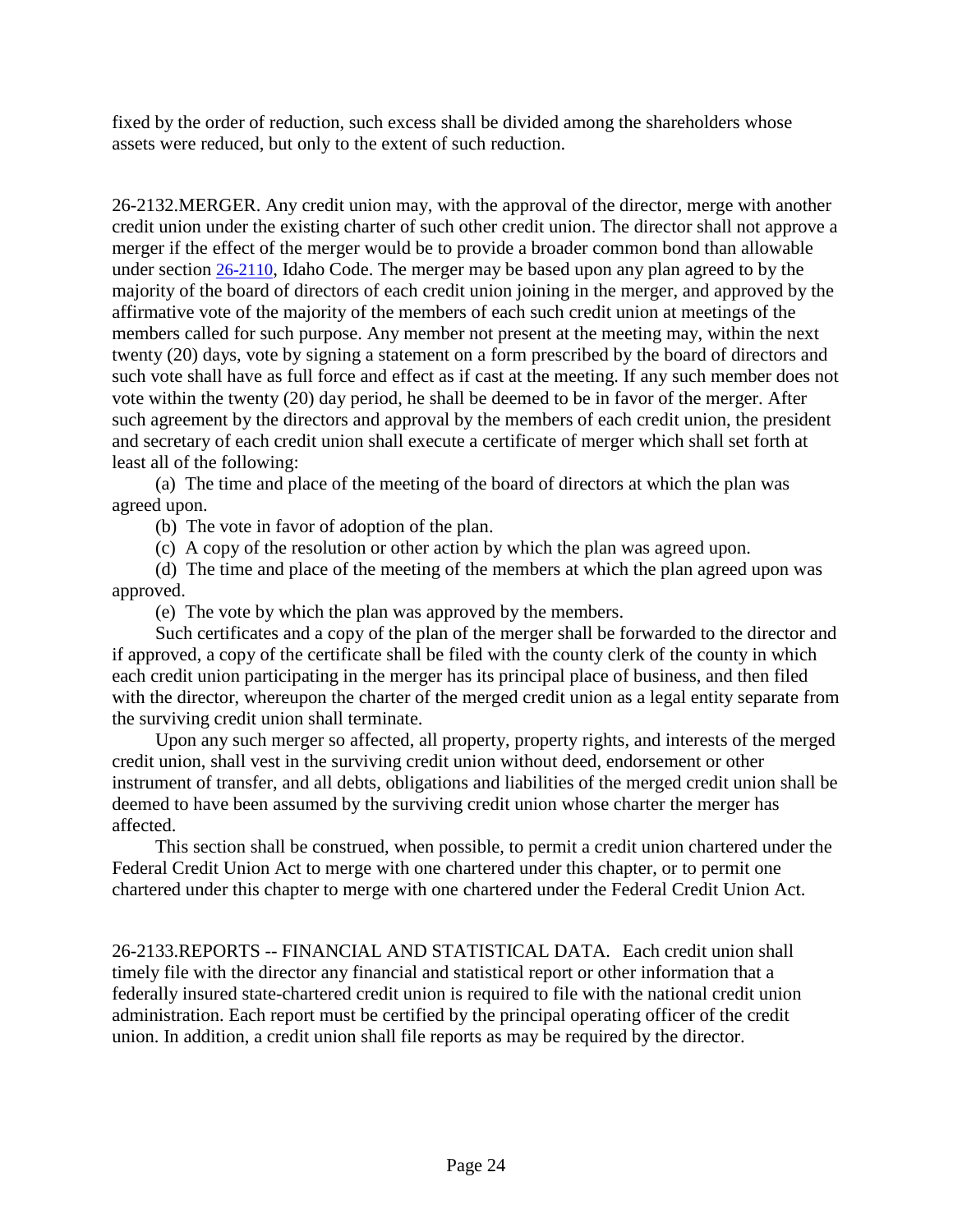fixed by the order of reduction, such excess shall be divided among the shareholders whose assets were reduced, but only to the extent of such reduction.

26-2132.MERGER. Any credit union may, with the approval of the director, merge with another credit union under the existing charter of such other credit union. The director shall not approve a merger if the effect of the merger would be to provide a broader common bond than allowable under section 26-2110, Idaho Code. The merger may be based upon any plan agreed to by the majority of the board of directors of each credit union joining in the merger, and approved by the affirmative vote of the majority of the members of each such credit union at meetings of the members called for such purpose. Any member not present at the meeting may, within the next twenty (20) days, vote by signing a statement on a form prescribed by the board of directors and such vote shall have as full force and effect as if cast at the meeting. If any such member does not vote within the twenty (20) day period, he shall be deemed to be in favor of the merger. After such agreement by the directors and approval by the members of each credit union, the president and secretary of each credit union shall execute a certificate of merger which shall set forth at least all of the following:

(a) The time and place of the meeting of the board of directors at which the plan was agreed upon.

(b) The vote in favor of adoption of the plan.

(c) A copy of the resolution or other action by which the plan was agreed upon.

(d) The time and place of the meeting of the members at which the plan agreed upon was approved.

(e) The vote by which the plan was approved by the members.

Such certificates and a copy of the plan of the merger shall be forwarded to the director and if approved, a copy of the certificate shall be filed with the county clerk of the county in which each credit union participating in the merger has its principal place of business, and then filed with the director, whereupon the charter of the merged credit union as a legal entity separate from the surviving credit union shall terminate.

Upon any such merger so affected, all property, property rights, and interests of the merged credit union, shall vest in the surviving credit union without deed, endorsement or other instrument of transfer, and all debts, obligations and liabilities of the merged credit union shall be deemed to have been assumed by the surviving credit union whose charter the merger has affected.

This section shall be construed, when possible, to permit a credit union chartered under the Federal Credit Union Act to merge with one chartered under this chapter, or to permit one chartered under this chapter to merge with one chartered under the Federal Credit Union Act.

26-2133.REPORTS -- FINANCIAL AND STATISTICAL DATA. Each credit union shall timely file with the director any financial and statistical report or other information that a federally insured state-chartered credit union is required to file with the national credit union administration. Each report must be certified by the principal operating officer of the credit union. In addition, a credit union shall file reports as may be required by the director.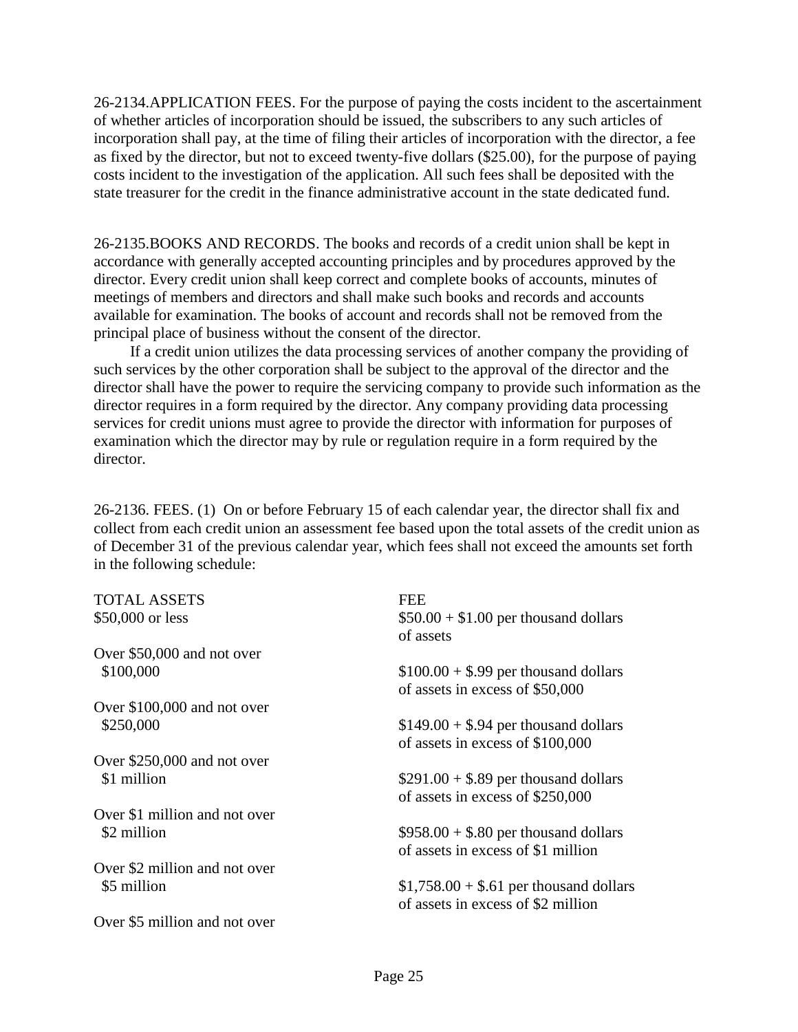26-2134.APPLICATION FEES. For the purpose of paying the costs incident to the ascertainment of whether articles of incorporation should be issued, the subscribers to any such articles of incorporation shall pay, at the time of filing their articles of incorporation with the director, a fee as fixed by the director, but not to exceed twenty-five dollars ($25.00), for the purpose of paying costs incident to the investigation of the application. All such fees shall be deposited with the state treasurer for the credit in the finance administrative account in the state dedicated fund.

26-2135.BOOKS AND RECORDS. The books and records of a credit union shall be kept in accordance with generally accepted accounting principles and by procedures approved by the director. Every credit union shall keep correct and complete books of accounts, minutes of meetings of members and directors and shall make such books and records and accounts available for examination. The books of account and records shall not be removed from the principal place of business without the consent of the director.

If a credit union utilizes the data processing services of another company the providing of such services by the other corporation shall be subject to the approval of the director and the director shall have the power to require the servicing company to provide such information as the director requires in a form required by the director. Any company providing data processing services for credit unions must agree to provide the director with information for purposes of examination which the director may by rule or regulation require in a form required by the director.

26-2136. FEES. (1) On or before February 15 of each calendar year, the director shall fix and collect from each credit union an assessment fee based upon the total assets of the credit union as of December 31 of the previous calendar year, which fees shall not exceed the amounts set forth in the following schedule:

| TOTAL ASSETS | FEE |
|---|---|
| $50,000 or less | $50.00 + $1.00 per thousand dollars of assets |
| Over $50,000 and not over $100,000 | $100.00 + $.99 per thousand dollars of assets in excess of $50,000 |
| Over $100,000 and not over $250,000 | $149.00 + $.94 per thousand dollars of assets in excess of $100,000 |
| Over $250,000 and not over $1 million | $291.00 + $.89 per thousand dollars of assets in excess of $250,000 |
| Over $1 million and not over $2 million | $958.00 + $.80 per thousand dollars of assets in excess of $1 million |
| Over $2 million and not over $5 million | $1,758.00 + $.61 per thousand dollars of assets in excess of $2 million |
| Over $5 million and not over | |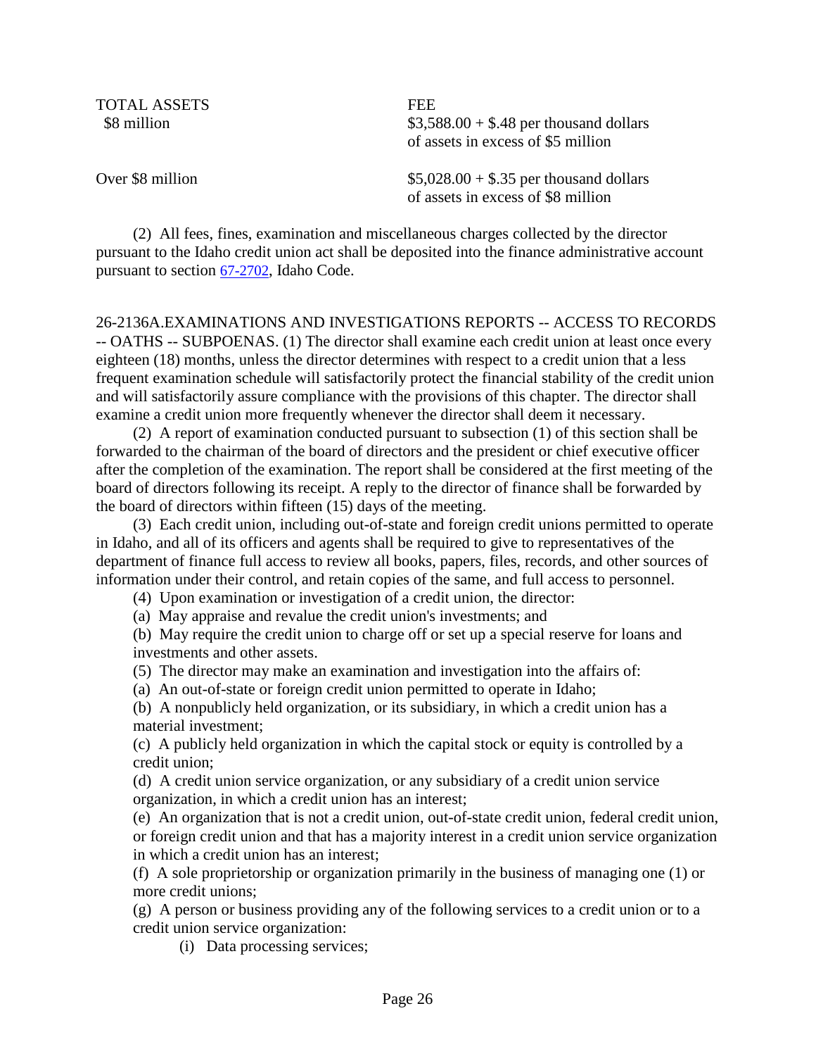| TOTAL ASSETS | FEE |
|---|---|
| $8 million | $3,588.00 + $.48 per thousand dollars of assets in excess of $5 million |
| Over $8 million | $5,028.00 + $.35 per thousand dollars of assets in excess of $8 million |

(2) All fees, fines, examination and miscellaneous charges collected by the director pursuant to the Idaho credit union act shall be deposited into the finance administrative account pursuant to section 67-2702, Idaho Code.

26-2136A.EXAMINATIONS AND INVESTIGATIONS REPORTS -- ACCESS TO RECORDS -- OATHS -- SUBPOENAS. (1) The director shall examine each credit union at least once every eighteen (18) months, unless the director determines with respect to a credit union that a less frequent examination schedule will satisfactorily protect the financial stability of the credit union and will satisfactorily assure compliance with the provisions of this chapter. The director shall examine a credit union more frequently whenever the director shall deem it necessary.

(2) A report of examination conducted pursuant to subsection (1) of this section shall be forwarded to the chairman of the board of directors and the president or chief executive officer after the completion of the examination. The report shall be considered at the first meeting of the board of directors following its receipt. A reply to the director of finance shall be forwarded by the board of directors within fifteen (15) days of the meeting.

(3) Each credit union, including out-of-state and foreign credit unions permitted to operate in Idaho, and all of its officers and agents shall be required to give to representatives of the department of finance full access to review all books, papers, files, records, and other sources of information under their control, and retain copies of the same, and full access to personnel.

(4) Upon examination or investigation of a credit union, the director:

(a) May appraise and revalue the credit union's investments; and

(b) May require the credit union to charge off or set up a special reserve for loans and investments and other assets.

(5) The director may make an examination and investigation into the affairs of:

(a) An out-of-state or foreign credit union permitted to operate in Idaho;

(b) A nonpublicly held organization, or its subsidiary, in which a credit union has a material investment;

(c) A publicly held organization in which the capital stock or equity is controlled by a credit union;

(d) A credit union service organization, or any subsidiary of a credit union service organization, in which a credit union has an interest;

(e) An organization that is not a credit union, out-of-state credit union, federal credit union, or foreign credit union and that has a majority interest in a credit union service organization in which a credit union has an interest;

(f) A sole proprietorship or organization primarily in the business of managing one (1) or more credit unions;

(g) A person or business providing any of the following services to a credit union or to a credit union service organization:

(i) Data processing services;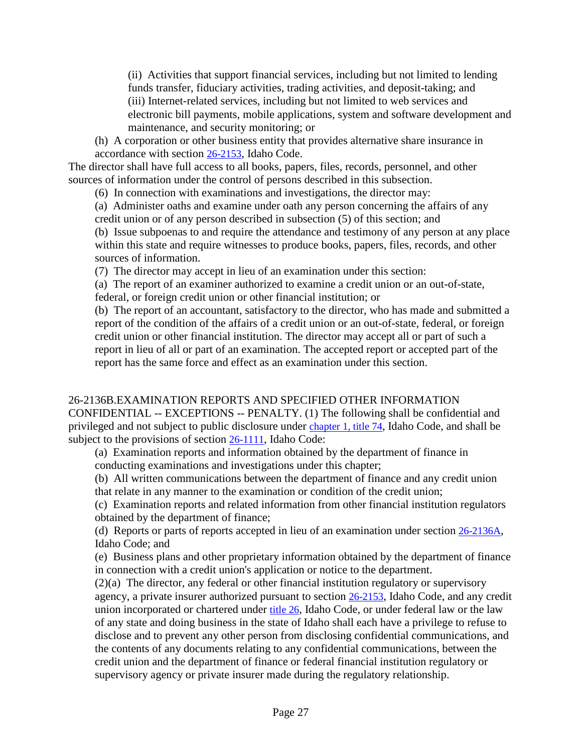(ii) Activities that support financial services, including but not limited to lending funds transfer, fiduciary activities, trading activities, and deposit-taking; and
(iii) Internet-related services, including but not limited to web services and electronic bill payments, mobile applications, system and software development and maintenance, and security monitoring; or

(h) A corporation or other business entity that provides alternative share insurance in accordance with section 26-2153, Idaho Code.

The director shall have full access to all books, papers, files, records, personnel, and other sources of information under the control of persons described in this subsection.

(6) In connection with examinations and investigations, the director may:

(a) Administer oaths and examine under oath any person concerning the affairs of any credit union or of any person described in subsection (5) of this section; and

(b) Issue subpoenas to and require the attendance and testimony of any person at any place within this state and require witnesses to produce books, papers, files, records, and other sources of information.

(7) The director may accept in lieu of an examination under this section:

(a) The report of an examiner authorized to examine a credit union or an out-of-state, federal, or foreign credit union or other financial institution; or

(b) The report of an accountant, satisfactory to the director, who has made and submitted a report of the condition of the affairs of a credit union or an out-of-state, federal, or foreign credit union or other financial institution. The director may accept all or part of such a report in lieu of all or part of an examination. The accepted report or accepted part of the report has the same force and effect as an examination under this section.

26-2136B.EXAMINATION REPORTS AND SPECIFIED OTHER INFORMATION CONFIDENTIAL -- EXCEPTIONS -- PENALTY. (1) The following shall be confidential and privileged and not subject to public disclosure under chapter 1, title 74, Idaho Code, and shall be subject to the provisions of section 26-1111, Idaho Code:

(a) Examination reports and information obtained by the department of finance in conducting examinations and investigations under this chapter;

(b) All written communications between the department of finance and any credit union that relate in any manner to the examination or condition of the credit union;

(c) Examination reports and related information from other financial institution regulators obtained by the department of finance;

(d) Reports or parts of reports accepted in lieu of an examination under section 26-2136A, Idaho Code; and

(e) Business plans and other proprietary information obtained by the department of finance in connection with a credit union's application or notice to the department.

(2)(a) The director, any federal or other financial institution regulatory or supervisory agency, a private insurer authorized pursuant to section 26-2153, Idaho Code, and any credit union incorporated or chartered under title 26, Idaho Code, or under federal law or the law of any state and doing business in the state of Idaho shall each have a privilege to refuse to disclose and to prevent any other person from disclosing confidential communications, and the contents of any documents relating to any confidential communications, between the credit union and the department of finance or federal financial institution regulatory or supervisory agency or private insurer made during the regulatory relationship.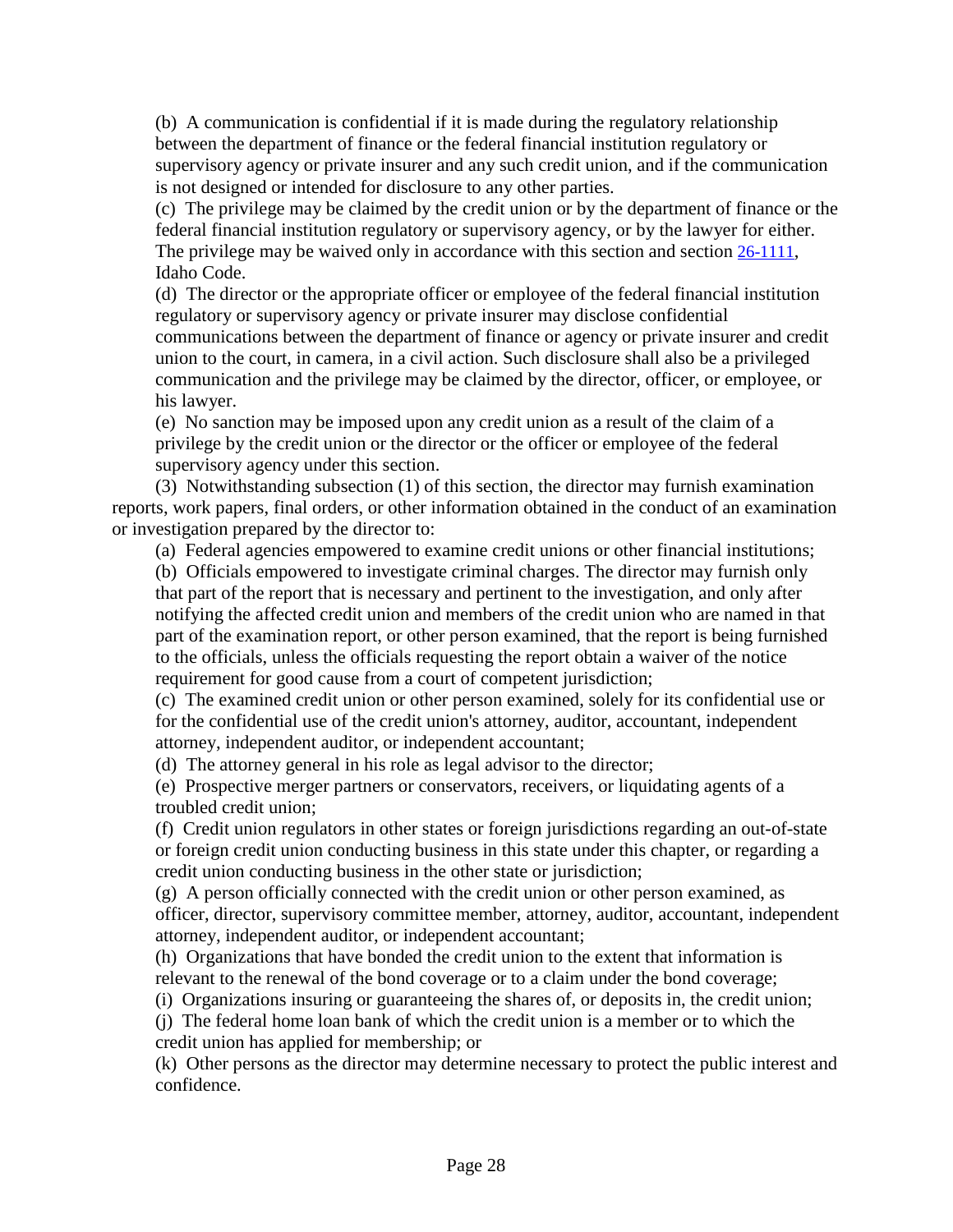(b) A communication is confidential if it is made during the regulatory relationship between the department of finance or the federal financial institution regulatory or supervisory agency or private insurer and any such credit union, and if the communication is not designed or intended for disclosure to any other parties.

(c) The privilege may be claimed by the credit union or by the department of finance or the federal financial institution regulatory or supervisory agency, or by the lawyer for either. The privilege may be waived only in accordance with this section and section 26-1111, Idaho Code.

(d) The director or the appropriate officer or employee of the federal financial institution regulatory or supervisory agency or private insurer may disclose confidential communications between the department of finance or agency or private insurer and credit union to the court, in camera, in a civil action. Such disclosure shall also be a privileged communication and the privilege may be claimed by the director, officer, or employee, or his lawyer.

(e) No sanction may be imposed upon any credit union as a result of the claim of a privilege by the credit union or the director or the officer or employee of the federal supervisory agency under this section.

(3) Notwithstanding subsection (1) of this section, the director may furnish examination reports, work papers, final orders, or other information obtained in the conduct of an examination or investigation prepared by the director to:

(a) Federal agencies empowered to examine credit unions or other financial institutions;

(b) Officials empowered to investigate criminal charges. The director may furnish only that part of the report that is necessary and pertinent to the investigation, and only after notifying the affected credit union and members of the credit union who are named in that part of the examination report, or other person examined, that the report is being furnished to the officials, unless the officials requesting the report obtain a waiver of the notice requirement for good cause from a court of competent jurisdiction;

(c) The examined credit union or other person examined, solely for its confidential use or for the confidential use of the credit union's attorney, auditor, accountant, independent attorney, independent auditor, or independent accountant;

(d) The attorney general in his role as legal advisor to the director;

(e) Prospective merger partners or conservators, receivers, or liquidating agents of a troubled credit union;

(f) Credit union regulators in other states or foreign jurisdictions regarding an out-of-state or foreign credit union conducting business in this state under this chapter, or regarding a credit union conducting business in the other state or jurisdiction;

(g) A person officially connected with the credit union or other person examined, as officer, director, supervisory committee member, attorney, auditor, accountant, independent attorney, independent auditor, or independent accountant;

(h) Organizations that have bonded the credit union to the extent that information is relevant to the renewal of the bond coverage or to a claim under the bond coverage;

(i) Organizations insuring or guaranteeing the shares of, or deposits in, the credit union;

(j) The federal home loan bank of which the credit union is a member or to which the credit union has applied for membership; or

(k) Other persons as the director may determine necessary to protect the public interest and confidence.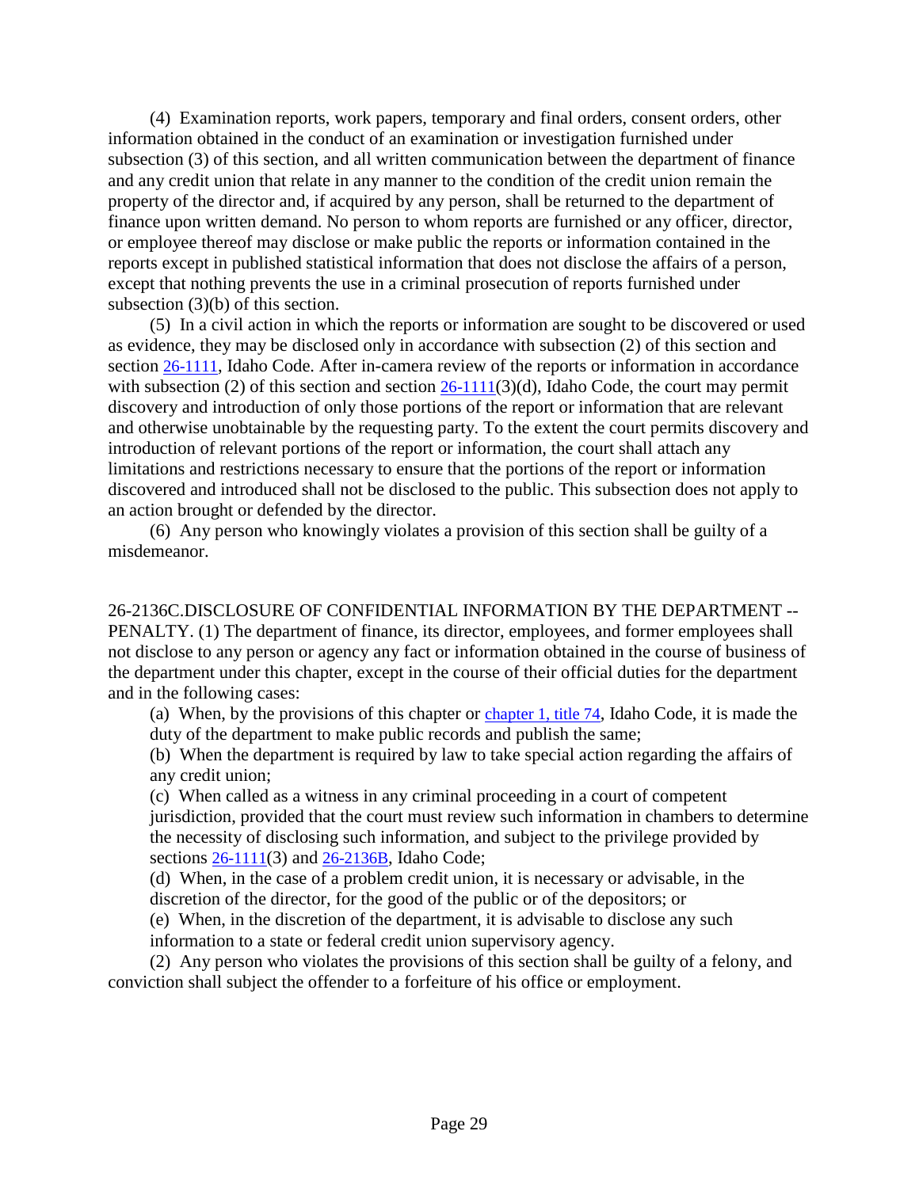(4) Examination reports, work papers, temporary and final orders, consent orders, other information obtained in the conduct of an examination or investigation furnished under subsection (3) of this section, and all written communication between the department of finance and any credit union that relate in any manner to the condition of the credit union remain the property of the director and, if acquired by any person, shall be returned to the department of finance upon written demand. No person to whom reports are furnished or any officer, director, or employee thereof may disclose or make public the reports or information contained in the reports except in published statistical information that does not disclose the affairs of a person, except that nothing prevents the use in a criminal prosecution of reports furnished under subsection (3)(b) of this section.

(5) In a civil action in which the reports or information are sought to be discovered or used as evidence, they may be disclosed only in accordance with subsection (2) of this section and section 26-1111, Idaho Code. After in-camera review of the reports or information in accordance with subsection (2) of this section and section 26-1111(3)(d), Idaho Code, the court may permit discovery and introduction of only those portions of the report or information that are relevant and otherwise unobtainable by the requesting party. To the extent the court permits discovery and introduction of relevant portions of the report or information, the court shall attach any limitations and restrictions necessary to ensure that the portions of the report or information discovered and introduced shall not be disclosed to the public. This subsection does not apply to an action brought or defended by the director.

(6) Any person who knowingly violates a provision of this section shall be guilty of a misdemeanor.

26-2136C.DISCLOSURE OF CONFIDENTIAL INFORMATION BY THE DEPARTMENT -- PENALTY. (1) The department of finance, its director, employees, and former employees shall not disclose to any person or agency any fact or information obtained in the course of business of the department under this chapter, except in the course of their official duties for the department and in the following cases:

(a) When, by the provisions of this chapter or chapter 1, title 74, Idaho Code, it is made the duty of the department to make public records and publish the same;

(b) When the department is required by law to take special action regarding the affairs of any credit union;

(c) When called as a witness in any criminal proceeding in a court of competent jurisdiction, provided that the court must review such information in chambers to determine the necessity of disclosing such information, and subject to the privilege provided by sections 26-1111(3) and 26-2136B, Idaho Code;

(d) When, in the case of a problem credit union, it is necessary or advisable, in the discretion of the director, for the good of the public or of the depositors; or

(e) When, in the discretion of the department, it is advisable to disclose any such information to a state or federal credit union supervisory agency.

(2) Any person who violates the provisions of this section shall be guilty of a felony, and conviction shall subject the offender to a forfeiture of his office or employment.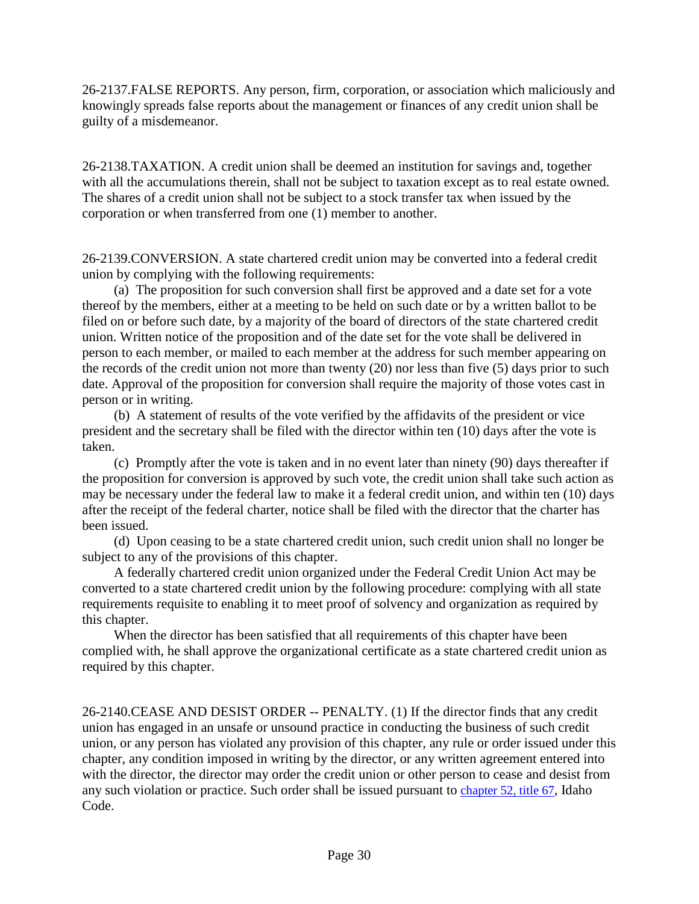26-2137.FALSE REPORTS. Any person, firm, corporation, or association which maliciously and knowingly spreads false reports about the management or finances of any credit union shall be guilty of a misdemeanor.

26-2138.TAXATION. A credit union shall be deemed an institution for savings and, together with all the accumulations therein, shall not be subject to taxation except as to real estate owned. The shares of a credit union shall not be subject to a stock transfer tax when issued by the corporation or when transferred from one (1) member to another.

26-2139.CONVERSION. A state chartered credit union may be converted into a federal credit union by complying with the following requirements:

(a) The proposition for such conversion shall first be approved and a date set for a vote thereof by the members, either at a meeting to be held on such date or by a written ballot to be filed on or before such date, by a majority of the board of directors of the state chartered credit union. Written notice of the proposition and of the date set for the vote shall be delivered in person to each member, or mailed to each member at the address for such member appearing on the records of the credit union not more than twenty (20) nor less than five (5) days prior to such date. Approval of the proposition for conversion shall require the majority of those votes cast in person or in writing.

(b) A statement of results of the vote verified by the affidavits of the president or vice president and the secretary shall be filed with the director within ten (10) days after the vote is taken.

(c) Promptly after the vote is taken and in no event later than ninety (90) days thereafter if the proposition for conversion is approved by such vote, the credit union shall take such action as may be necessary under the federal law to make it a federal credit union, and within ten (10) days after the receipt of the federal charter, notice shall be filed with the director that the charter has been issued.

(d) Upon ceasing to be a state chartered credit union, such credit union shall no longer be subject to any of the provisions of this chapter.

A federally chartered credit union organized under the Federal Credit Union Act may be converted to a state chartered credit union by the following procedure: complying with all state requirements requisite to enabling it to meet proof of solvency and organization as required by this chapter.

When the director has been satisfied that all requirements of this chapter have been complied with, he shall approve the organizational certificate as a state chartered credit union as required by this chapter.

26-2140.CEASE AND DESIST ORDER -- PENALTY. (1) If the director finds that any credit union has engaged in an unsafe or unsound practice in conducting the business of such credit union, or any person has violated any provision of this chapter, any rule or order issued under this chapter, any condition imposed in writing by the director, or any written agreement entered into with the director, the director may order the credit union or other person to cease and desist from any such violation or practice. Such order shall be issued pursuant to chapter 52, title 67, Idaho Code.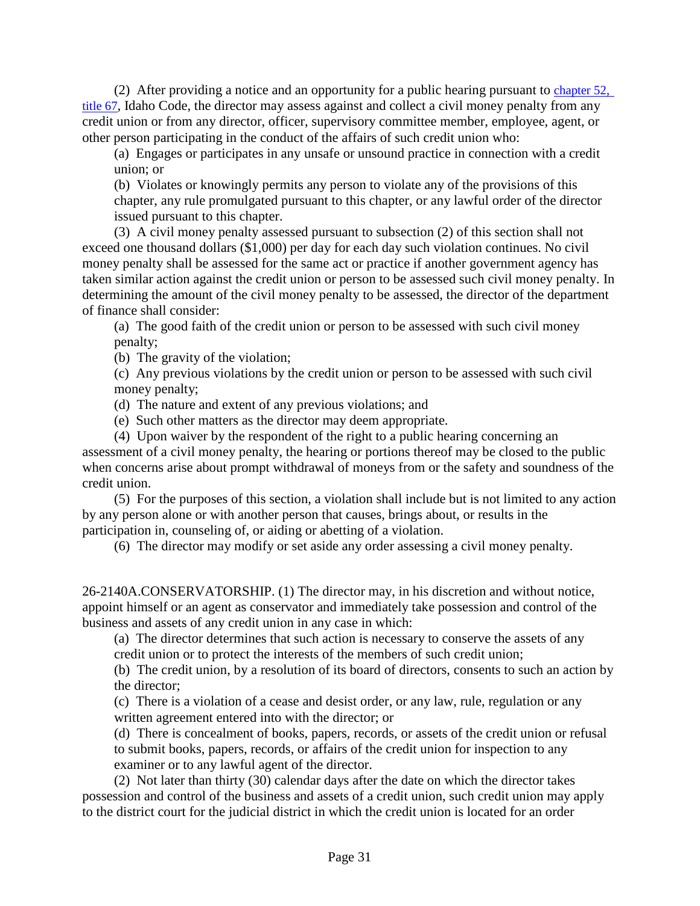(2) After providing a notice and an opportunity for a public hearing pursuant to [chapter 52, title 67](), Idaho Code, the director may assess against and collect a civil money penalty from any credit union or from any director, officer, supervisory committee member, employee, agent, or other person participating in the conduct of the affairs of such credit union who:

(a) Engages or participates in any unsafe or unsound practice in connection with a credit union; or

(b) Violates or knowingly permits any person to violate any of the provisions of this chapter, any rule promulgated pursuant to this chapter, or any lawful order of the director issued pursuant to this chapter.

(3) A civil money penalty assessed pursuant to subsection (2) of this section shall not exceed one thousand dollars ($1,000) per day for each day such violation continues. No civil money penalty shall be assessed for the same act or practice if another government agency has taken similar action against the credit union or person to be assessed such civil money penalty. In determining the amount of the civil money penalty to be assessed, the director of the department of finance shall consider:

(a) The good faith of the credit union or person to be assessed with such civil money penalty;

(b) The gravity of the violation;

(c) Any previous violations by the credit union or person to be assessed with such civil money penalty;

(d) The nature and extent of any previous violations; and

(e) Such other matters as the director may deem appropriate.

(4) Upon waiver by the respondent of the right to a public hearing concerning an assessment of a civil money penalty, the hearing or portions thereof may be closed to the public when concerns arise about prompt withdrawal of moneys from or the safety and soundness of the credit union.

(5) For the purposes of this section, a violation shall include but is not limited to any action by any person alone or with another person that causes, brings about, or results in the participation in, counseling of, or aiding or abetting of a violation.

(6) The director may modify or set aside any order assessing a civil money penalty.

26-2140A.CONSERVATORSHIP. (1) The director may, in his discretion and without notice, appoint himself or an agent as conservator and immediately take possession and control of the business and assets of any credit union in any case in which:

(a) The director determines that such action is necessary to conserve the assets of any credit union or to protect the interests of the members of such credit union;

(b) The credit union, by a resolution of its board of directors, consents to such an action by the director;

(c) There is a violation of a cease and desist order, or any law, rule, regulation or any written agreement entered into with the director; or

(d) There is concealment of books, papers, records, or assets of the credit union or refusal to submit books, papers, records, or affairs of the credit union for inspection to any examiner or to any lawful agent of the director.

(2) Not later than thirty (30) calendar days after the date on which the director takes possession and control of the business and assets of a credit union, such credit union may apply to the district court for the judicial district in which the credit union is located for an order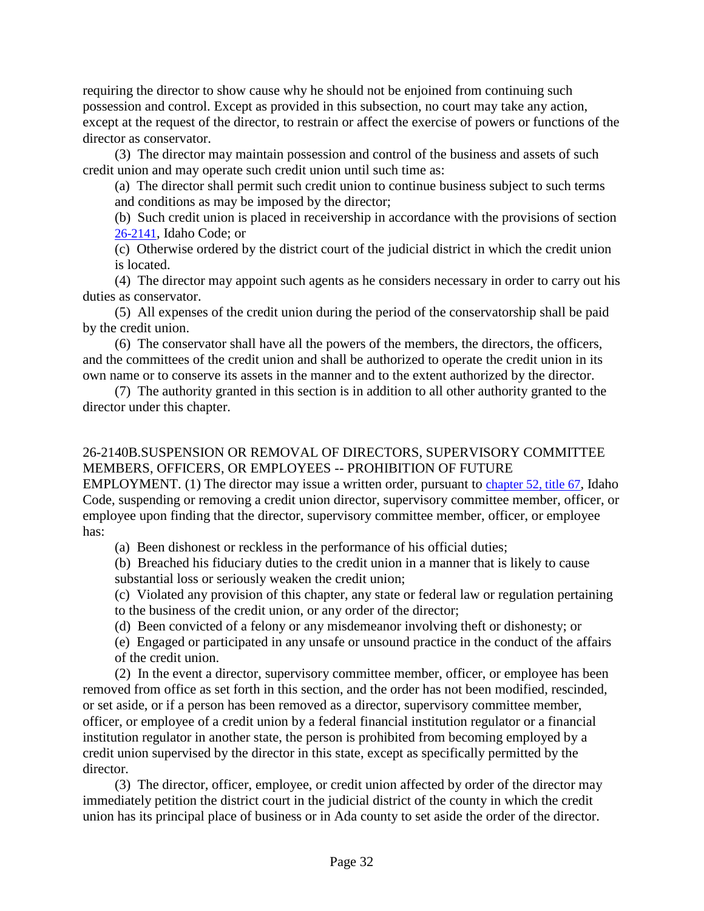requiring the director to show cause why he should not be enjoined from continuing such possession and control. Except as provided in this subsection, no court may take any action, except at the request of the director, to restrain or affect the exercise of powers or functions of the director as conservator.

(3) The director may maintain possession and control of the business and assets of such credit union and may operate such credit union until such time as:

(a) The director shall permit such credit union to continue business subject to such terms and conditions as may be imposed by the director;

(b) Such credit union is placed in receivership in accordance with the provisions of section 26-2141, Idaho Code; or

(c) Otherwise ordered by the district court of the judicial district in which the credit union is located.

(4) The director may appoint such agents as he considers necessary in order to carry out his duties as conservator.

(5) All expenses of the credit union during the period of the conservatorship shall be paid by the credit union.

(6) The conservator shall have all the powers of the members, the directors, the officers, and the committees of the credit union and shall be authorized to operate the credit union in its own name or to conserve its assets in the manner and to the extent authorized by the director.

(7) The authority granted in this section is in addition to all other authority granted to the director under this chapter.

26-2140B.SUSPENSION OR REMOVAL OF DIRECTORS, SUPERVISORY COMMITTEE MEMBERS, OFFICERS, OR EMPLOYEES -- PROHIBITION OF FUTURE EMPLOYMENT. (1) The director may issue a written order, pursuant to chapter 52, title 67, Idaho Code, suspending or removing a credit union director, supervisory committee member, officer, or employee upon finding that the director, supervisory committee member, officer, or employee has:

(a) Been dishonest or reckless in the performance of his official duties;

(b) Breached his fiduciary duties to the credit union in a manner that is likely to cause substantial loss or seriously weaken the credit union;

(c) Violated any provision of this chapter, any state or federal law or regulation pertaining to the business of the credit union, or any order of the director;

(d) Been convicted of a felony or any misdemeanor involving theft or dishonesty; or

(e) Engaged or participated in any unsafe or unsound practice in the conduct of the affairs of the credit union.

(2) In the event a director, supervisory committee member, officer, or employee has been removed from office as set forth in this section, and the order has not been modified, rescinded, or set aside, or if a person has been removed as a director, supervisory committee member, officer, or employee of a credit union by a federal financial institution regulator or a financial institution regulator in another state, the person is prohibited from becoming employed by a credit union supervised by the director in this state, except as specifically permitted by the director.

(3) The director, officer, employee, or credit union affected by order of the director may immediately petition the district court in the judicial district of the county in which the credit union has its principal place of business or in Ada county to set aside the order of the director.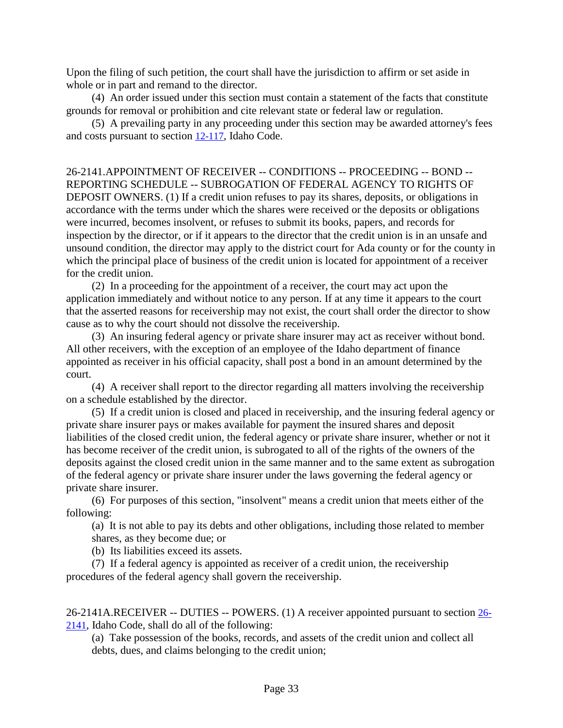Upon the filing of such petition, the court shall have the jurisdiction to affirm or set aside in whole or in part and remand to the director.

(4) An order issued under this section must contain a statement of the facts that constitute grounds for removal or prohibition and cite relevant state or federal law or regulation.

(5) A prevailing party in any proceeding under this section may be awarded attorney's fees and costs pursuant to section 12-117, Idaho Code.

26-2141.APPOINTMENT OF RECEIVER -- CONDITIONS -- PROCEEDING -- BOND -- REPORTING SCHEDULE -- SUBROGATION OF FEDERAL AGENCY TO RIGHTS OF DEPOSIT OWNERS. (1) If a credit union refuses to pay its shares, deposits, or obligations in accordance with the terms under which the shares were received or the deposits or obligations were incurred, becomes insolvent, or refuses to submit its books, papers, and records for inspection by the director, or if it appears to the director that the credit union is in an unsafe and unsound condition, the director may apply to the district court for Ada county or for the county in which the principal place of business of the credit union is located for appointment of a receiver for the credit union.

(2) In a proceeding for the appointment of a receiver, the court may act upon the application immediately and without notice to any person. If at any time it appears to the court that the asserted reasons for receivership may not exist, the court shall order the director to show cause as to why the court should not dissolve the receivership.

(3) An insuring federal agency or private share insurer may act as receiver without bond. All other receivers, with the exception of an employee of the Idaho department of finance appointed as receiver in his official capacity, shall post a bond in an amount determined by the court.

(4) A receiver shall report to the director regarding all matters involving the receivership on a schedule established by the director.

(5) If a credit union is closed and placed in receivership, and the insuring federal agency or private share insurer pays or makes available for payment the insured shares and deposit liabilities of the closed credit union, the federal agency or private share insurer, whether or not it has become receiver of the credit union, is subrogated to all of the rights of the owners of the deposits against the closed credit union in the same manner and to the same extent as subrogation of the federal agency or private share insurer under the laws governing the federal agency or private share insurer.

(6) For purposes of this section, "insolvent" means a credit union that meets either of the following:

(a) It is not able to pay its debts and other obligations, including those related to member shares, as they become due; or

(b) Its liabilities exceed its assets.

(7) If a federal agency is appointed as receiver of a credit union, the receivership procedures of the federal agency shall govern the receivership.

26-2141A.RECEIVER -- DUTIES -- POWERS. (1) A receiver appointed pursuant to section 26-2141, Idaho Code, shall do all of the following:

(a) Take possession of the books, records, and assets of the credit union and collect all debts, dues, and claims belonging to the credit union;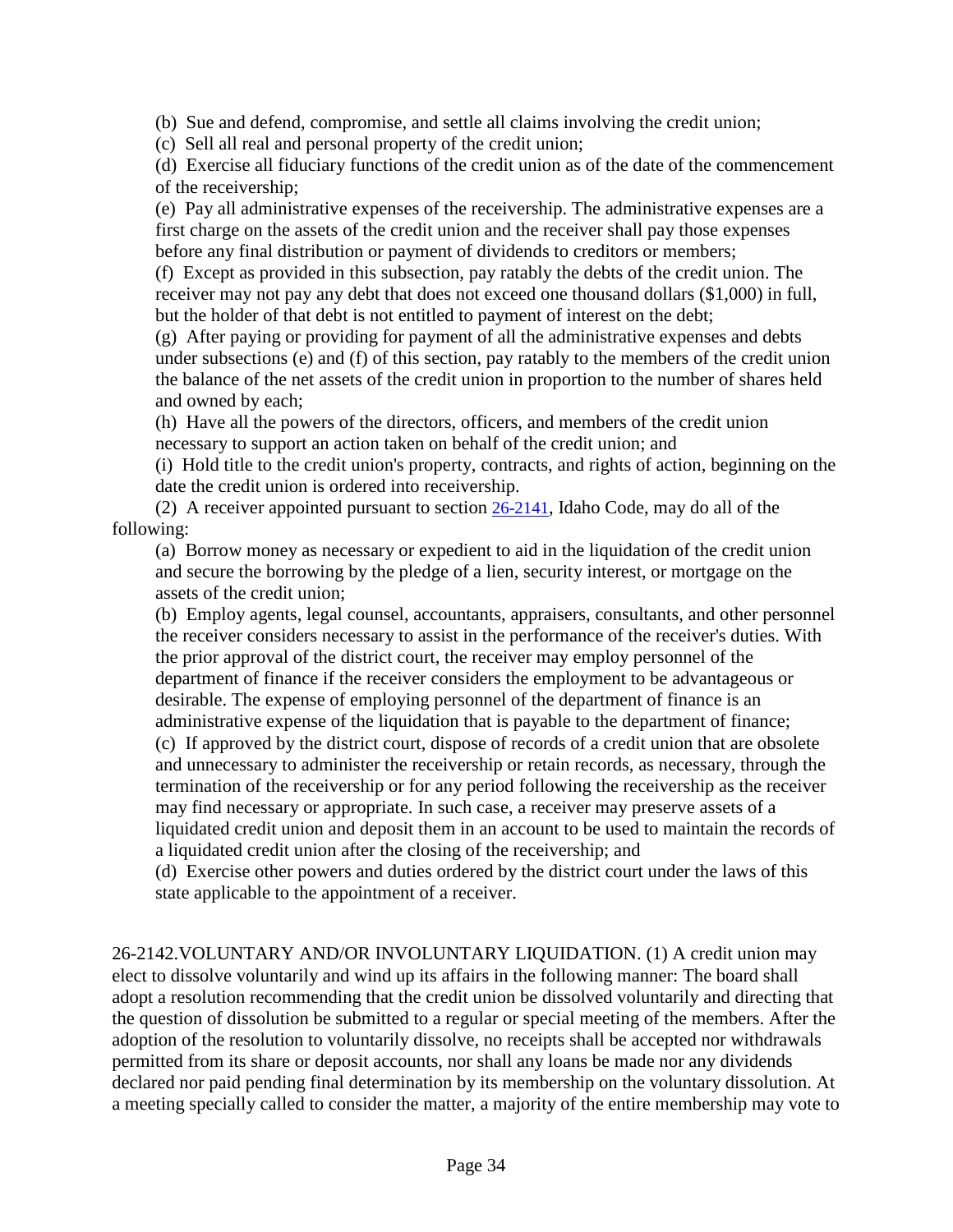(b) Sue and defend, compromise, and settle all claims involving the credit union;

(c) Sell all real and personal property of the credit union;

(d) Exercise all fiduciary functions of the credit union as of the date of the commencement of the receivership;

(e) Pay all administrative expenses of the receivership. The administrative expenses are a first charge on the assets of the credit union and the receiver shall pay those expenses before any final distribution or payment of dividends to creditors or members;

(f) Except as provided in this subsection, pay ratably the debts of the credit union. The receiver may not pay any debt that does not exceed one thousand dollars ($1,000) in full, but the holder of that debt is not entitled to payment of interest on the debt;

(g) After paying or providing for payment of all the administrative expenses and debts under subsections (e) and (f) of this section, pay ratably to the members of the credit union the balance of the net assets of the credit union in proportion to the number of shares held and owned by each;

(h) Have all the powers of the directors, officers, and members of the credit union necessary to support an action taken on behalf of the credit union; and

(i) Hold title to the credit union's property, contracts, and rights of action, beginning on the date the credit union is ordered into receivership.

(2) A receiver appointed pursuant to section 26-2141, Idaho Code, may do all of the following:

(a) Borrow money as necessary or expedient to aid in the liquidation of the credit union and secure the borrowing by the pledge of a lien, security interest, or mortgage on the assets of the credit union;

(b) Employ agents, legal counsel, accountants, appraisers, consultants, and other personnel the receiver considers necessary to assist in the performance of the receiver's duties. With the prior approval of the district court, the receiver may employ personnel of the department of finance if the receiver considers the employment to be advantageous or desirable. The expense of employing personnel of the department of finance is an administrative expense of the liquidation that is payable to the department of finance;

(c) If approved by the district court, dispose of records of a credit union that are obsolete and unnecessary to administer the receivership or retain records, as necessary, through the termination of the receivership or for any period following the receivership as the receiver may find necessary or appropriate. In such case, a receiver may preserve assets of a liquidated credit union and deposit them in an account to be used to maintain the records of a liquidated credit union after the closing of the receivership; and

(d) Exercise other powers and duties ordered by the district court under the laws of this state applicable to the appointment of a receiver.

26-2142.VOLUNTARY AND/OR INVOLUNTARY LIQUIDATION. (1) A credit union may elect to dissolve voluntarily and wind up its affairs in the following manner: The board shall adopt a resolution recommending that the credit union be dissolved voluntarily and directing that the question of dissolution be submitted to a regular or special meeting of the members. After the adoption of the resolution to voluntarily dissolve, no receipts shall be accepted nor withdrawals permitted from its share or deposit accounts, nor shall any loans be made nor any dividends declared nor paid pending final determination by its membership on the voluntary dissolution. At a meeting specially called to consider the matter, a majority of the entire membership may vote to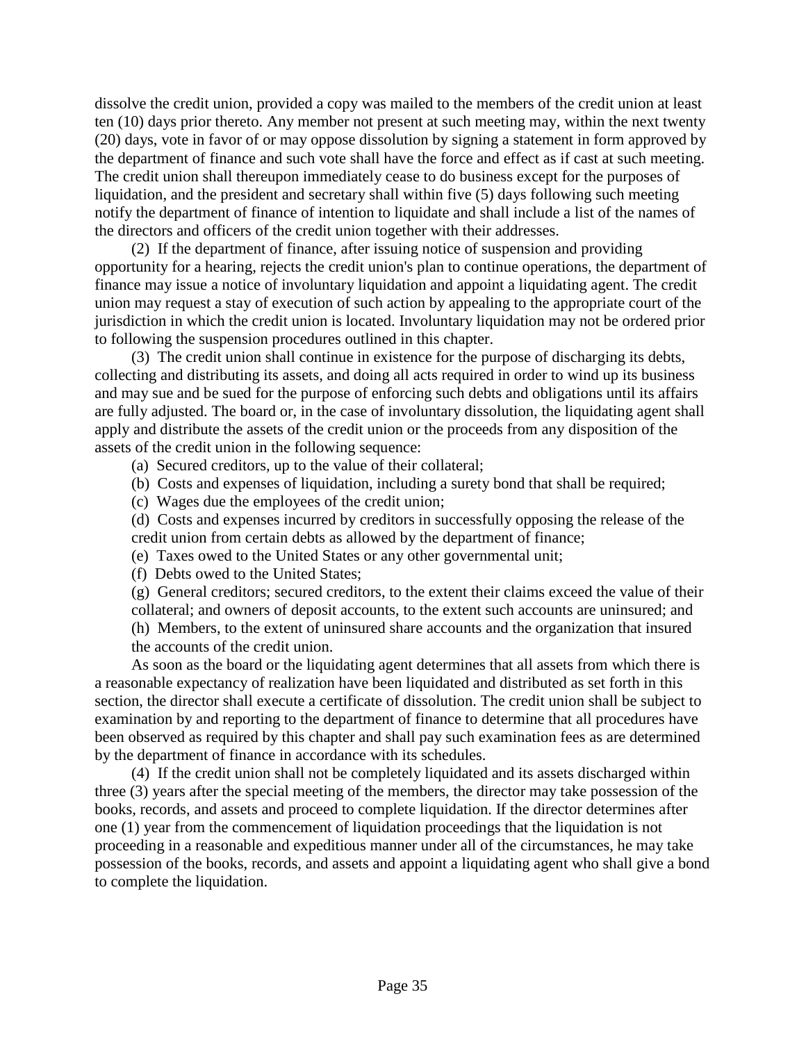dissolve the credit union, provided a copy was mailed to the members of the credit union at least ten (10) days prior thereto. Any member not present at such meeting may, within the next twenty (20) days, vote in favor of or may oppose dissolution by signing a statement in form approved by the department of finance and such vote shall have the force and effect as if cast at such meeting. The credit union shall thereupon immediately cease to do business except for the purposes of liquidation, and the president and secretary shall within five (5) days following such meeting notify the department of finance of intention to liquidate and shall include a list of the names of the directors and officers of the credit union together with their addresses.

(2) If the department of finance, after issuing notice of suspension and providing opportunity for a hearing, rejects the credit union's plan to continue operations, the department of finance may issue a notice of involuntary liquidation and appoint a liquidating agent. The credit union may request a stay of execution of such action by appealing to the appropriate court of the jurisdiction in which the credit union is located. Involuntary liquidation may not be ordered prior to following the suspension procedures outlined in this chapter.

(3) The credit union shall continue in existence for the purpose of discharging its debts, collecting and distributing its assets, and doing all acts required in order to wind up its business and may sue and be sued for the purpose of enforcing such debts and obligations until its affairs are fully adjusted. The board or, in the case of involuntary dissolution, the liquidating agent shall apply and distribute the assets of the credit union or the proceeds from any disposition of the assets of the credit union in the following sequence:

(a) Secured creditors, up to the value of their collateral;

(b) Costs and expenses of liquidation, including a surety bond that shall be required;

(c) Wages due the employees of the credit union;

(d) Costs and expenses incurred by creditors in successfully opposing the release of the credit union from certain debts as allowed by the department of finance;

(e) Taxes owed to the United States or any other governmental unit;

(f) Debts owed to the United States;

(g) General creditors; secured creditors, to the extent their claims exceed the value of their collateral; and owners of deposit accounts, to the extent such accounts are uninsured; and

(h) Members, to the extent of uninsured share accounts and the organization that insured the accounts of the credit union.

As soon as the board or the liquidating agent determines that all assets from which there is a reasonable expectancy of realization have been liquidated and distributed as set forth in this section, the director shall execute a certificate of dissolution. The credit union shall be subject to examination by and reporting to the department of finance to determine that all procedures have been observed as required by this chapter and shall pay such examination fees as are determined by the department of finance in accordance with its schedules.

(4) If the credit union shall not be completely liquidated and its assets discharged within three (3) years after the special meeting of the members, the director may take possession of the books, records, and assets and proceed to complete liquidation. If the director determines after one (1) year from the commencement of liquidation proceedings that the liquidation is not proceeding in a reasonable and expeditious manner under all of the circumstances, he may take possession of the books, records, and assets and appoint a liquidating agent who shall give a bond to complete the liquidation.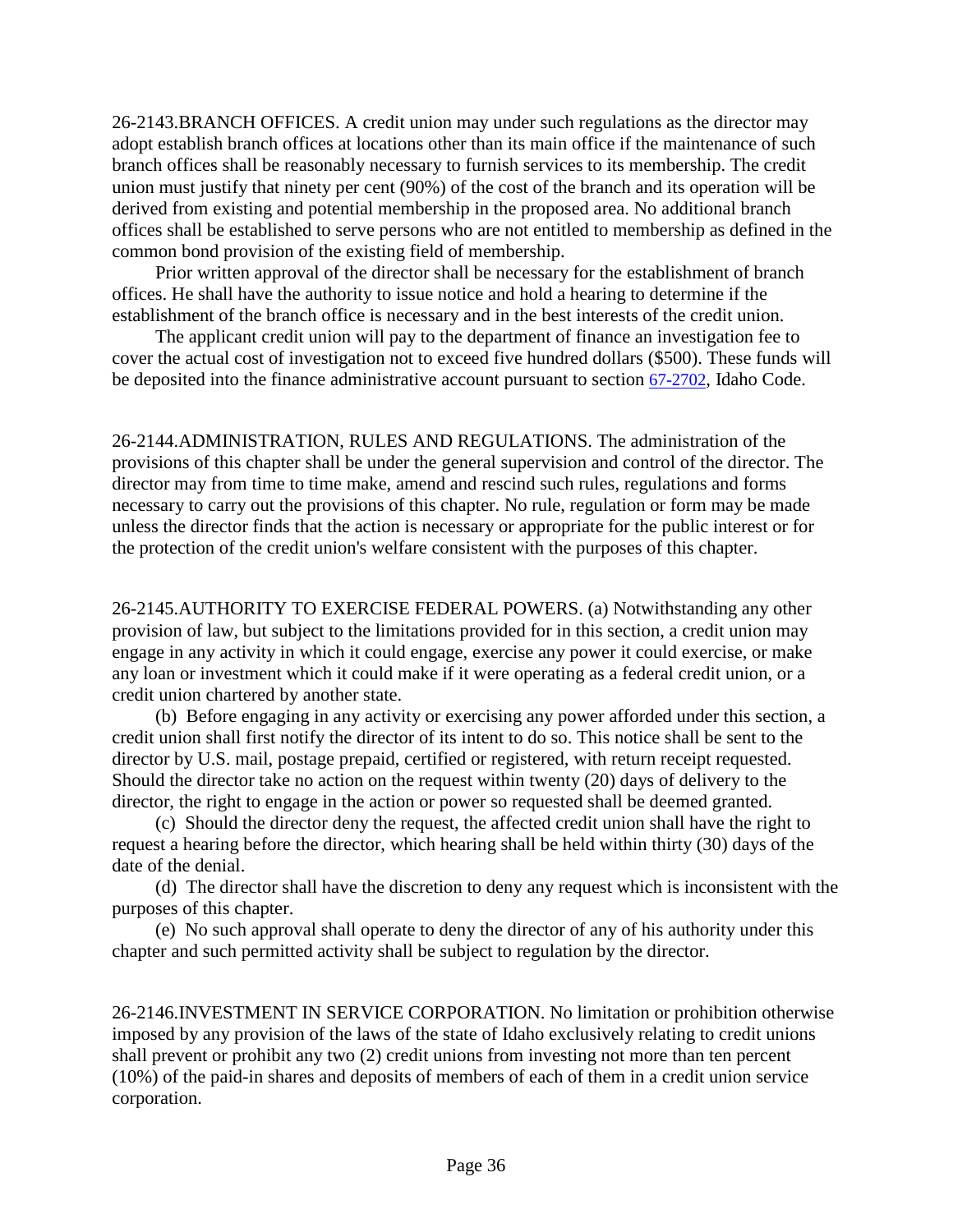26-2143.BRANCH OFFICES. A credit union may under such regulations as the director may adopt establish branch offices at locations other than its main office if the maintenance of such branch offices shall be reasonably necessary to furnish services to its membership. The credit union must justify that ninety per cent (90%) of the cost of the branch and its operation will be derived from existing and potential membership in the proposed area. No additional branch offices shall be established to serve persons who are not entitled to membership as defined in the common bond provision of the existing field of membership.

Prior written approval of the director shall be necessary for the establishment of branch offices. He shall have the authority to issue notice and hold a hearing to determine if the establishment of the branch office is necessary and in the best interests of the credit union.

The applicant credit union will pay to the department of finance an investigation fee to cover the actual cost of investigation not to exceed five hundred dollars ($500). These funds will be deposited into the finance administrative account pursuant to section 67-2702, Idaho Code.

26-2144.ADMINISTRATION, RULES AND REGULATIONS. The administration of the provisions of this chapter shall be under the general supervision and control of the director. The director may from time to time make, amend and rescind such rules, regulations and forms necessary to carry out the provisions of this chapter. No rule, regulation or form may be made unless the director finds that the action is necessary or appropriate for the public interest or for the protection of the credit union's welfare consistent with the purposes of this chapter.

26-2145.AUTHORITY TO EXERCISE FEDERAL POWERS. (a) Notwithstanding any other provision of law, but subject to the limitations provided for in this section, a credit union may engage in any activity in which it could engage, exercise any power it could exercise, or make any loan or investment which it could make if it were operating as a federal credit union, or a credit union chartered by another state.

(b) Before engaging in any activity or exercising any power afforded under this section, a credit union shall first notify the director of its intent to do so. This notice shall be sent to the director by U.S. mail, postage prepaid, certified or registered, with return receipt requested. Should the director take no action on the request within twenty (20) days of delivery to the director, the right to engage in the action or power so requested shall be deemed granted.

(c) Should the director deny the request, the affected credit union shall have the right to request a hearing before the director, which hearing shall be held within thirty (30) days of the date of the denial.

(d) The director shall have the discretion to deny any request which is inconsistent with the purposes of this chapter.

(e) No such approval shall operate to deny the director of any of his authority under this chapter and such permitted activity shall be subject to regulation by the director.

26-2146.INVESTMENT IN SERVICE CORPORATION. No limitation or prohibition otherwise imposed by any provision of the laws of the state of Idaho exclusively relating to credit unions shall prevent or prohibit any two (2) credit unions from investing not more than ten percent (10%) of the paid-in shares and deposits of members of each of them in a credit union service corporation.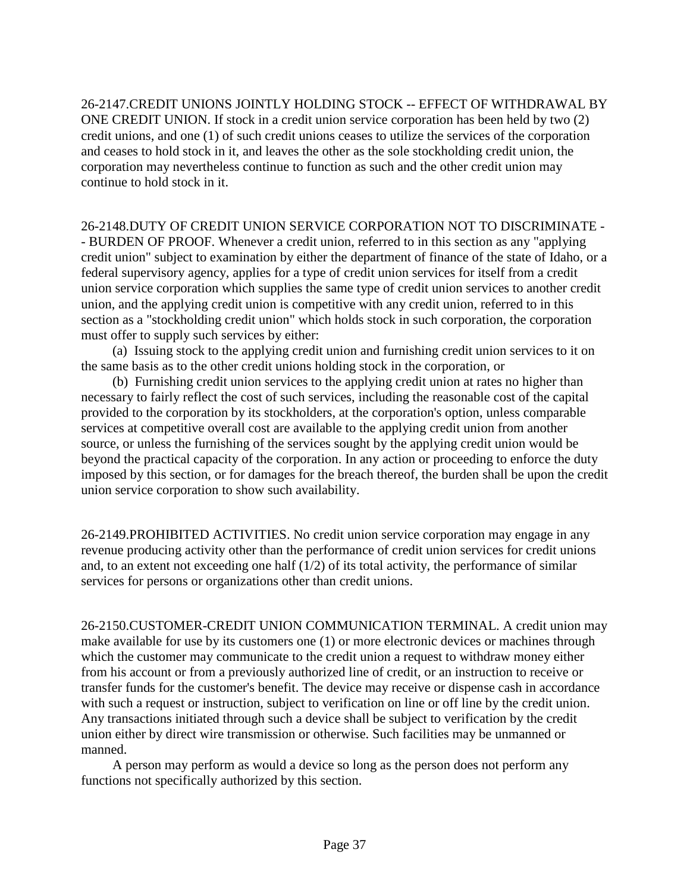26-2147.CREDIT UNIONS JOINTLY HOLDING STOCK -- EFFECT OF WITHDRAWAL BY ONE CREDIT UNION. If stock in a credit union service corporation has been held by two (2) credit unions, and one (1) of such credit unions ceases to utilize the services of the corporation and ceases to hold stock in it, and leaves the other as the sole stockholding credit union, the corporation may nevertheless continue to function as such and the other credit union may continue to hold stock in it.

26-2148.DUTY OF CREDIT UNION SERVICE CORPORATION NOT TO DISCRIMINATE -- BURDEN OF PROOF. Whenever a credit union, referred to in this section as any "applying credit union" subject to examination by either the department of finance of the state of Idaho, or a federal supervisory agency, applies for a type of credit union services for itself from a credit union service corporation which supplies the same type of credit union services to another credit union, and the applying credit union is competitive with any credit union, referred to in this section as a "stockholding credit union" which holds stock in such corporation, the corporation must offer to supply such services by either:

(a) Issuing stock to the applying credit union and furnishing credit union services to it on the same basis as to the other credit unions holding stock in the corporation, or

(b) Furnishing credit union services to the applying credit union at rates no higher than necessary to fairly reflect the cost of such services, including the reasonable cost of the capital provided to the corporation by its stockholders, at the corporation's option, unless comparable services at competitive overall cost are available to the applying credit union from another source, or unless the furnishing of the services sought by the applying credit union would be beyond the practical capacity of the corporation. In any action or proceeding to enforce the duty imposed by this section, or for damages for the breach thereof, the burden shall be upon the credit union service corporation to show such availability.

26-2149.PROHIBITED ACTIVITIES. No credit union service corporation may engage in any revenue producing activity other than the performance of credit union services for credit unions and, to an extent not exceeding one half (1/2) of its total activity, the performance of similar services for persons or organizations other than credit unions.

26-2150.CUSTOMER-CREDIT UNION COMMUNICATION TERMINAL. A credit union may make available for use by its customers one (1) or more electronic devices or machines through which the customer may communicate to the credit union a request to withdraw money either from his account or from a previously authorized line of credit, or an instruction to receive or transfer funds for the customer's benefit. The device may receive or dispense cash in accordance with such a request or instruction, subject to verification on line or off line by the credit union. Any transactions initiated through such a device shall be subject to verification by the credit union either by direct wire transmission or otherwise. Such facilities may be unmanned or manned.

A person may perform as would a device so long as the person does not perform any functions not specifically authorized by this section.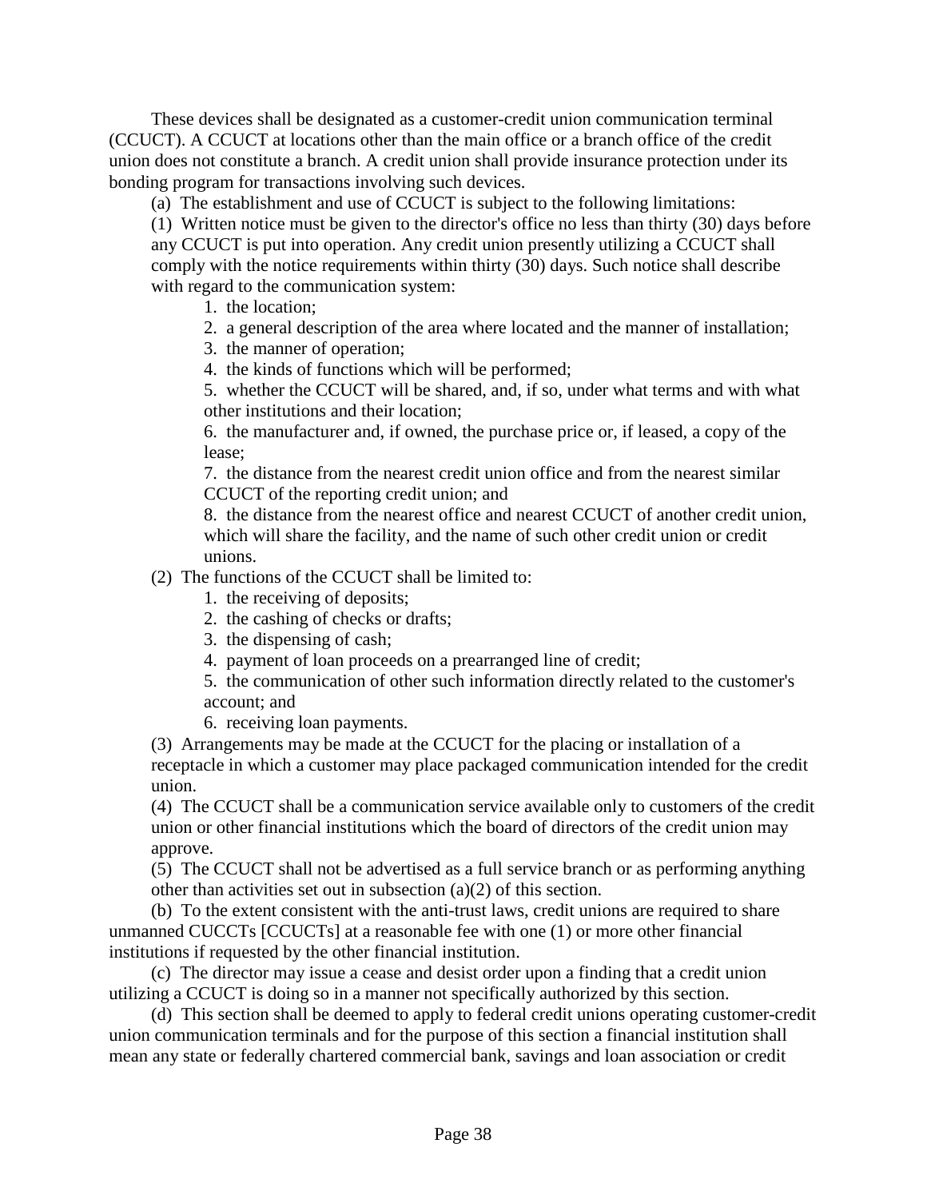These devices shall be designated as a customer-credit union communication terminal (CCUCT). A CCUCT at locations other than the main office or a branch office of the credit union does not constitute a branch. A credit union shall provide insurance protection under its bonding program for transactions involving such devices.

(a) The establishment and use of CCUCT is subject to the following limitations:

(1) Written notice must be given to the director's office no less than thirty (30) days before any CCUCT is put into operation. Any credit union presently utilizing a CCUCT shall comply with the notice requirements within thirty (30) days. Such notice shall describe with regard to the communication system:

1. the location;
2. a general description of the area where located and the manner of installation;
3. the manner of operation;
4. the kinds of functions which will be performed;
5. whether the CCUCT will be shared, and, if so, under what terms and with what other institutions and their location;
6. the manufacturer and, if owned, the purchase price or, if leased, a copy of the lease;
7. the distance from the nearest credit union office and from the nearest similar CCUCT of the reporting credit union; and
8. the distance from the nearest office and nearest CCUCT of another credit union, which will share the facility, and the name of such other credit union or credit unions.

(2) The functions of the CCUCT shall be limited to:

1. the receiving of deposits;
2. the cashing of checks or drafts;
3. the dispensing of cash;
4. payment of loan proceeds on a prearranged line of credit;
5. the communication of other such information directly related to the customer's account; and
6. receiving loan payments.

(3) Arrangements may be made at the CCUCT for the placing or installation of a receptacle in which a customer may place packaged communication intended for the credit union.

(4) The CCUCT shall be a communication service available only to customers of the credit union or other financial institutions which the board of directors of the credit union may approve.

(5) The CCUCT shall not be advertised as a full service branch or as performing anything other than activities set out in subsection (a)(2) of this section.

(b) To the extent consistent with the anti-trust laws, credit unions are required to share unmanned CUCCTs [CCUCTs] at a reasonable fee with one (1) or more other financial institutions if requested by the other financial institution.

(c) The director may issue a cease and desist order upon a finding that a credit union utilizing a CCUCT is doing so in a manner not specifically authorized by this section.

(d) This section shall be deemed to apply to federal credit unions operating customer-credit union communication terminals and for the purpose of this section a financial institution shall mean any state or federally chartered commercial bank, savings and loan association or credit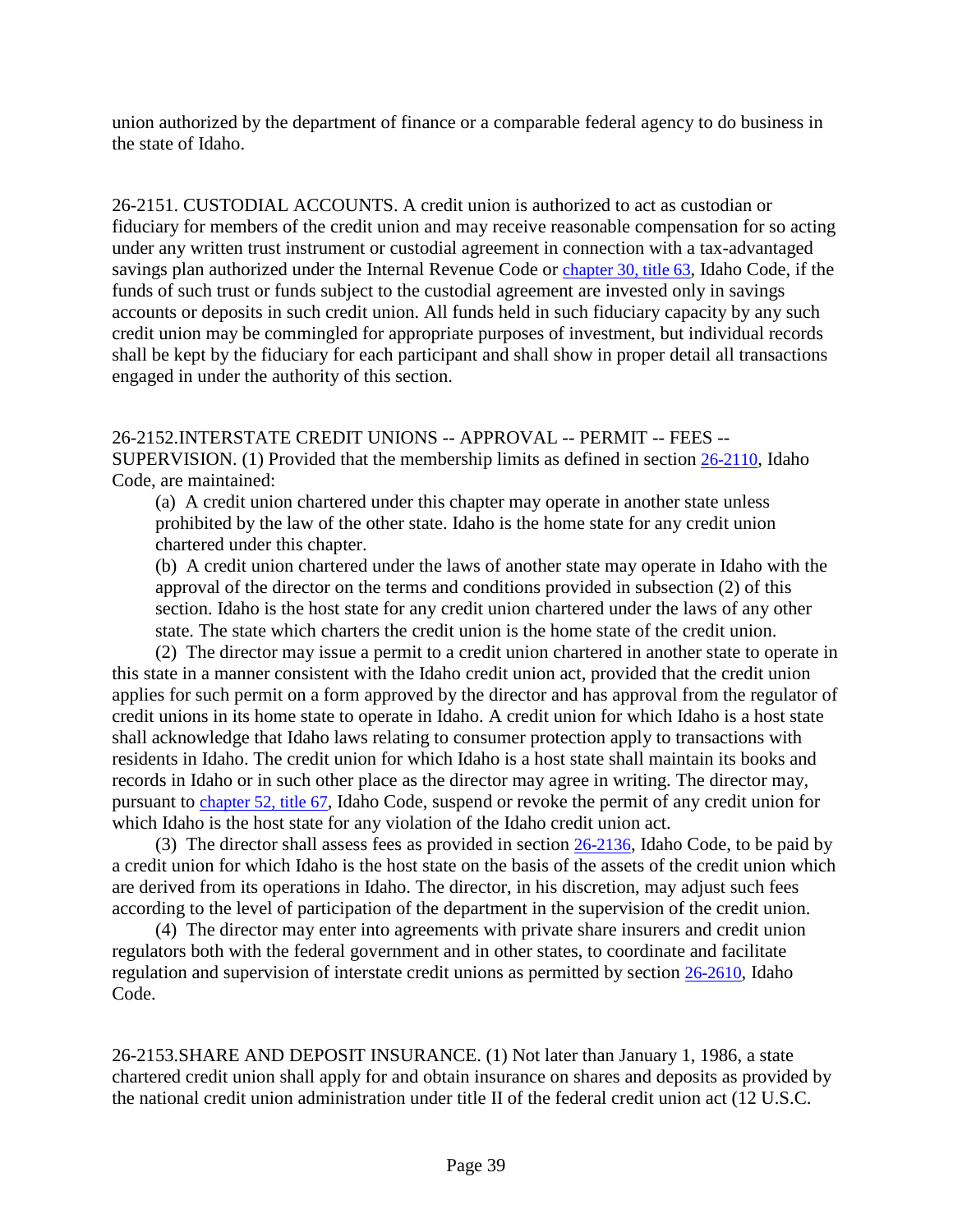union authorized by the department of finance or a comparable federal agency to do business in the state of Idaho.

26-2151. CUSTODIAL ACCOUNTS. A credit union is authorized to act as custodian or fiduciary for members of the credit union and may receive reasonable compensation for so acting under any written trust instrument or custodial agreement in connection with a tax-advantaged savings plan authorized under the Internal Revenue Code or chapter 30, title 63, Idaho Code, if the funds of such trust or funds subject to the custodial agreement are invested only in savings accounts or deposits in such credit union. All funds held in such fiduciary capacity by any such credit union may be commingled for appropriate purposes of investment, but individual records shall be kept by the fiduciary for each participant and shall show in proper detail all transactions engaged in under the authority of this section.

26-2152.INTERSTATE CREDIT UNIONS -- APPROVAL -- PERMIT -- FEES -- SUPERVISION. (1) Provided that the membership limits as defined in section 26-2110, Idaho Code, are maintained:

(a) A credit union chartered under this chapter may operate in another state unless prohibited by the law of the other state. Idaho is the home state for any credit union chartered under this chapter.

(b) A credit union chartered under the laws of another state may operate in Idaho with the approval of the director on the terms and conditions provided in subsection (2) of this section. Idaho is the host state for any credit union chartered under the laws of any other state. The state which charters the credit union is the home state of the credit union.

(2) The director may issue a permit to a credit union chartered in another state to operate in this state in a manner consistent with the Idaho credit union act, provided that the credit union applies for such permit on a form approved by the director and has approval from the regulator of credit unions in its home state to operate in Idaho. A credit union for which Idaho is a host state shall acknowledge that Idaho laws relating to consumer protection apply to transactions with residents in Idaho. The credit union for which Idaho is a host state shall maintain its books and records in Idaho or in such other place as the director may agree in writing. The director may, pursuant to chapter 52, title 67, Idaho Code, suspend or revoke the permit of any credit union for which Idaho is the host state for any violation of the Idaho credit union act.

(3) The director shall assess fees as provided in section 26-2136, Idaho Code, to be paid by a credit union for which Idaho is the host state on the basis of the assets of the credit union which are derived from its operations in Idaho. The director, in his discretion, may adjust such fees according to the level of participation of the department in the supervision of the credit union.

(4) The director may enter into agreements with private share insurers and credit union regulators both with the federal government and in other states, to coordinate and facilitate regulation and supervision of interstate credit unions as permitted by section 26-2610, Idaho Code.

26-2153.SHARE AND DEPOSIT INSURANCE. (1) Not later than January 1, 1986, a state chartered credit union shall apply for and obtain insurance on shares and deposits as provided by the national credit union administration under title II of the federal credit union act (12 U.S.C.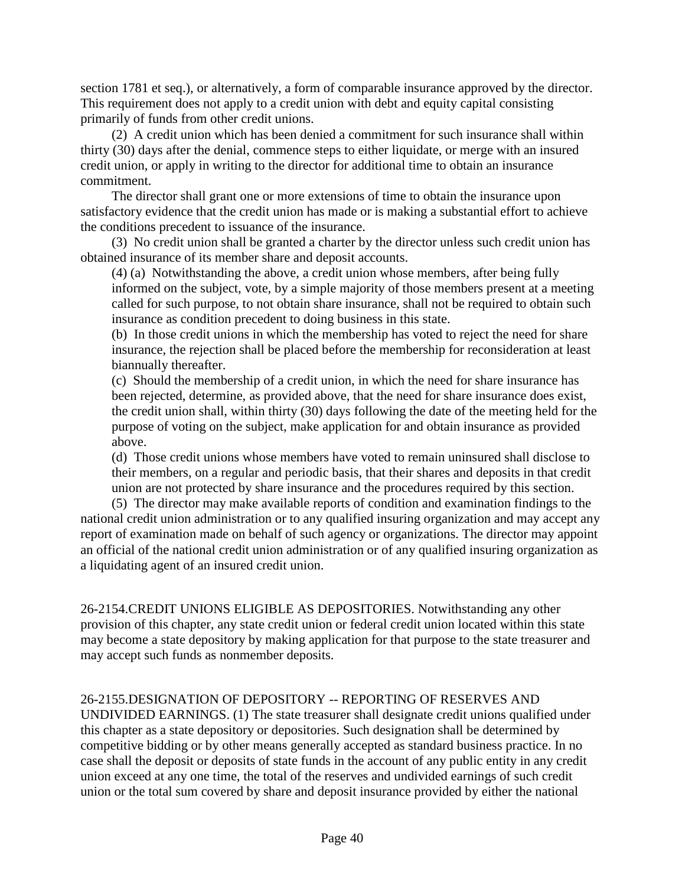section 1781 et seq.), or alternatively, a form of comparable insurance approved by the director. This requirement does not apply to a credit union with debt and equity capital consisting primarily of funds from other credit unions.

(2) A credit union which has been denied a commitment for such insurance shall within thirty (30) days after the denial, commence steps to either liquidate, or merge with an insured credit union, or apply in writing to the director for additional time to obtain an insurance commitment.

The director shall grant one or more extensions of time to obtain the insurance upon satisfactory evidence that the credit union has made or is making a substantial effort to achieve the conditions precedent to issuance of the insurance.

(3) No credit union shall be granted a charter by the director unless such credit union has obtained insurance of its member share and deposit accounts.

(4) (a) Notwithstanding the above, a credit union whose members, after being fully informed on the subject, vote, by a simple majority of those members present at a meeting called for such purpose, to not obtain share insurance, shall not be required to obtain such insurance as condition precedent to doing business in this state.

(b) In those credit unions in which the membership has voted to reject the need for share insurance, the rejection shall be placed before the membership for reconsideration at least biannually thereafter.

(c) Should the membership of a credit union, in which the need for share insurance has been rejected, determine, as provided above, that the need for share insurance does exist, the credit union shall, within thirty (30) days following the date of the meeting held for the purpose of voting on the subject, make application for and obtain insurance as provided above.

(d) Those credit unions whose members have voted to remain uninsured shall disclose to their members, on a regular and periodic basis, that their shares and deposits in that credit union are not protected by share insurance and the procedures required by this section.

(5) The director may make available reports of condition and examination findings to the national credit union administration or to any qualified insuring organization and may accept any report of examination made on behalf of such agency or organizations. The director may appoint an official of the national credit union administration or of any qualified insuring organization as a liquidating agent of an insured credit union.

26-2154.CREDIT UNIONS ELIGIBLE AS DEPOSITORIES. Notwithstanding any other provision of this chapter, any state credit union or federal credit union located within this state may become a state depository by making application for that purpose to the state treasurer and may accept such funds as nonmember deposits.

26-2155.DESIGNATION OF DEPOSITORY -- REPORTING OF RESERVES AND UNDIVIDED EARNINGS. (1) The state treasurer shall designate credit unions qualified under this chapter as a state depository or depositories. Such designation shall be determined by competitive bidding or by other means generally accepted as standard business practice. In no case shall the deposit or deposits of state funds in the account of any public entity in any credit union exceed at any one time, the total of the reserves and undivided earnings of such credit union or the total sum covered by share and deposit insurance provided by either the national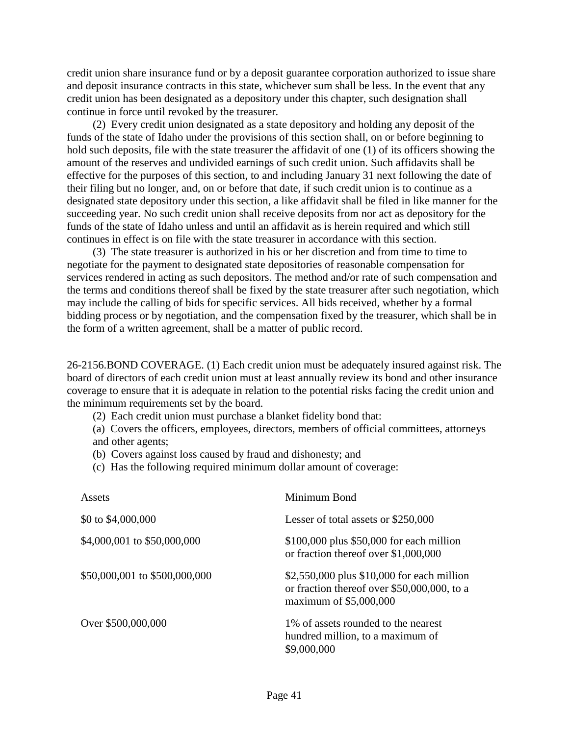credit union share insurance fund or by a deposit guarantee corporation authorized to issue share and deposit insurance contracts in this state, whichever sum shall be less. In the event that any credit union has been designated as a depository under this chapter, such designation shall continue in force until revoked by the treasurer.

(2) Every credit union designated as a state depository and holding any deposit of the funds of the state of Idaho under the provisions of this section shall, on or before beginning to hold such deposits, file with the state treasurer the affidavit of one (1) of its officers showing the amount of the reserves and undivided earnings of such credit union. Such affidavits shall be effective for the purposes of this section, to and including January 31 next following the date of their filing but no longer, and, on or before that date, if such credit union is to continue as a designated state depository under this section, a like affidavit shall be filed in like manner for the succeeding year. No such credit union shall receive deposits from nor act as depository for the funds of the state of Idaho unless and until an affidavit as is herein required and which still continues in effect is on file with the state treasurer in accordance with this section.

(3) The state treasurer is authorized in his or her discretion and from time to time to negotiate for the payment to designated state depositories of reasonable compensation for services rendered in acting as such depositors. The method and/or rate of such compensation and the terms and conditions thereof shall be fixed by the state treasurer after such negotiation, which may include the calling of bids for specific services. All bids received, whether by a formal bidding process or by negotiation, and the compensation fixed by the treasurer, which shall be in the form of a written agreement, shall be a matter of public record.

26-2156.BOND COVERAGE. (1) Each credit union must be adequately insured against risk. The board of directors of each credit union must at least annually review its bond and other insurance coverage to ensure that it is adequate in relation to the potential risks facing the credit union and the minimum requirements set by the board.

(2) Each credit union must purchase a blanket fidelity bond that:

(a) Covers the officers, employees, directors, members of official committees, attorneys and other agents;

(b) Covers against loss caused by fraud and dishonesty; and

(c) Has the following required minimum dollar amount of coverage:

| Assets | Minimum Bond |
|---|---|
| \$0 to \$4,000,000 | Lesser of total assets or \$250,000 |
| \$4,000,001 to \$50,000,000 | \$100,000 plus \$50,000 for each million or fraction thereof over \$1,000,000 |
| \$50,000,001 to \$500,000,000 | \$2,550,000 plus \$10,000 for each million or fraction thereof over \$50,000,000, to a maximum of \$5,000,000 |
| Over \$500,000,000 | 1% of assets rounded to the nearest hundred million, to a maximum of \$9,000,000 |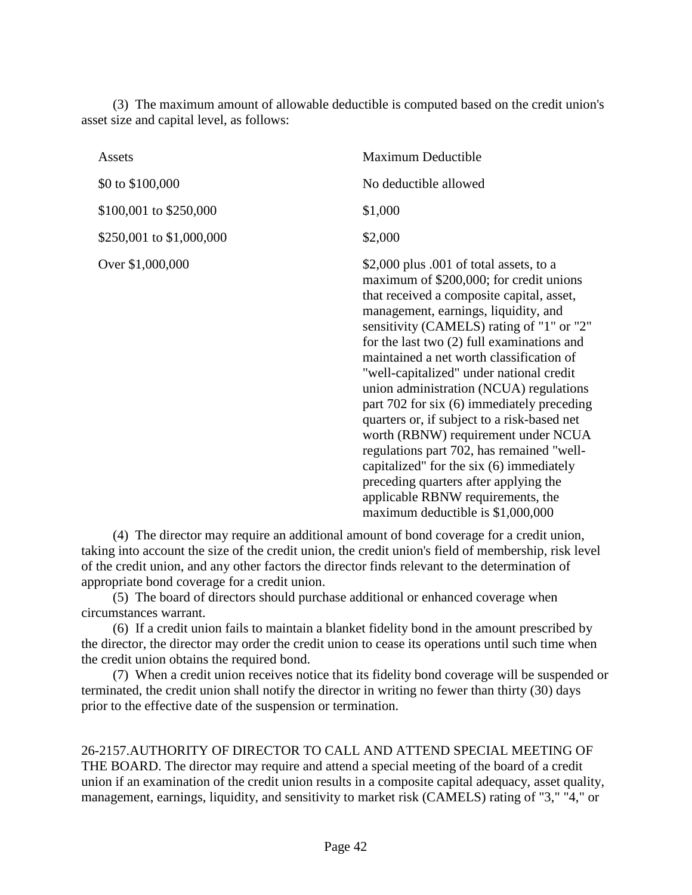(3) The maximum amount of allowable deductible is computed based on the credit union's asset size and capital level, as follows:

| Assets | Maximum Deductible |
|---|---|
| $0 to $100,000 | No deductible allowed |
| $100,001 to $250,000 | $1,000 |
| $250,001 to $1,000,000 | $2,000 |
| Over $1,000,000 | $2,000 plus .001 of total assets, to a maximum of $200,000; for credit unions that received a composite capital, asset, management, earnings, liquidity, and sensitivity (CAMELS) rating of "1" or "2" for the last two (2) full examinations and maintained a net worth classification of "well-capitalized" under national credit union administration (NCUA) regulations part 702 for six (6) immediately preceding quarters or, if subject to a risk-based net worth (RBNW) requirement under NCUA regulations part 702, has remained "well-capitalized" for the six (6) immediately preceding quarters after applying the applicable RBNW requirements, the maximum deductible is $1,000,000 |

(4) The director may require an additional amount of bond coverage for a credit union, taking into account the size of the credit union, the credit union's field of membership, risk level of the credit union, and any other factors the director finds relevant to the determination of appropriate bond coverage for a credit union.

(5) The board of directors should purchase additional or enhanced coverage when circumstances warrant.

(6) If a credit union fails to maintain a blanket fidelity bond in the amount prescribed by the director, the director may order the credit union to cease its operations until such time when the credit union obtains the required bond.

(7) When a credit union receives notice that its fidelity bond coverage will be suspended or terminated, the credit union shall notify the director in writing no fewer than thirty (30) days prior to the effective date of the suspension or termination.

26-2157.AUTHORITY OF DIRECTOR TO CALL AND ATTEND SPECIAL MEETING OF THE BOARD. The director may require and attend a special meeting of the board of a credit union if an examination of the credit union results in a composite capital adequacy, asset quality, management, earnings, liquidity, and sensitivity to market risk (CAMELS) rating of "3," "4," or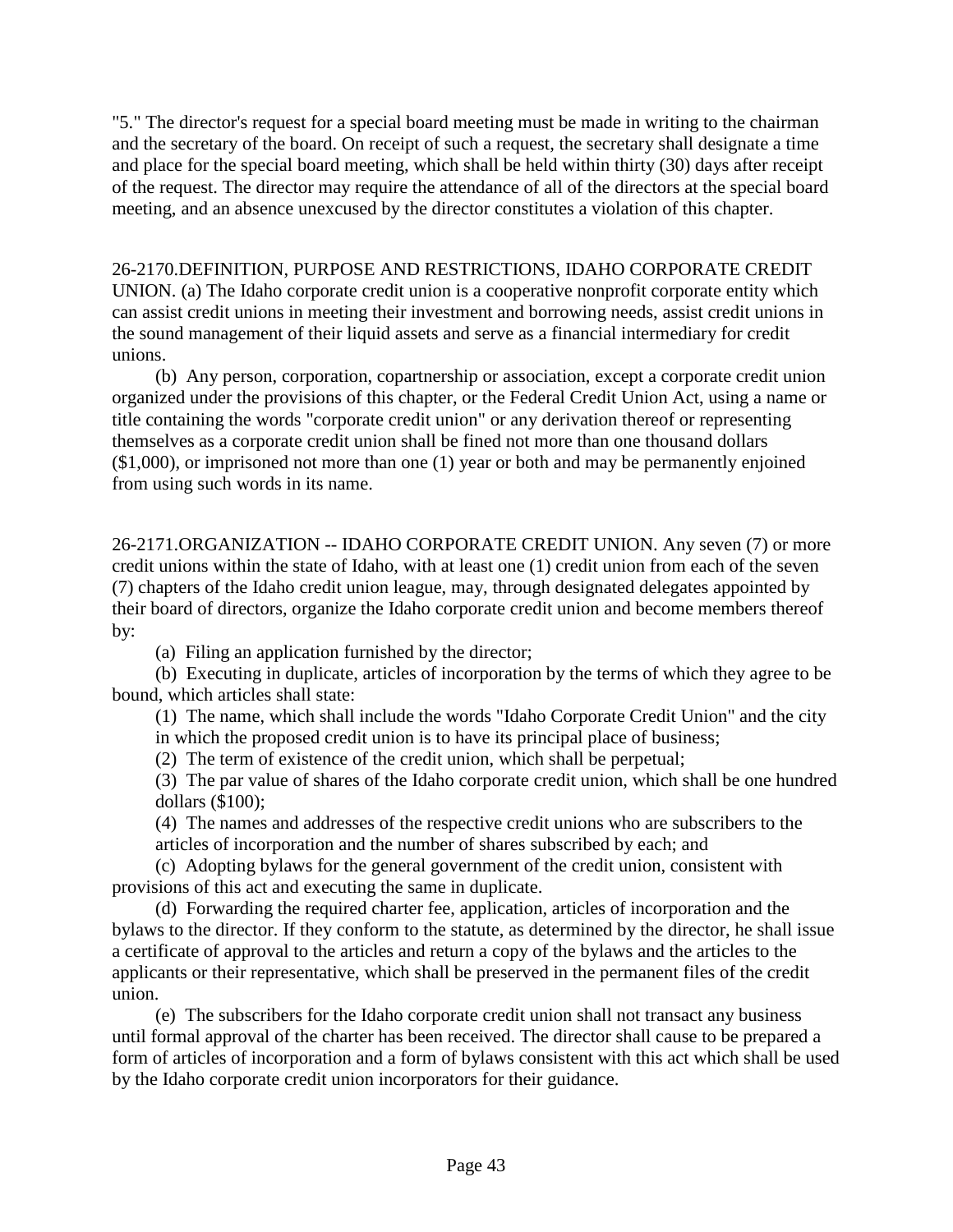"5." The director's request for a special board meeting must be made in writing to the chairman and the secretary of the board. On receipt of such a request, the secretary shall designate a time and place for the special board meeting, which shall be held within thirty (30) days after receipt of the request. The director may require the attendance of all of the directors at the special board meeting, and an absence unexcused by the director constitutes a violation of this chapter.

26-2170.DEFINITION, PURPOSE AND RESTRICTIONS, IDAHO CORPORATE CREDIT UNION. (a) The Idaho corporate credit union is a cooperative nonprofit corporate entity which can assist credit unions in meeting their investment and borrowing needs, assist credit unions in the sound management of their liquid assets and serve as a financial intermediary for credit unions.

(b) Any person, corporation, copartnership or association, except a corporate credit union organized under the provisions of this chapter, or the Federal Credit Union Act, using a name or title containing the words "corporate credit union" or any derivation thereof or representing themselves as a corporate credit union shall be fined not more than one thousand dollars ($1,000), or imprisoned not more than one (1) year or both and may be permanently enjoined from using such words in its name.

26-2171.ORGANIZATION -- IDAHO CORPORATE CREDIT UNION. Any seven (7) or more credit unions within the state of Idaho, with at least one (1) credit union from each of the seven (7) chapters of the Idaho credit union league, may, through designated delegates appointed by their board of directors, organize the Idaho corporate credit union and become members thereof by:

(a) Filing an application furnished by the director;

(b) Executing in duplicate, articles of incorporation by the terms of which they agree to be bound, which articles shall state:

(1) The name, which shall include the words "Idaho Corporate Credit Union" and the city in which the proposed credit union is to have its principal place of business;

(2) The term of existence of the credit union, which shall be perpetual;

(3) The par value of shares of the Idaho corporate credit union, which shall be one hundred dollars ($100);

(4) The names and addresses of the respective credit unions who are subscribers to the articles of incorporation and the number of shares subscribed by each; and

(c) Adopting bylaws for the general government of the credit union, consistent with provisions of this act and executing the same in duplicate.

(d) Forwarding the required charter fee, application, articles of incorporation and the bylaws to the director. If they conform to the statute, as determined by the director, he shall issue a certificate of approval to the articles and return a copy of the bylaws and the articles to the applicants or their representative, which shall be preserved in the permanent files of the credit union.

(e) The subscribers for the Idaho corporate credit union shall not transact any business until formal approval of the charter has been received. The director shall cause to be prepared a form of articles of incorporation and a form of bylaws consistent with this act which shall be used by the Idaho corporate credit union incorporators for their guidance.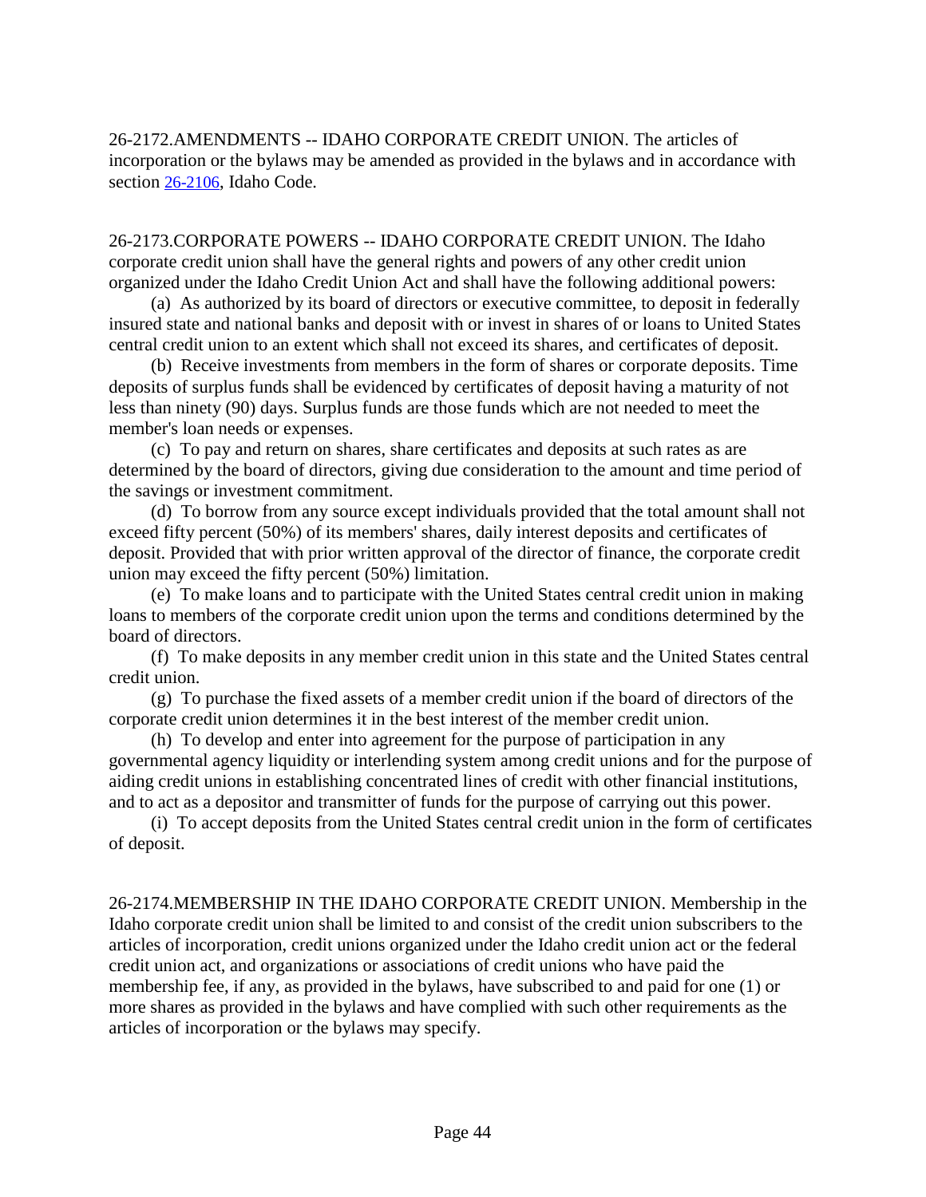26-2172.AMENDMENTS -- IDAHO CORPORATE CREDIT UNION. The articles of incorporation or the bylaws may be amended as provided in the bylaws and in accordance with section 26-2106, Idaho Code.

26-2173.CORPORATE POWERS -- IDAHO CORPORATE CREDIT UNION. The Idaho corporate credit union shall have the general rights and powers of any other credit union organized under the Idaho Credit Union Act and shall have the following additional powers:

(a) As authorized by its board of directors or executive committee, to deposit in federally insured state and national banks and deposit with or invest in shares of or loans to United States central credit union to an extent which shall not exceed its shares, and certificates of deposit.

(b) Receive investments from members in the form of shares or corporate deposits. Time deposits of surplus funds shall be evidenced by certificates of deposit having a maturity of not less than ninety (90) days. Surplus funds are those funds which are not needed to meet the member's loan needs or expenses.

(c) To pay and return on shares, share certificates and deposits at such rates as are determined by the board of directors, giving due consideration to the amount and time period of the savings or investment commitment.

(d) To borrow from any source except individuals provided that the total amount shall not exceed fifty percent (50%) of its members' shares, daily interest deposits and certificates of deposit. Provided that with prior written approval of the director of finance, the corporate credit union may exceed the fifty percent (50%) limitation.

(e) To make loans and to participate with the United States central credit union in making loans to members of the corporate credit union upon the terms and conditions determined by the board of directors.

(f) To make deposits in any member credit union in this state and the United States central credit union.

(g) To purchase the fixed assets of a member credit union if the board of directors of the corporate credit union determines it in the best interest of the member credit union.

(h) To develop and enter into agreement for the purpose of participation in any governmental agency liquidity or interlending system among credit unions and for the purpose of aiding credit unions in establishing concentrated lines of credit with other financial institutions, and to act as a depositor and transmitter of funds for the purpose of carrying out this power.

(i) To accept deposits from the United States central credit union in the form of certificates of deposit.

26-2174.MEMBERSHIP IN THE IDAHO CORPORATE CREDIT UNION. Membership in the Idaho corporate credit union shall be limited to and consist of the credit union subscribers to the articles of incorporation, credit unions organized under the Idaho credit union act or the federal credit union act, and organizations or associations of credit unions who have paid the membership fee, if any, as provided in the bylaws, have subscribed to and paid for one (1) or more shares as provided in the bylaws and have complied with such other requirements as the articles of incorporation or the bylaws may specify.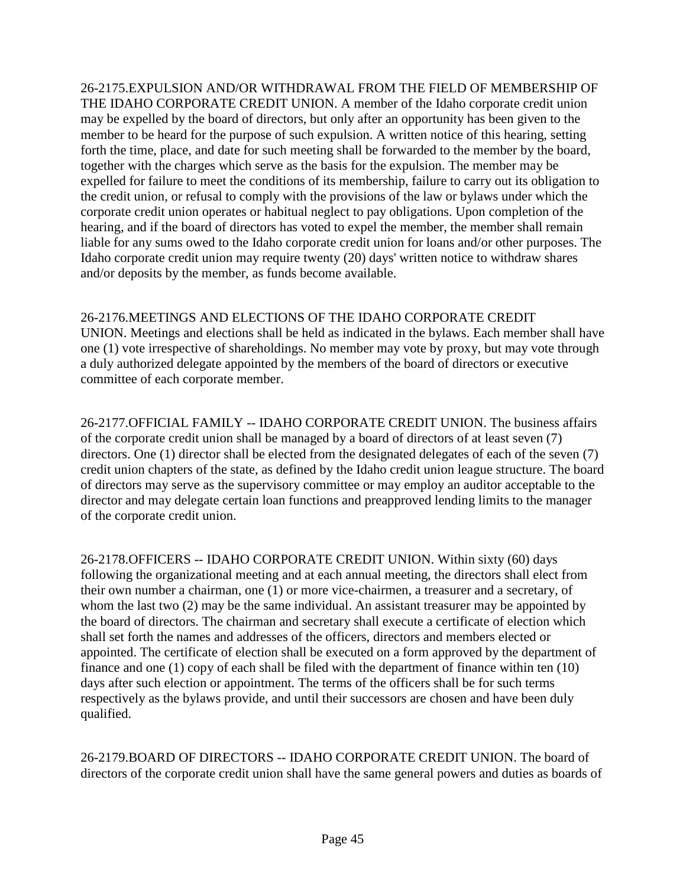26-2175.EXPULSION AND/OR WITHDRAWAL FROM THE FIELD OF MEMBERSHIP OF THE IDAHO CORPORATE CREDIT UNION. A member of the Idaho corporate credit union may be expelled by the board of directors, but only after an opportunity has been given to the member to be heard for the purpose of such expulsion. A written notice of this hearing, setting forth the time, place, and date for such meeting shall be forwarded to the member by the board, together with the charges which serve as the basis for the expulsion. The member may be expelled for failure to meet the conditions of its membership, failure to carry out its obligation to the credit union, or refusal to comply with the provisions of the law or bylaws under which the corporate credit union operates or habitual neglect to pay obligations. Upon completion of the hearing, and if the board of directors has voted to expel the member, the member shall remain liable for any sums owed to the Idaho corporate credit union for loans and/or other purposes. The Idaho corporate credit union may require twenty (20) days' written notice to withdraw shares and/or deposits by the member, as funds become available.

26-2176.MEETINGS AND ELECTIONS OF THE IDAHO CORPORATE CREDIT UNION. Meetings and elections shall be held as indicated in the bylaws. Each member shall have one (1) vote irrespective of shareholdings. No member may vote by proxy, but may vote through a duly authorized delegate appointed by the members of the board of directors or executive committee of each corporate member.

26-2177.OFFICIAL FAMILY -- IDAHO CORPORATE CREDIT UNION. The business affairs of the corporate credit union shall be managed by a board of directors of at least seven (7) directors. One (1) director shall be elected from the designated delegates of each of the seven (7) credit union chapters of the state, as defined by the Idaho credit union league structure. The board of directors may serve as the supervisory committee or may employ an auditor acceptable to the director and may delegate certain loan functions and preapproved lending limits to the manager of the corporate credit union.

26-2178.OFFICERS -- IDAHO CORPORATE CREDIT UNION. Within sixty (60) days following the organizational meeting and at each annual meeting, the directors shall elect from their own number a chairman, one (1) or more vice-chairmen, a treasurer and a secretary, of whom the last two (2) may be the same individual. An assistant treasurer may be appointed by the board of directors. The chairman and secretary shall execute a certificate of election which shall set forth the names and addresses of the officers, directors and members elected or appointed. The certificate of election shall be executed on a form approved by the department of finance and one (1) copy of each shall be filed with the department of finance within ten (10) days after such election or appointment. The terms of the officers shall be for such terms respectively as the bylaws provide, and until their successors are chosen and have been duly qualified.

26-2179.BOARD OF DIRECTORS -- IDAHO CORPORATE CREDIT UNION. The board of directors of the corporate credit union shall have the same general powers and duties as boards of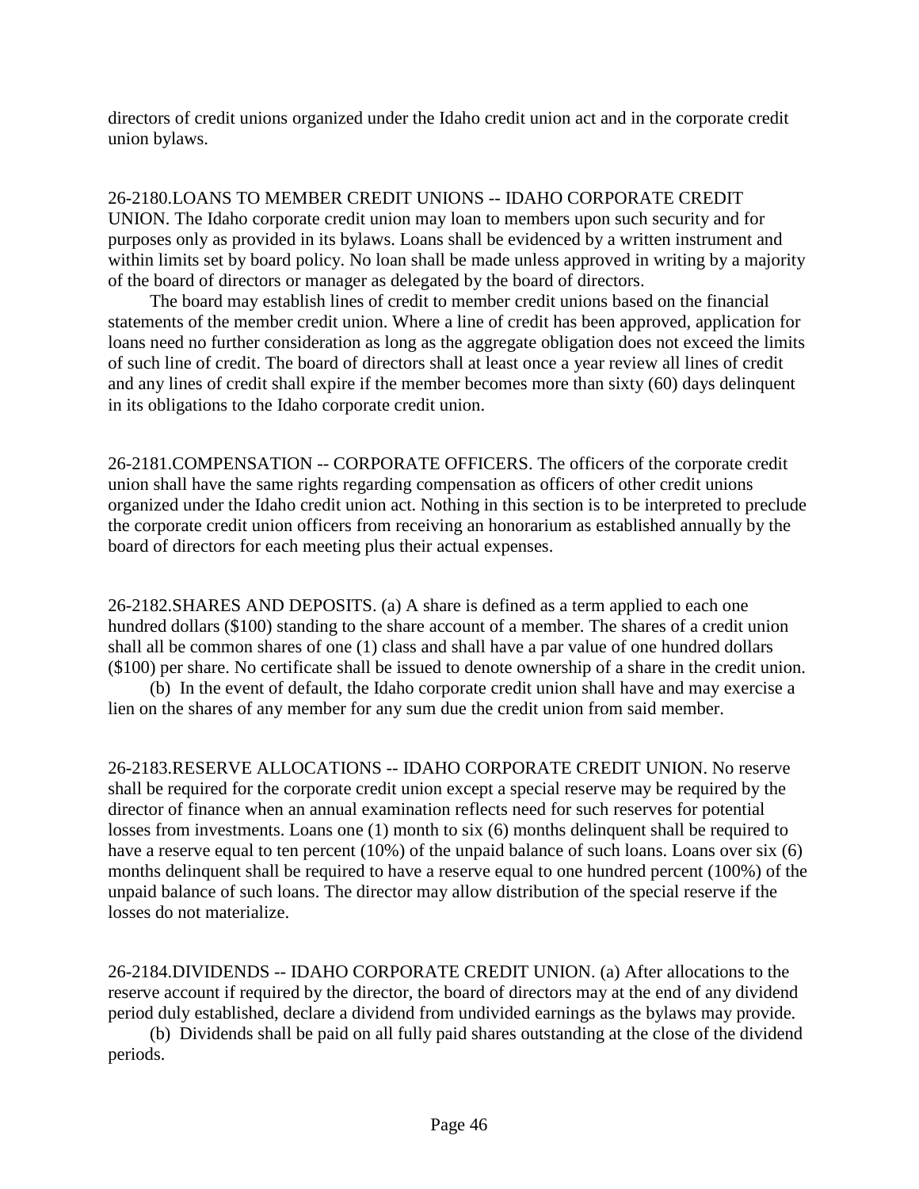directors of credit unions organized under the Idaho credit union act and in the corporate credit union bylaws.

26-2180.LOANS TO MEMBER CREDIT UNIONS -- IDAHO CORPORATE CREDIT UNION. The Idaho corporate credit union may loan to members upon such security and for purposes only as provided in its bylaws. Loans shall be evidenced by a written instrument and within limits set by board policy. No loan shall be made unless approved in writing by a majority of the board of directors or manager as delegated by the board of directors.

The board may establish lines of credit to member credit unions based on the financial statements of the member credit union. Where a line of credit has been approved, application for loans need no further consideration as long as the aggregate obligation does not exceed the limits of such line of credit. The board of directors shall at least once a year review all lines of credit and any lines of credit shall expire if the member becomes more than sixty (60) days delinquent in its obligations to the Idaho corporate credit union.

26-2181.COMPENSATION -- CORPORATE OFFICERS. The officers of the corporate credit union shall have the same rights regarding compensation as officers of other credit unions organized under the Idaho credit union act. Nothing in this section is to be interpreted to preclude the corporate credit union officers from receiving an honorarium as established annually by the board of directors for each meeting plus their actual expenses.

26-2182.SHARES AND DEPOSITS. (a) A share is defined as a term applied to each one hundred dollars ($100) standing to the share account of a member. The shares of a credit union shall all be common shares of one (1) class and shall have a par value of one hundred dollars ($100) per share. No certificate shall be issued to denote ownership of a share in the credit union.

(b) In the event of default, the Idaho corporate credit union shall have and may exercise a lien on the shares of any member for any sum due the credit union from said member.

26-2183.RESERVE ALLOCATIONS -- IDAHO CORPORATE CREDIT UNION. No reserve shall be required for the corporate credit union except a special reserve may be required by the director of finance when an annual examination reflects need for such reserves for potential losses from investments. Loans one (1) month to six (6) months delinquent shall be required to have a reserve equal to ten percent (10%) of the unpaid balance of such loans. Loans over six (6) months delinquent shall be required to have a reserve equal to one hundred percent (100%) of the unpaid balance of such loans. The director may allow distribution of the special reserve if the losses do not materialize.

26-2184.DIVIDENDS -- IDAHO CORPORATE CREDIT UNION. (a) After allocations to the reserve account if required by the director, the board of directors may at the end of any dividend period duly established, declare a dividend from undivided earnings as the bylaws may provide.

(b) Dividends shall be paid on all fully paid shares outstanding at the close of the dividend periods.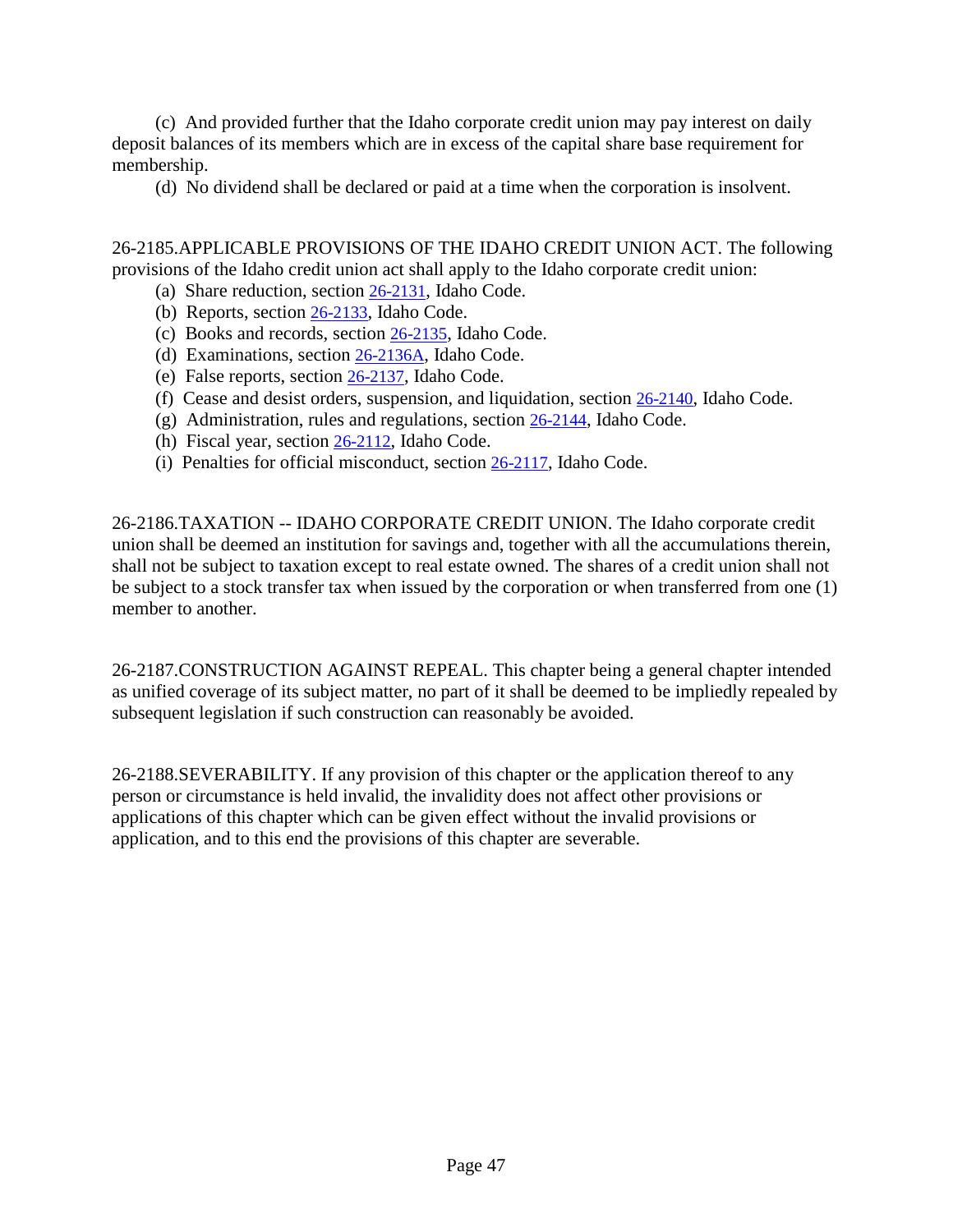(c) And provided further that the Idaho corporate credit union may pay interest on daily deposit balances of its members which are in excess of the capital share base requirement for membership.

(d) No dividend shall be declared or paid at a time when the corporation is insolvent.

26-2185.APPLICABLE PROVISIONS OF THE IDAHO CREDIT UNION ACT. The following provisions of the Idaho credit union act shall apply to the Idaho corporate credit union:

(a) Share reduction, section 26-2131, Idaho Code.
(b) Reports, section 26-2133, Idaho Code.
(c) Books and records, section 26-2135, Idaho Code.
(d) Examinations, section 26-2136A, Idaho Code.
(e) False reports, section 26-2137, Idaho Code.
(f) Cease and desist orders, suspension, and liquidation, section 26-2140, Idaho Code.
(g) Administration, rules and regulations, section 26-2144, Idaho Code.
(h) Fiscal year, section 26-2112, Idaho Code.
(i) Penalties for official misconduct, section 26-2117, Idaho Code.

26-2186.TAXATION -- IDAHO CORPORATE CREDIT UNION. The Idaho corporate credit union shall be deemed an institution for savings and, together with all the accumulations therein, shall not be subject to taxation except to real estate owned. The shares of a credit union shall not be subject to a stock transfer tax when issued by the corporation or when transferred from one (1) member to another.

26-2187.CONSTRUCTION AGAINST REPEAL. This chapter being a general chapter intended as unified coverage of its subject matter, no part of it shall be deemed to be impliedly repealed by subsequent legislation if such construction can reasonably be avoided.

26-2188.SEVERABILITY. If any provision of this chapter or the application thereof to any person or circumstance is held invalid, the invalidity does not affect other provisions or applications of this chapter which can be given effect without the invalid provisions or application, and to this end the provisions of this chapter are severable.